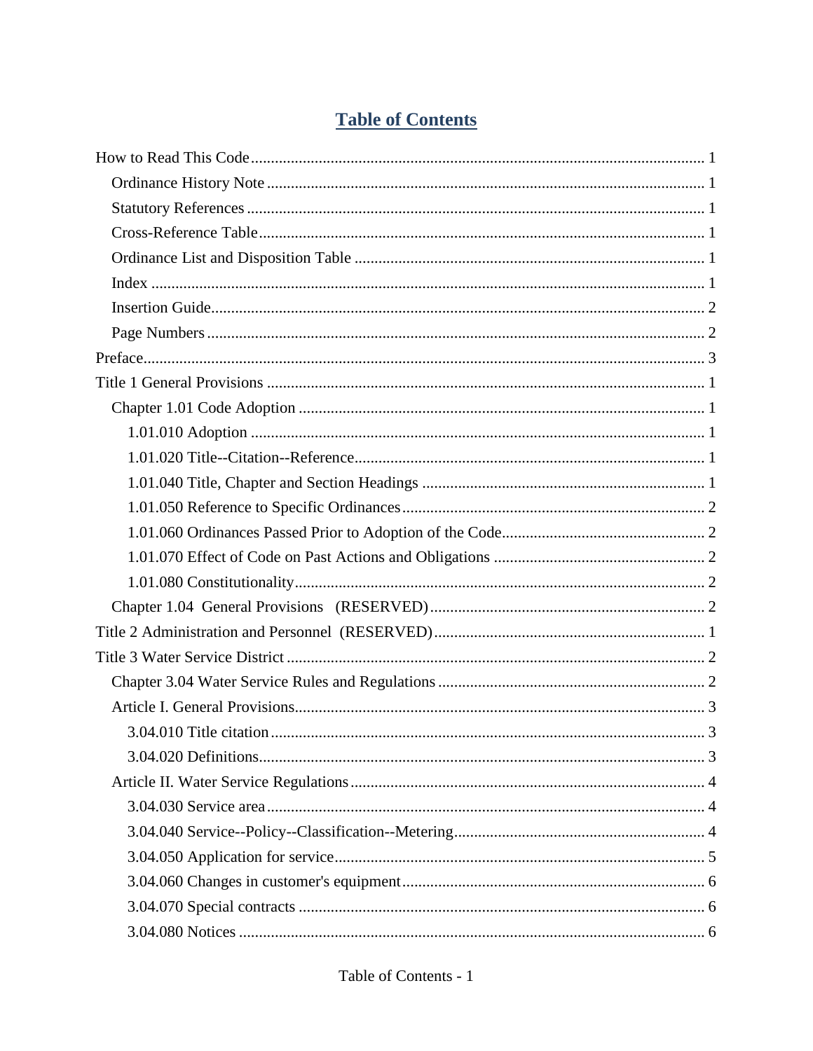# Table of Contents

How to Read This Code ........ 1
- Ordinance History Note ........ 1
- Statutory References ........ 1
- Cross-Reference Table ........ 1
- Ordinance List and Disposition Table ........ 1
- Index ........ 1
- Insertion Guide ........ 2
- Page Numbers ........ 2

Preface ........ 3

Title 1 General Provisions ........ 1
- Chapter 1.01 Code Adoption ........ 1
  - 1.01.010 Adoption ........ 1
  - 1.01.020 Title--Citation--Reference ........ 1
  - 1.01.040 Title, Chapter and Section Headings ........ 1
  - 1.01.050 Reference to Specific Ordinances ........ 2
  - 1.01.060 Ordinances Passed Prior to Adoption of the Code ........ 2
  - 1.01.070 Effect of Code on Past Actions and Obligations ........ 2
  - 1.01.080 Constitutionality ........ 2
- Chapter 1.04 General Provisions (RESERVED) ........ 2

Title 2 Administration and Personnel (RESERVED) ........ 1

Title 3 Water Service District ........ 2
- Chapter 3.04 Water Service Rules and Regulations ........ 2
- Article I. General Provisions ........ 3
  - 3.04.010 Title citation ........ 3
  - 3.04.020 Definitions ........ 3
- Article II. Water Service Regulations ........ 4
  - 3.04.030 Service area ........ 4
  - 3.04.040 Service--Policy--Classification--Metering ........ 4
  - 3.04.050 Application for service ........ 5
  - 3.04.060 Changes in customer's equipment ........ 6
  - 3.04.070 Special contracts ........ 6
  - 3.04.080 Notices ........ 6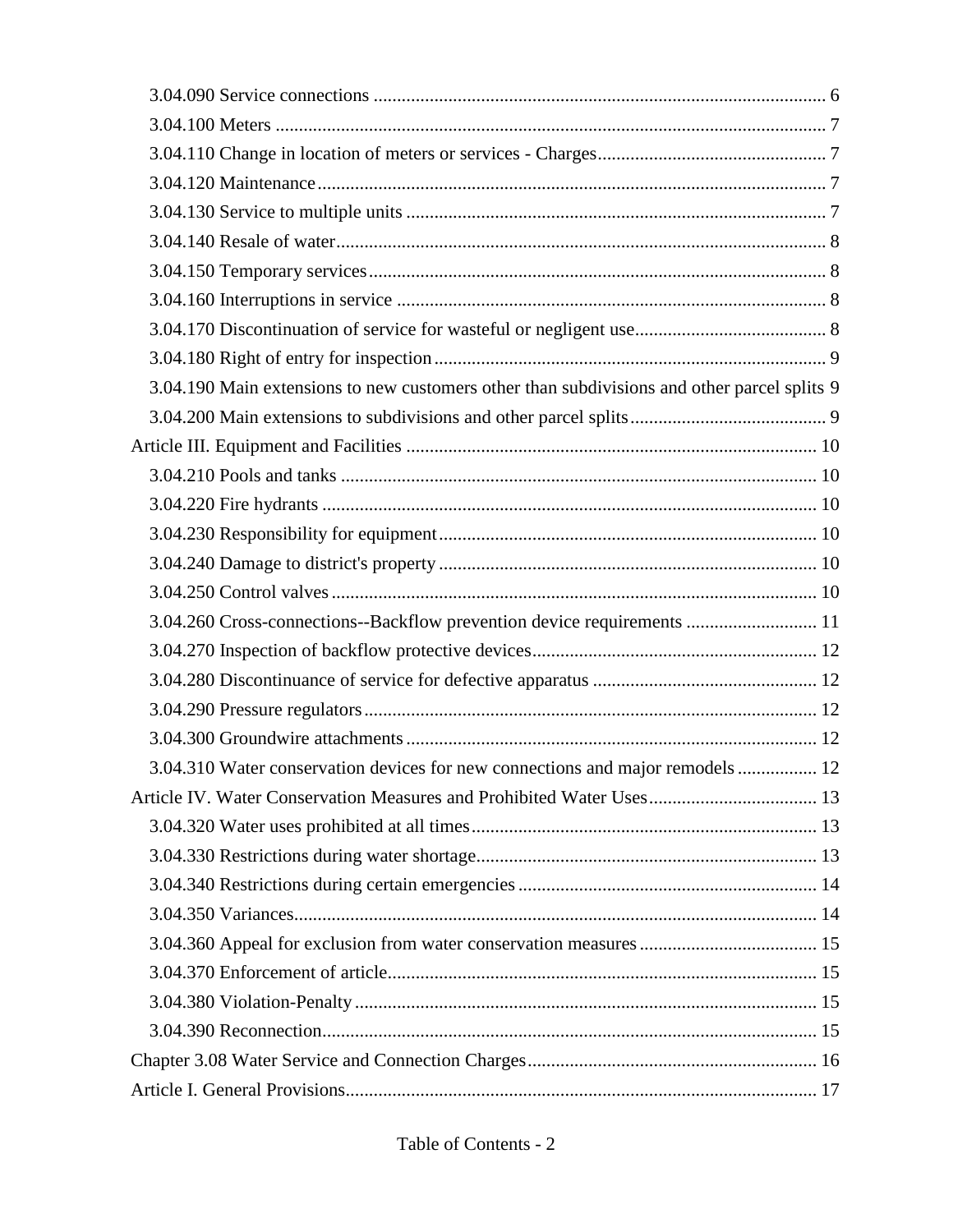3.04.090 Service connections ................................................................................................ 6
3.04.100 Meters ..................................................................................................................... 7
3.04.110 Change in location of meters or services - Charges................................................ 7
3.04.120 Maintenance............................................................................................................ 7
3.04.130 Service to multiple units ......................................................................................... 7
3.04.140 Resale of water........................................................................................................ 8
3.04.150 Temporary services................................................................................................. 8
3.04.160 Interruptions in service ........................................................................................... 8
3.04.170 Discontinuation of service for wasteful or negligent use......................................... 8
3.04.180 Right of entry for inspection ................................................................................... 9
3.04.190 Main extensions to new customers other than subdivisions and other parcel splits 9
3.04.200 Main extensions to subdivisions and other parcel splits.......................................... 9

Article III. Equipment and Facilities ....................................................................................... 10
3.04.210 Pools and tanks ...................................................................................................... 10
3.04.220 Fire hydrants ......................................................................................................... 10
3.04.230 Responsibility for equipment................................................................................ 10
3.04.240 Damage to district's property ................................................................................ 10
3.04.250 Control valves ....................................................................................................... 10
3.04.260 Cross-connections--Backflow prevention device requirements ............................ 11
3.04.270 Inspection of backflow protective devices............................................................. 12
3.04.280 Discontinuance of service for defective apparatus ................................................ 12
3.04.290 Pressure regulators................................................................................................ 12
3.04.300 Groundwire attachments ....................................................................................... 12
3.04.310 Water conservation devices for new connections and major remodels ................. 12

Article IV. Water Conservation Measures and Prohibited Water Uses.................................... 13
3.04.320 Water uses prohibited at all times.......................................................................... 13
3.04.330 Restrictions during water shortage......................................................................... 13
3.04.340 Restrictions during certain emergencies ................................................................ 14
3.04.350 Variances............................................................................................................... 14
3.04.360 Appeal for exclusion from water conservation measures ...................................... 15
3.04.370 Enforcement of article............................................................................................ 15
3.04.380 Violation-Penalty ................................................................................................... 15
3.04.390 Reconnection.......................................................................................................... 15

Chapter 3.08 Water Service and Connection Charges.............................................................. 16

Article I. General Provisions.................................................................................................... 17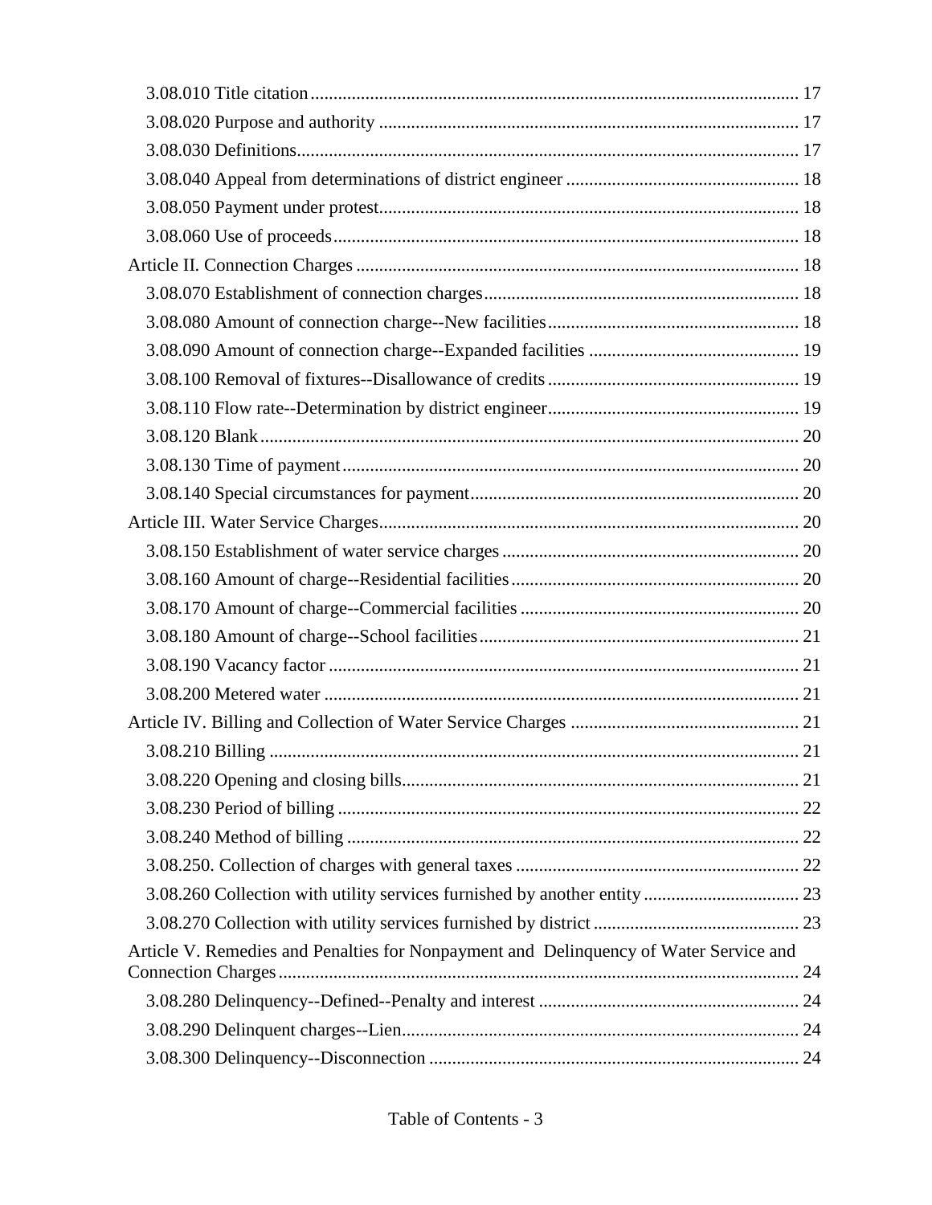3.08.010 Title citation .......... 17

3.08.020 Purpose and authority .......... 17

3.08.030 Definitions .......... 17

3.08.040 Appeal from determinations of district engineer .......... 18

3.08.050 Payment under protest .......... 18

3.08.060 Use of proceeds .......... 18

Article II. Connection Charges .......... 18

3.08.070 Establishment of connection charges .......... 18

3.08.080 Amount of connection charge--New facilities .......... 18

3.08.090 Amount of connection charge--Expanded facilities .......... 19

3.08.100 Removal of fixtures--Disallowance of credits .......... 19

3.08.110 Flow rate--Determination by district engineer .......... 19

3.08.120 Blank .......... 20

3.08.130 Time of payment .......... 20

3.08.140 Special circumstances for payment .......... 20

Article III. Water Service Charges .......... 20

3.08.150 Establishment of water service charges .......... 20

3.08.160 Amount of charge--Residential facilities .......... 20

3.08.170 Amount of charge--Commercial facilities .......... 20

3.08.180 Amount of charge--School facilities .......... 21

3.08.190 Vacancy factor .......... 21

3.08.200 Metered water .......... 21

Article IV. Billing and Collection of Water Service Charges .......... 21

3.08.210 Billing .......... 21

3.08.220 Opening and closing bills .......... 21

3.08.230 Period of billing .......... 22

3.08.240 Method of billing .......... 22

3.08.250. Collection of charges with general taxes .......... 22

3.08.260 Collection with utility services furnished by another entity .......... 23

3.08.270 Collection with utility services furnished by district .......... 23

Article V. Remedies and Penalties for Nonpayment and Delinquency of Water Service and Connection Charges .......... 24

3.08.280 Delinquency--Defined--Penalty and interest .......... 24

3.08.290 Delinquent charges--Lien .......... 24

3.08.300 Delinquency--Disconnection .......... 24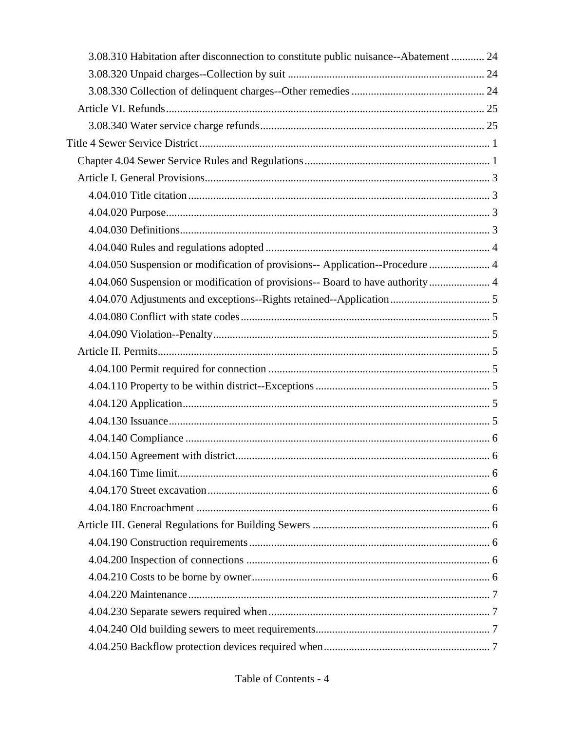3.08.310 Habitation after disconnection to constitute public nuisance--Abatement ............ 24
3.08.320 Unpaid charges--Collection by suit ....................................................................... 24
3.08.330 Collection of delinquent charges--Other remedies ................................................ 24
Article VI. Refunds................................................................................................................... 25
3.08.340 Water service charge refunds................................................................................. 25
Title 4 Sewer Service District........................................................................................................ 1
Chapter 4.04 Sewer Service Rules and Regulations................................................................... 1
Article I. General Provisions...................................................................................................... 3
4.04.010 Title citation............................................................................................................ 3
4.04.020 Purpose.................................................................................................................... 3
4.04.030 Definitions............................................................................................................... 3
4.04.040 Rules and regulations adopted ................................................................................ 4
4.04.050 Suspension or modification of provisions-- Application--Procedure ...................... 4
4.04.060 Suspension or modification of provisions-- Board to have authority...................... 4
4.04.070 Adjustments and exceptions--Rights retained--Application.................................... 5
4.04.080 Conflict with state codes.......................................................................................... 5
4.04.090 Violation--Penalty.................................................................................................... 5
Article II. Permits....................................................................................................................... 5
4.04.100 Permit required for connection ................................................................................ 5
4.04.110 Property to be within district--Exceptions............................................................... 5
4.04.120 Application.............................................................................................................. 5
4.04.130 Issuance................................................................................................................... 5
4.04.140 Compliance ............................................................................................................. 6
4.04.150 Agreement with district........................................................................................... 6
4.04.160 Time limit................................................................................................................ 6
4.04.170 Street excavation...................................................................................................... 6
4.04.180 Encroachment .......................................................................................................... 6
Article III. General Regulations for Building Sewers ................................................................ 6
4.04.190 Construction requirements....................................................................................... 6
4.04.200 Inspection of connections ........................................................................................ 6
4.04.210 Costs to be borne by owner...................................................................................... 6
4.04.220 Maintenance............................................................................................................. 7
4.04.230 Separate sewers required when................................................................................ 7
4.04.240 Old building sewers to meet requirements............................................................... 7
4.04.250 Backflow protection devices required when............................................................ 7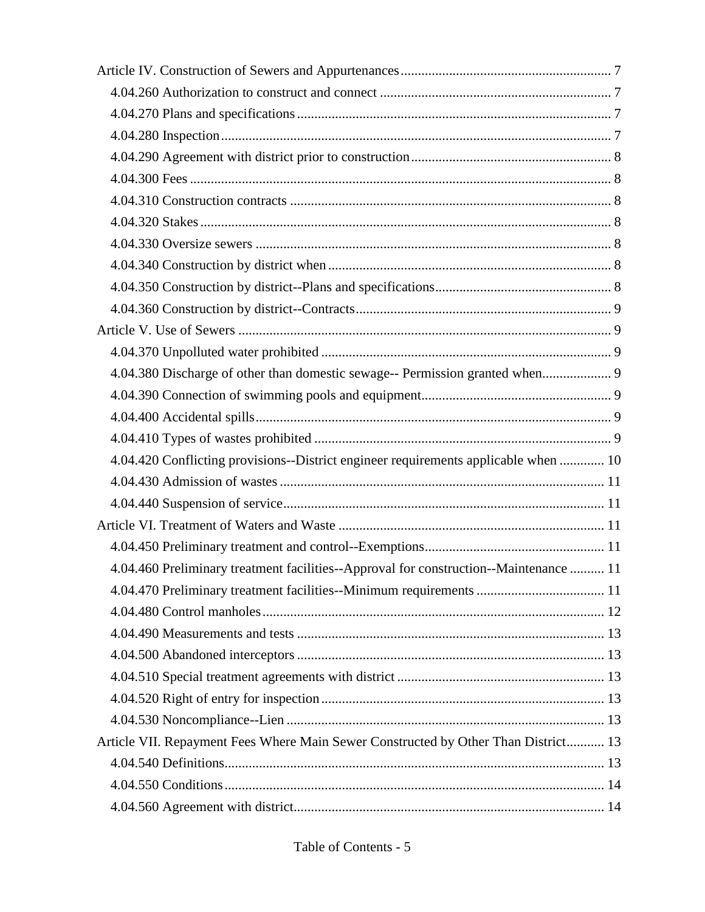Article IV. Construction of Sewers and Appurtenances ............ 7

- 4.04.260 Authorization to construct and connect ............ 7
- 4.04.270 Plans and specifications ............ 7
- 4.04.280 Inspection ............ 7
- 4.04.290 Agreement with district prior to construction ............ 8
- 4.04.300 Fees ............ 8
- 4.04.310 Construction contracts ............ 8
- 4.04.320 Stakes ............ 8
- 4.04.330 Oversize sewers ............ 8
- 4.04.340 Construction by district when ............ 8
- 4.04.350 Construction by district--Plans and specifications ............ 8
- 4.04.360 Construction by district--Contracts ............ 9

Article V. Use of Sewers ............ 9

- 4.04.370 Unpolluted water prohibited ............ 9
- 4.04.380 Discharge of other than domestic sewage-- Permission granted when ............ 9
- 4.04.390 Connection of swimming pools and equipment ............ 9
- 4.04.400 Accidental spills ............ 9
- 4.04.410 Types of wastes prohibited ............ 9
- 4.04.420 Conflicting provisions--District engineer requirements applicable when ............ 10
- 4.04.430 Admission of wastes ............ 11
- 4.04.440 Suspension of service ............ 11

Article VI. Treatment of Waters and Waste ............ 11

- 4.04.450 Preliminary treatment and control--Exemptions ............ 11
- 4.04.460 Preliminary treatment facilities--Approval for construction--Maintenance ............ 11
- 4.04.470 Preliminary treatment facilities--Minimum requirements ............ 11
- 4.04.480 Control manholes ............ 12
- 4.04.490 Measurements and tests ............ 13
- 4.04.500 Abandoned interceptors ............ 13
- 4.04.510 Special treatment agreements with district ............ 13
- 4.04.520 Right of entry for inspection ............ 13
- 4.04.530 Noncompliance--Lien ............ 13

Article VII. Repayment Fees Where Main Sewer Constructed by Other Than District ............ 13

- 4.04.540 Definitions ............ 13
- 4.04.550 Conditions ............ 14
- 4.04.560 Agreement with district ............ 14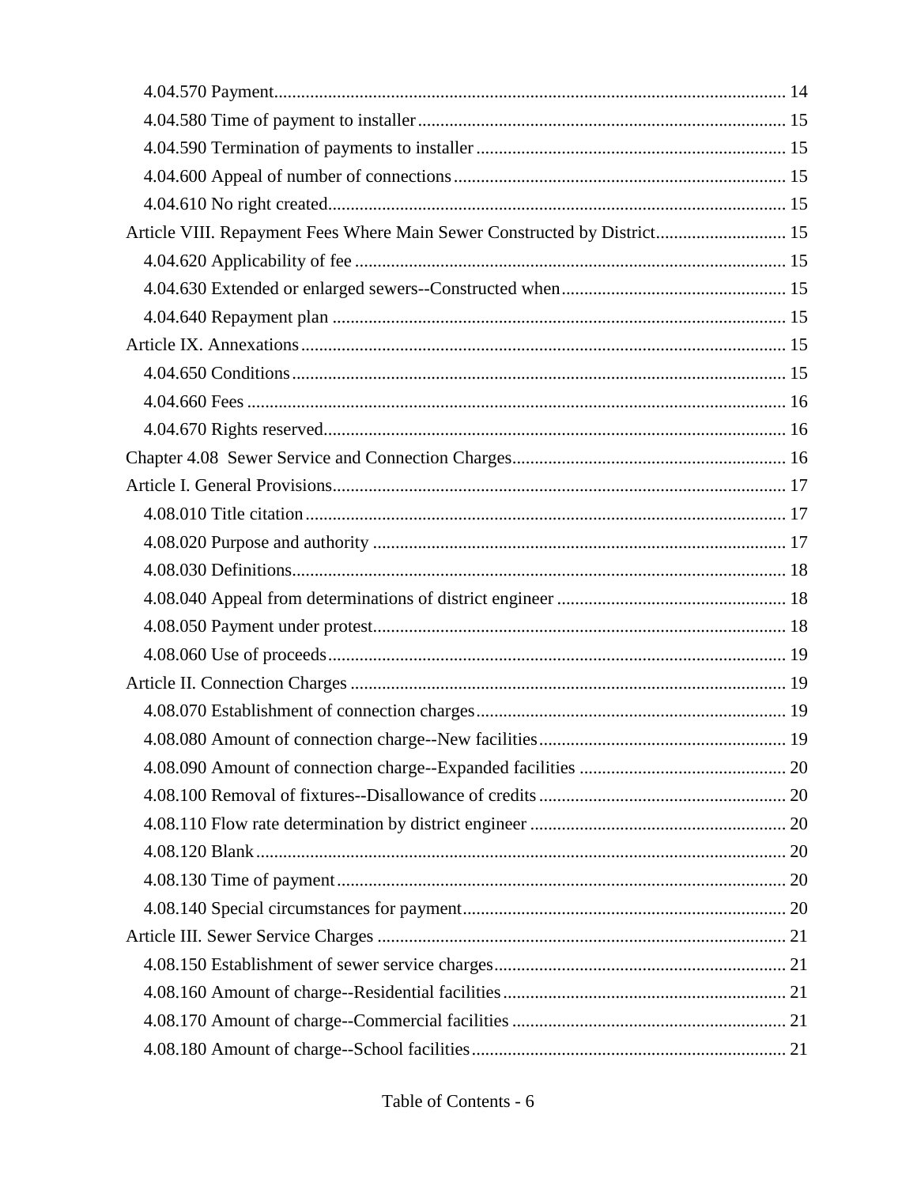4.04.570 Payment ........ 14
4.04.580 Time of payment to installer ........ 15
4.04.590 Termination of payments to installer ........ 15
4.04.600 Appeal of number of connections ........ 15
4.04.610 No right created ........ 15

Article VIII. Repayment Fees Where Main Sewer Constructed by District ........ 15

4.04.620 Applicability of fee ........ 15
4.04.630 Extended or enlarged sewers--Constructed when ........ 15
4.04.640 Repayment plan ........ 15

Article IX. Annexations ........ 15

4.04.650 Conditions ........ 15
4.04.660 Fees ........ 16
4.04.670 Rights reserved ........ 16

Chapter 4.08 Sewer Service and Connection Charges ........ 16

Article I. General Provisions ........ 17

4.08.010 Title citation ........ 17
4.08.020 Purpose and authority ........ 17
4.08.030 Definitions ........ 18
4.08.040 Appeal from determinations of district engineer ........ 18
4.08.050 Payment under protest ........ 18
4.08.060 Use of proceeds ........ 19

Article II. Connection Charges ........ 19

4.08.070 Establishment of connection charges ........ 19
4.08.080 Amount of connection charge--New facilities ........ 19
4.08.090 Amount of connection charge--Expanded facilities ........ 20
4.08.100 Removal of fixtures--Disallowance of credits ........ 20
4.08.110 Flow rate determination by district engineer ........ 20
4.08.120 Blank ........ 20
4.08.130 Time of payment ........ 20
4.08.140 Special circumstances for payment ........ 20

Article III. Sewer Service Charges ........ 21

4.08.150 Establishment of sewer service charges ........ 21
4.08.160 Amount of charge--Residential facilities ........ 21
4.08.170 Amount of charge--Commercial facilities ........ 21
4.08.180 Amount of charge--School facilities ........ 21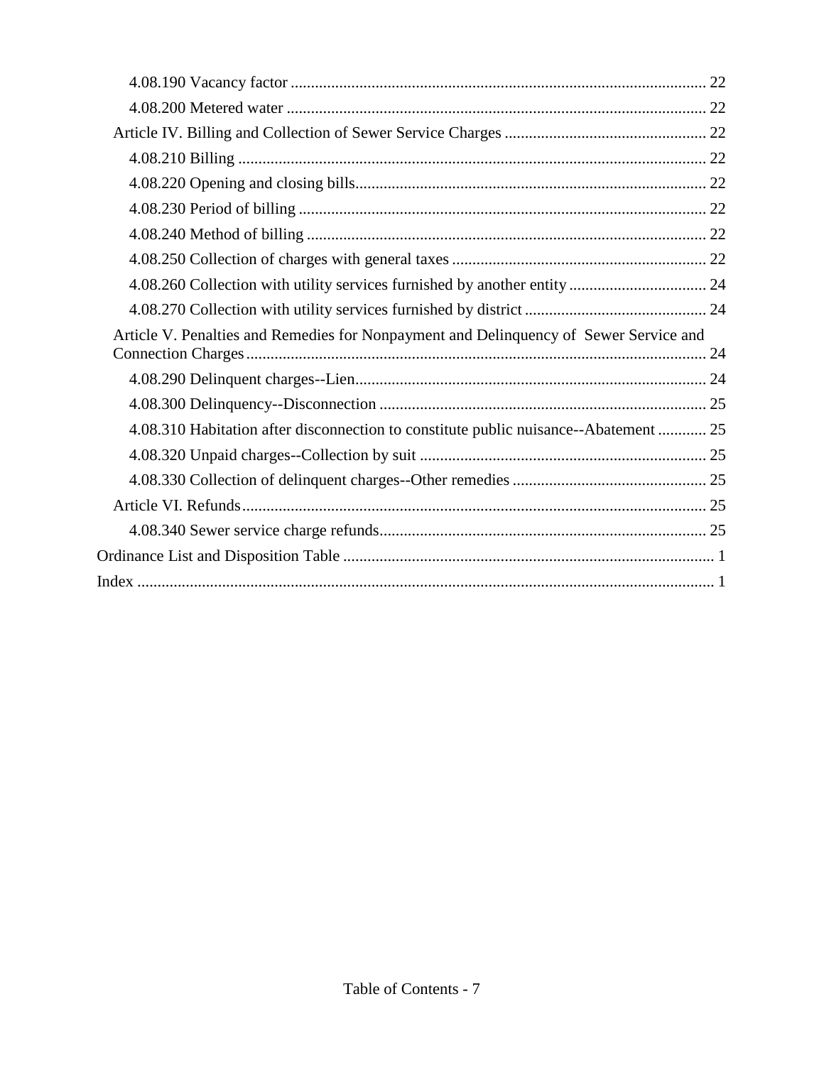- 4.08.190 Vacancy factor ..................................................................................................... 22
- 4.08.200 Metered water ...................................................................................................... 22

Article IV. Billing and Collection of Sewer Service Charges .................................................. 22

- 4.08.210 Billing .................................................................................................................. 22
- 4.08.220 Opening and closing bills...................................................................................... 22
- 4.08.230 Period of billing ................................................................................................... 22
- 4.08.240 Method of billing ................................................................................................. 22
- 4.08.250 Collection of charges with general taxes .............................................................. 22
- 4.08.260 Collection with utility services furnished by another entity .................................. 24
- 4.08.270 Collection with utility services furnished by district ............................................. 24

Article V. Penalties and Remedies for Nonpayment and Delinquency of Sewer Service and Connection Charges ................................................................................................................. 24

- 4.08.290 Delinquent charges--Lien...................................................................................... 24
- 4.08.300 Delinquency--Disconnection ................................................................................ 25
- 4.08.310 Habitation after disconnection to constitute public nuisance--Abatement ............ 25
- 4.08.320 Unpaid charges--Collection by suit ...................................................................... 25
- 4.08.330 Collection of delinquent charges--Other remedies ................................................ 25

Article VI. Refunds.................................................................................................................. 25

- 4.08.340 Sewer service charge refunds................................................................................ 25

Ordinance List and Disposition Table ........................................................................................... 1

Index .............................................................................................................................................. 1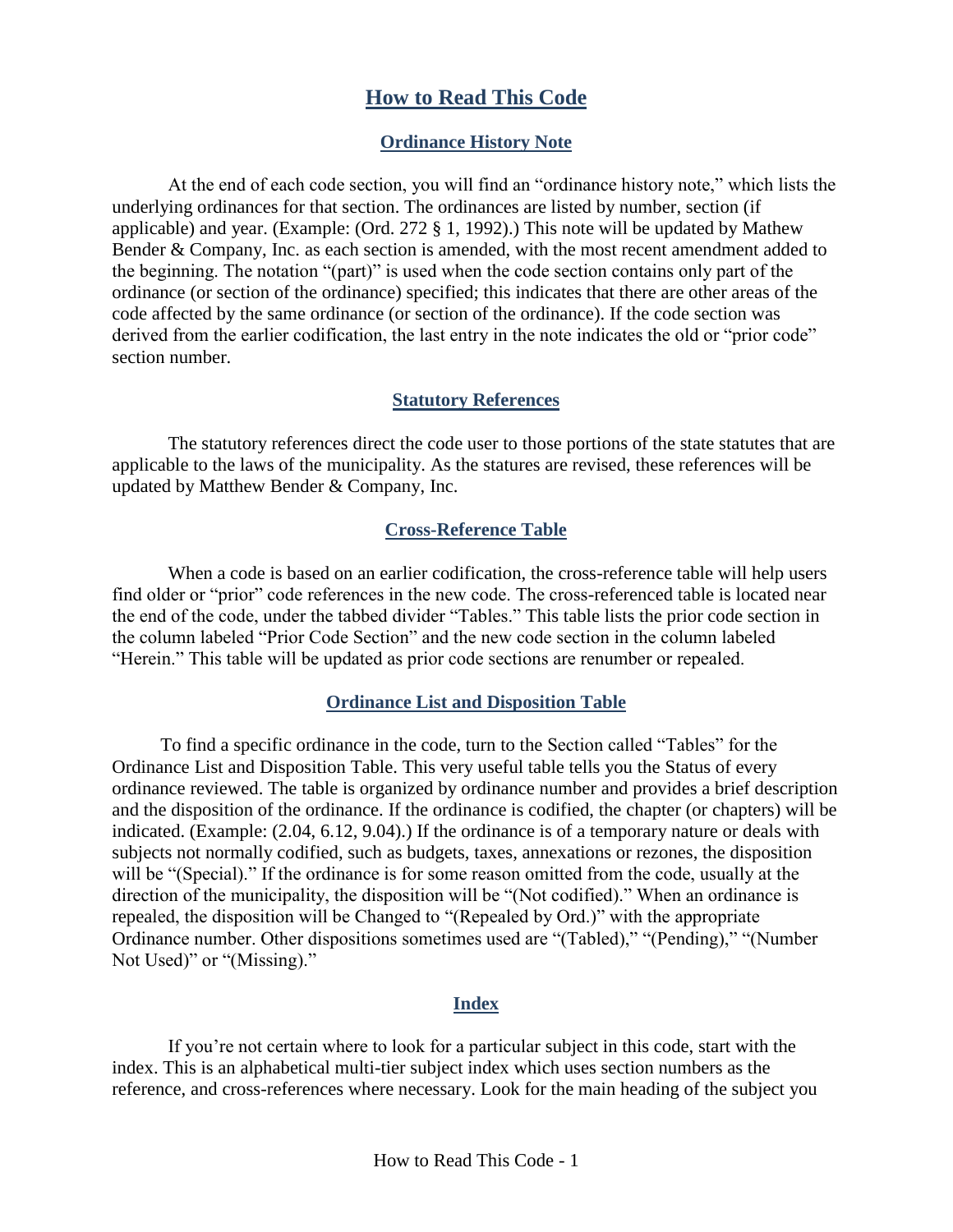# How to Read This Code

## Ordinance History Note

At the end of each code section, you will find an "ordinance history note," which lists the underlying ordinances for that section. The ordinances are listed by number, section (if applicable) and year. (Example: (Ord. 272 § 1, 1992).) This note will be updated by Mathew Bender & Company, Inc. as each section is amended, with the most recent amendment added to the beginning. The notation "(part)" is used when the code section contains only part of the ordinance (or section of the ordinance) specified; this indicates that there are other areas of the code affected by the same ordinance (or section of the ordinance). If the code section was derived from the earlier codification, the last entry in the note indicates the old or "prior code" section number.

## Statutory References

The statutory references direct the code user to those portions of the state statutes that are applicable to the laws of the municipality. As the statures are revised, these references will be updated by Matthew Bender & Company, Inc.

## Cross-Reference Table

When a code is based on an earlier codification, the cross-reference table will help users find older or "prior" code references in the new code. The cross-referenced table is located near the end of the code, under the tabbed divider "Tables." This table lists the prior code section in the column labeled "Prior Code Section" and the new code section in the column labeled "Herein." This table will be updated as prior code sections are renumber or repealed.

## Ordinance List and Disposition Table

To find a specific ordinance in the code, turn to the Section called "Tables" for the Ordinance List and Disposition Table. This very useful table tells you the Status of every ordinance reviewed. The table is organized by ordinance number and provides a brief description and the disposition of the ordinance. If the ordinance is codified, the chapter (or chapters) will be indicated. (Example: (2.04, 6.12, 9.04).) If the ordinance is of a temporary nature or deals with subjects not normally codified, such as budgets, taxes, annexations or rezones, the disposition will be "(Special)." If the ordinance is for some reason omitted from the code, usually at the direction of the municipality, the disposition will be "(Not codified)." When an ordinance is repealed, the disposition will be Changed to "(Repealed by Ord.)" with the appropriate Ordinance number. Other dispositions sometimes used are "(Tabled)," "(Pending)," "(Number Not Used)" or "(Missing)."

## Index

If you're not certain where to look for a particular subject in this code, start with the index. This is an alphabetical multi-tier subject index which uses section numbers as the reference, and cross-references where necessary. Look for the main heading of the subject you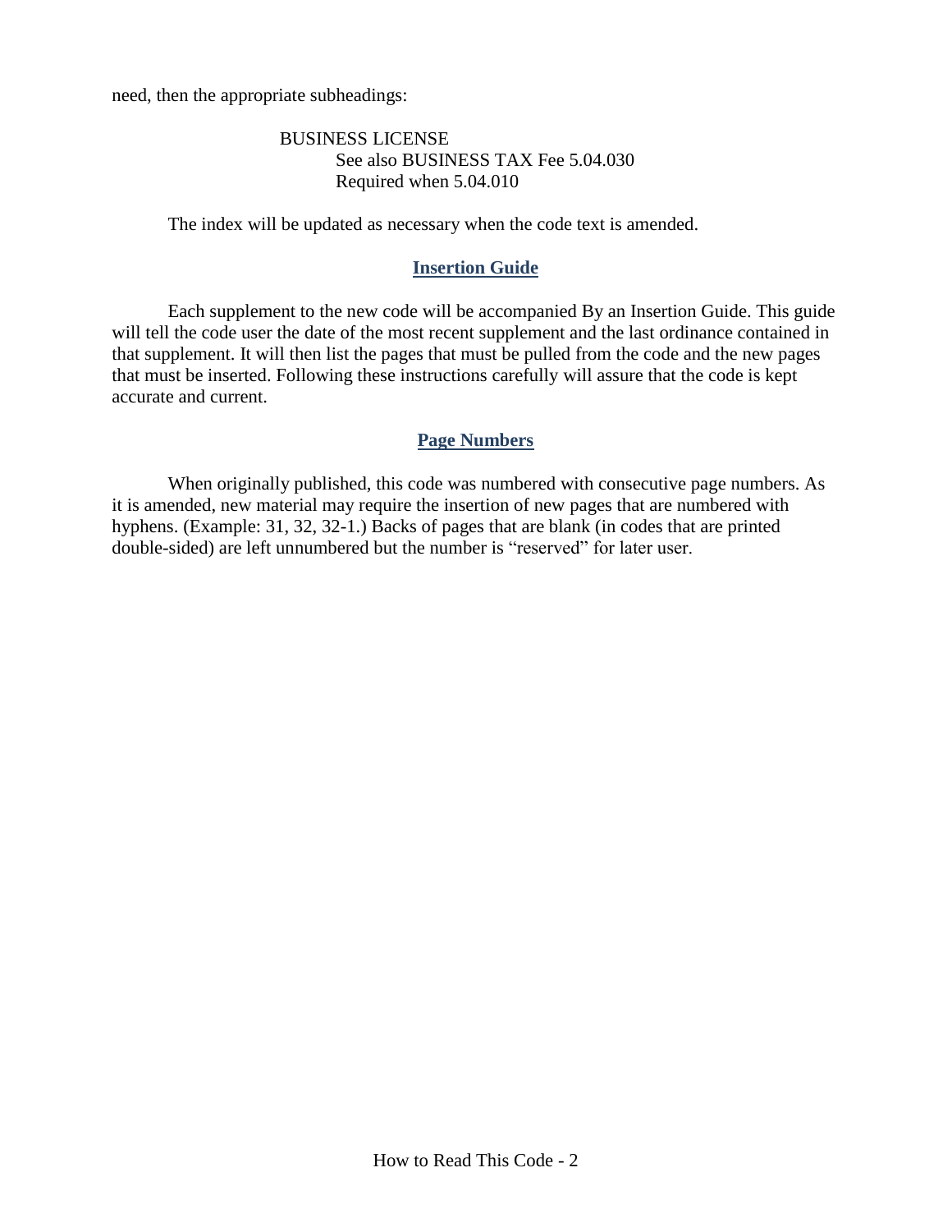need, then the appropriate subheadings:

BUSINESS LICENSE
  See also BUSINESS TAX Fee 5.04.030
  Required when 5.04.010

The index will be updated as necessary when the code text is amended.

## Insertion Guide

Each supplement to the new code will be accompanied By an Insertion Guide. This guide will tell the code user the date of the most recent supplement and the last ordinance contained in that supplement. It will then list the pages that must be pulled from the code and the new pages that must be inserted. Following these instructions carefully will assure that the code is kept accurate and current.

## Page Numbers

When originally published, this code was numbered with consecutive page numbers. As it is amended, new material may require the insertion of new pages that are numbered with hyphens. (Example: 31, 32, 32-1.) Backs of pages that are blank (in codes that are printed double-sided) are left unnumbered but the number is "reserved" for later user.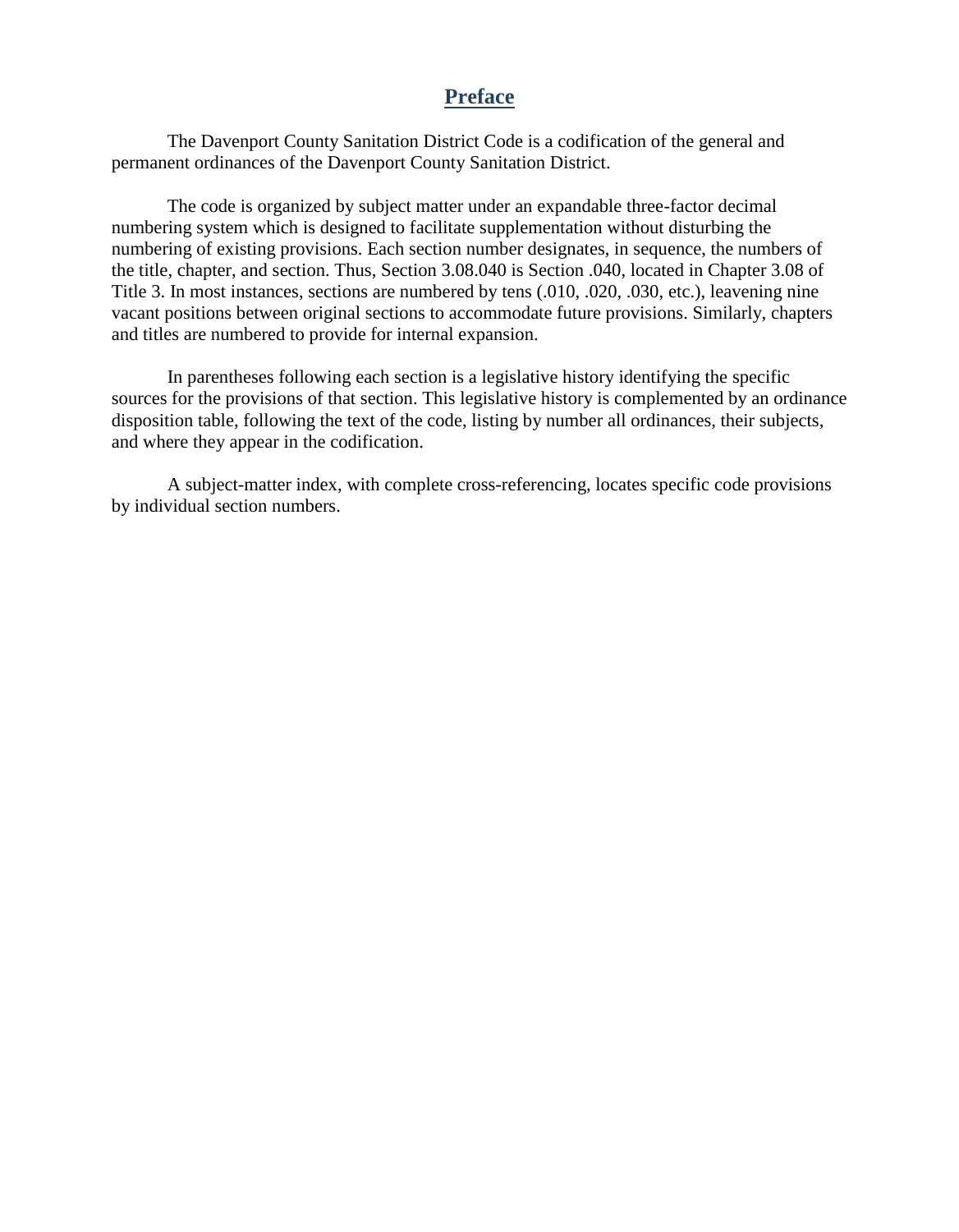# Preface

The Davenport County Sanitation District Code is a codification of the general and permanent ordinances of the Davenport County Sanitation District.

The code is organized by subject matter under an expandable three-factor decimal numbering system which is designed to facilitate supplementation without disturbing the numbering of existing provisions. Each section number designates, in sequence, the numbers of the title, chapter, and section. Thus, Section 3.08.040 is Section .040, located in Chapter 3.08 of Title 3. In most instances, sections are numbered by tens (.010, .020, .030, etc.), leavening nine vacant positions between original sections to accommodate future provisions. Similarly, chapters and titles are numbered to provide for internal expansion.

In parentheses following each section is a legislative history identifying the specific sources for the provisions of that section. This legislative history is complemented by an ordinance disposition table, following the text of the code, listing by number all ordinances, their subjects, and where they appear in the codification.

A subject-matter index, with complete cross-referencing, locates specific code provisions by individual section numbers.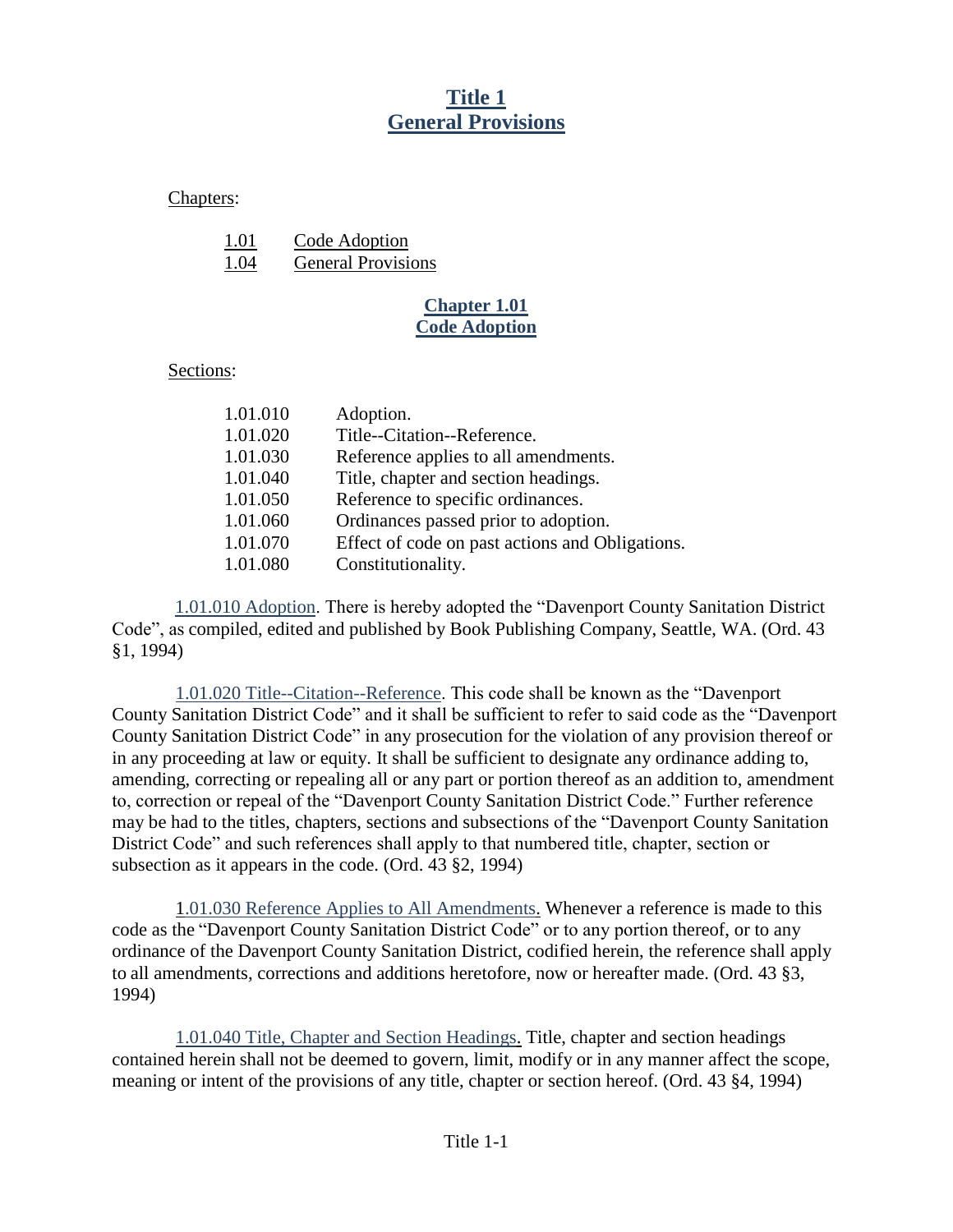# Title 1
# General Provisions

Chapters:

| | |
|---|---|
| 1.01 | Code Adoption |
| 1.04 | General Provisions |

## Chapter 1.01
## Code Adoption

Sections:

| | |
|---|---|
| 1.01.010 | Adoption. |
| 1.01.020 | Title--Citation--Reference. |
| 1.01.030 | Reference applies to all amendments. |
| 1.01.040 | Title, chapter and section headings. |
| 1.01.050 | Reference to specific ordinances. |
| 1.01.060 | Ordinances passed prior to adoption. |
| 1.01.070 | Effect of code on past actions and Obligations. |
| 1.01.080 | Constitutionality. |

1.01.010 Adoption. There is hereby adopted the "Davenport County Sanitation District Code", as compiled, edited and published by Book Publishing Company, Seattle, WA. (Ord. 43 §1, 1994)

1.01.020 Title--Citation--Reference. This code shall be known as the "Davenport County Sanitation District Code" and it shall be sufficient to refer to said code as the "Davenport County Sanitation District Code" in any prosecution for the violation of any provision thereof or in any proceeding at law or equity. It shall be sufficient to designate any ordinance adding to, amending, correcting or repealing all or any part or portion thereof as an addition to, amendment to, correction or repeal of the "Davenport County Sanitation District Code." Further reference may be had to the titles, chapters, sections and subsections of the "Davenport County Sanitation District Code" and such references shall apply to that numbered title, chapter, section or subsection as it appears in the code. (Ord. 43 §2, 1994)

1.01.030 Reference Applies to All Amendments. Whenever a reference is made to this code as the "Davenport County Sanitation District Code" or to any portion thereof, or to any ordinance of the Davenport County Sanitation District, codified herein, the reference shall apply to all amendments, corrections and additions heretofore, now or hereafter made. (Ord. 43 §3, 1994)

1.01.040 Title, Chapter and Section Headings. Title, chapter and section headings contained herein shall not be deemed to govern, limit, modify or in any manner affect the scope, meaning or intent of the provisions of any title, chapter or section hereof. (Ord. 43 §4, 1994)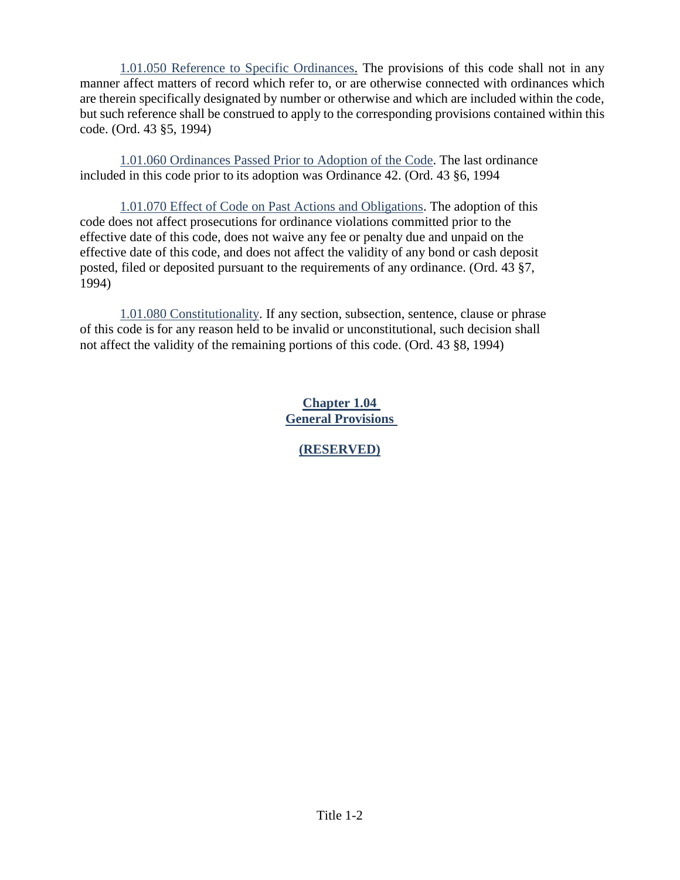1.01.050 Reference to Specific Ordinances. The provisions of this code shall not in any manner affect matters of record which refer to, or are otherwise connected with ordinances which are therein specifically designated by number or otherwise and which are included within the code, but such reference shall be construed to apply to the corresponding provisions contained within this code. (Ord. 43 §5, 1994)

1.01.060 Ordinances Passed Prior to Adoption of the Code. The last ordinance included in this code prior to its adoption was Ordinance 42. (Ord. 43 §6, 1994

1.01.070 Effect of Code on Past Actions and Obligations. The adoption of this code does not affect prosecutions for ordinance violations committed prior to the effective date of this code, does not waive any fee or penalty due and unpaid on the effective date of this code, and does not affect the validity of any bond or cash deposit posted, filed or deposited pursuant to the requirements of any ordinance. (Ord. 43 §7, 1994)

1.01.080 Constitutionality. If any section, subsection, sentence, clause or phrase of this code is for any reason held to be invalid or unconstitutional, such decision shall not affect the validity of the remaining portions of this code. (Ord. 43 §8, 1994)

## Chapter 1.04
## General Provisions

**(RESERVED)**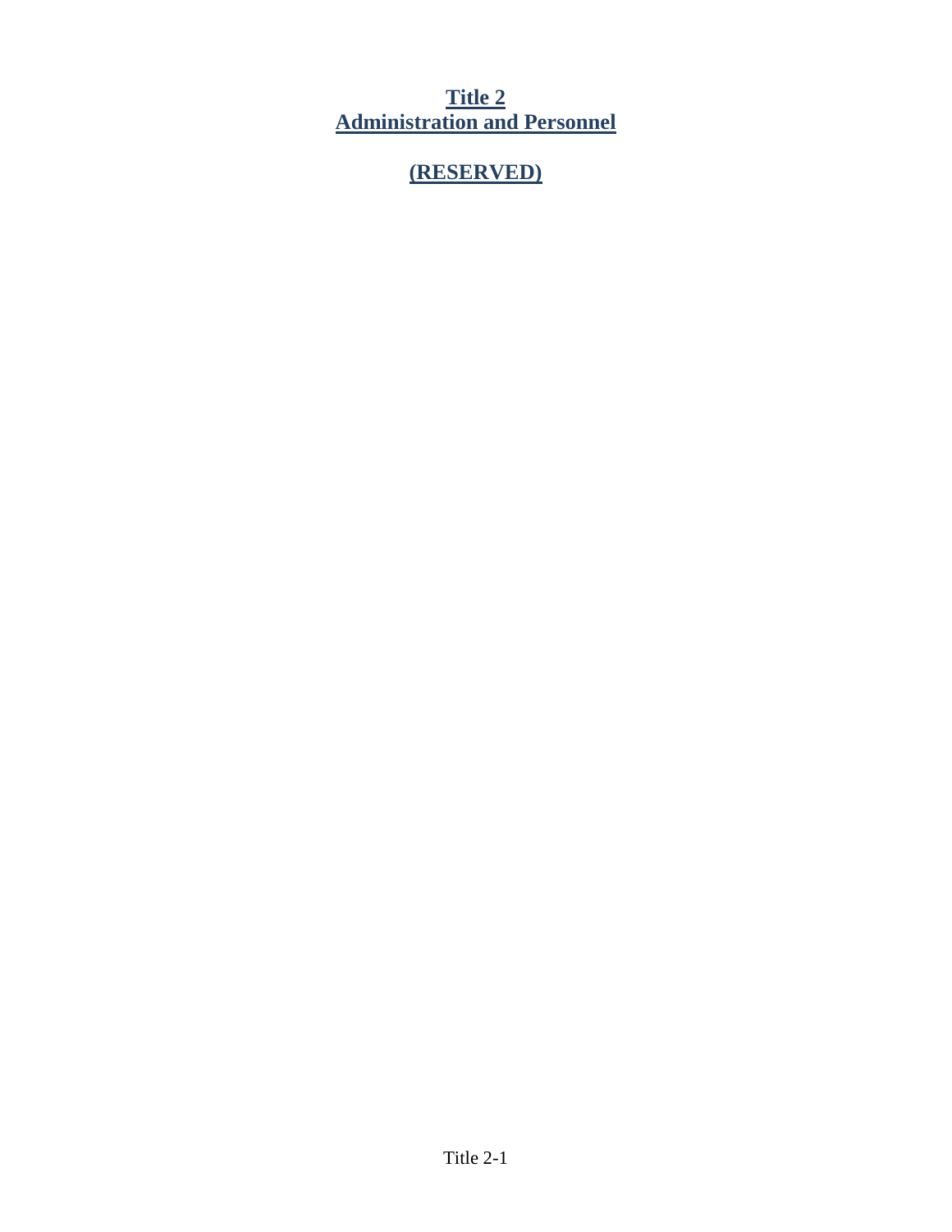# Title 2
# Administration and Personnel

## (RESERVED)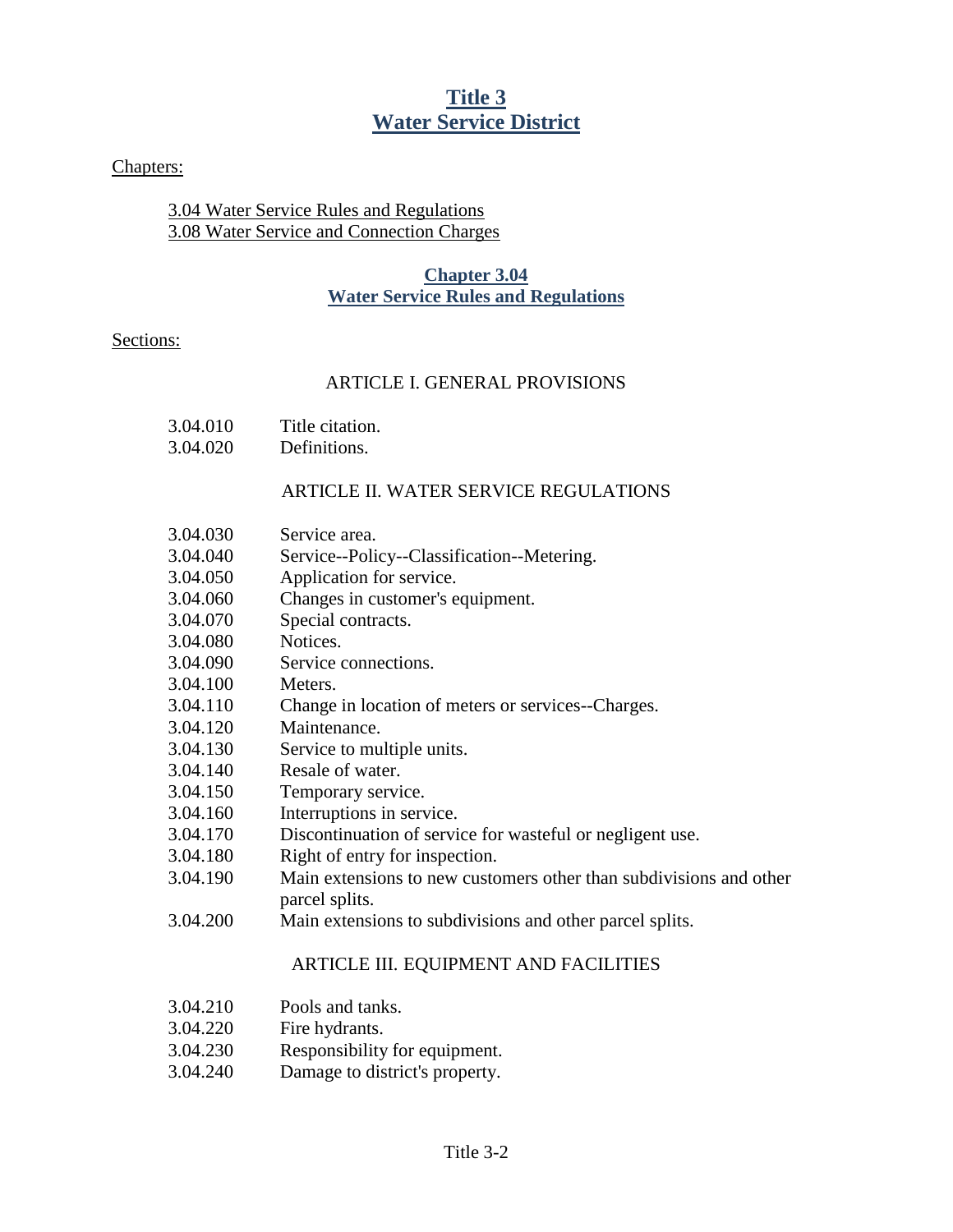# Title 3
# Water Service District

Chapters:

3.04 Water Service Rules and Regulations
3.08 Water Service and Connection Charges

## Chapter 3.04
## Water Service Rules and Regulations

Sections:

ARTICLE I. GENERAL PROVISIONS

| | |
|---|---|
| 3.04.010 | Title citation. |
| 3.04.020 | Definitions. |

ARTICLE II. WATER SERVICE REGULATIONS

| | |
|---|---|
| 3.04.030 | Service area. |
| 3.04.040 | Service--Policy--Classification--Metering. |
| 3.04.050 | Application for service. |
| 3.04.060 | Changes in customer's equipment. |
| 3.04.070 | Special contracts. |
| 3.04.080 | Notices. |
| 3.04.090 | Service connections. |
| 3.04.100 | Meters. |
| 3.04.110 | Change in location of meters or services--Charges. |
| 3.04.120 | Maintenance. |
| 3.04.130 | Service to multiple units. |
| 3.04.140 | Resale of water. |
| 3.04.150 | Temporary service. |
| 3.04.160 | Interruptions in service. |
| 3.04.170 | Discontinuation of service for wasteful or negligent use. |
| 3.04.180 | Right of entry for inspection. |
| 3.04.190 | Main extensions to new customers other than subdivisions and other parcel splits. |
| 3.04.200 | Main extensions to subdivisions and other parcel splits. |

ARTICLE III. EQUIPMENT AND FACILITIES

| | |
|---|---|
| 3.04.210 | Pools and tanks. |
| 3.04.220 | Fire hydrants. |
| 3.04.230 | Responsibility for equipment. |
| 3.04.240 | Damage to district's property. |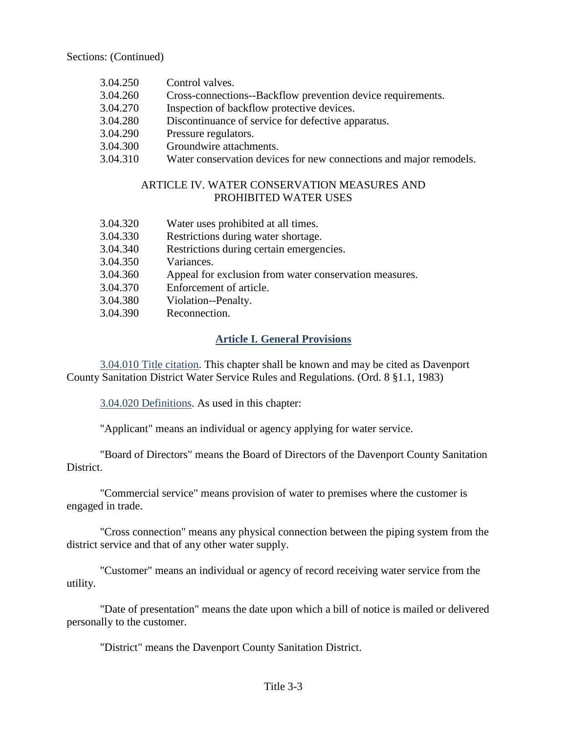Sections: (Continued)

3.04.250 Control valves.
3.04.260 Cross-connections--Backflow prevention device requirements.
3.04.270 Inspection of backflow protective devices.
3.04.280 Discontinuance of service for defective apparatus.
3.04.290 Pressure regulators.
3.04.300 Groundwire attachments.
3.04.310 Water conservation devices for new connections and major remodels.

ARTICLE IV. WATER CONSERVATION MEASURES AND PROHIBITED WATER USES

3.04.320 Water uses prohibited at all times.
3.04.330 Restrictions during water shortage.
3.04.340 Restrictions during certain emergencies.
3.04.350 Variances.
3.04.360 Appeal for exclusion from water conservation measures.
3.04.370 Enforcement of article.
3.04.380 Violation--Penalty.
3.04.390 Reconnection.

## Article I. General Provisions

3.04.010 Title citation. This chapter shall be known and may be cited as Davenport County Sanitation District Water Service Rules and Regulations. (Ord. 8 §1.1, 1983)

3.04.020 Definitions. As used in this chapter:

"Applicant" means an individual or agency applying for water service.

"Board of Directors" means the Board of Directors of the Davenport County Sanitation District.

"Commercial service" means provision of water to premises where the customer is engaged in trade.

"Cross connection" means any physical connection between the piping system from the district service and that of any other water supply.

"Customer" means an individual or agency of record receiving water service from the utility.

"Date of presentation" means the date upon which a bill of notice is mailed or delivered personally to the customer.

"District" means the Davenport County Sanitation District.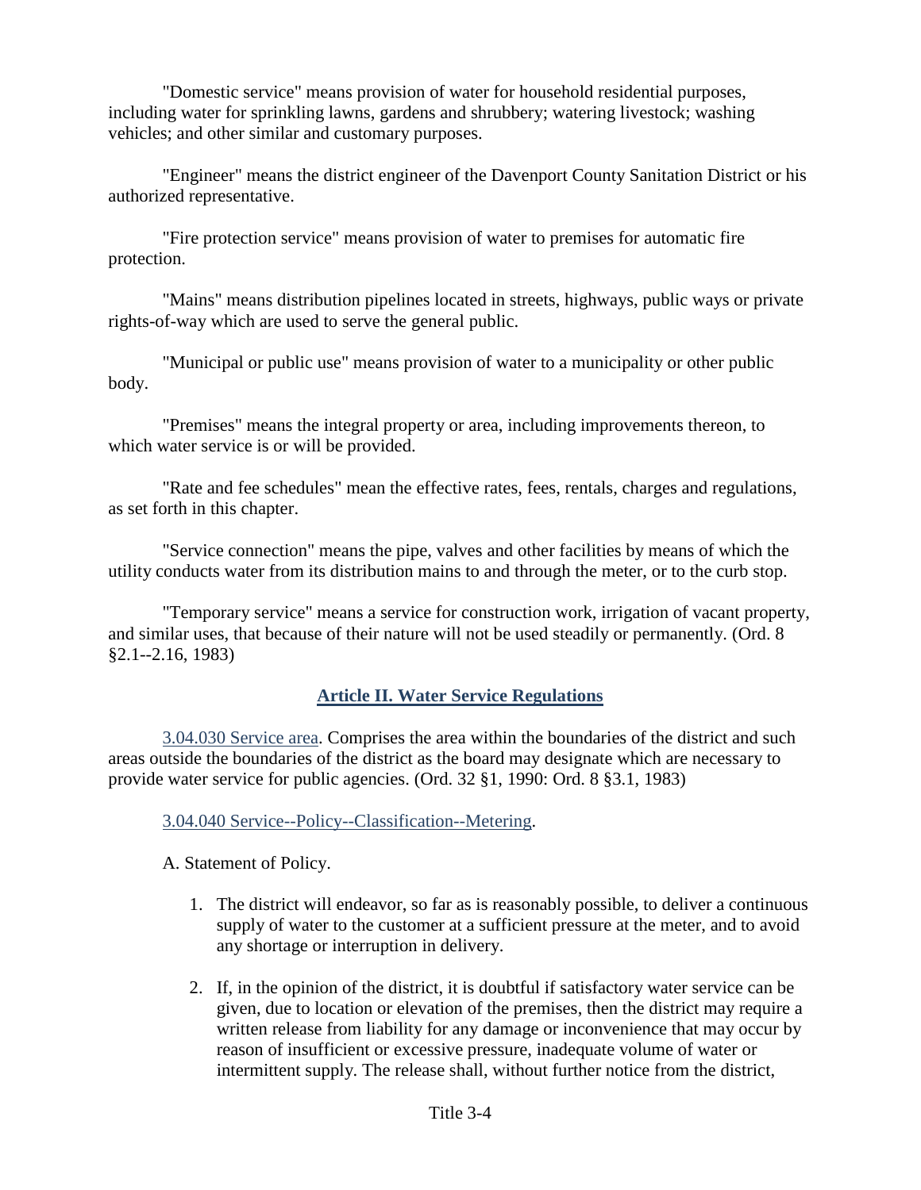"Domestic service" means provision of water for household residential purposes, including water for sprinkling lawns, gardens and shrubbery; watering livestock; washing vehicles; and other similar and customary purposes.

"Engineer" means the district engineer of the Davenport County Sanitation District or his authorized representative.

"Fire protection service" means provision of water to premises for automatic fire protection.

"Mains" means distribution pipelines located in streets, highways, public ways or private rights-of-way which are used to serve the general public.

"Municipal or public use" means provision of water to a municipality or other public body.

"Premises" means the integral property or area, including improvements thereon, to which water service is or will be provided.

"Rate and fee schedules" mean the effective rates, fees, rentals, charges and regulations, as set forth in this chapter.

"Service connection" means the pipe, valves and other facilities by means of which the utility conducts water from its distribution mains to and through the meter, or to the curb stop.

"Temporary service" means a service for construction work, irrigation of vacant property, and similar uses, that because of their nature will not be used steadily or permanently. (Ord. 8 §2.1--2.16, 1983)

## Article II. Water Service Regulations

3.04.030 Service area. Comprises the area within the boundaries of the district and such areas outside the boundaries of the district as the board may designate which are necessary to provide water service for public agencies. (Ord. 32 §1, 1990: Ord. 8 §3.1, 1983)

3.04.040 Service--Policy--Classification--Metering.

A. Statement of Policy.

1. The district will endeavor, so far as is reasonably possible, to deliver a continuous supply of water to the customer at a sufficient pressure at the meter, and to avoid any shortage or interruption in delivery.
2. If, in the opinion of the district, it is doubtful if satisfactory water service can be given, due to location or elevation of the premises, then the district may require a written release from liability for any damage or inconvenience that may occur by reason of insufficient or excessive pressure, inadequate volume of water or intermittent supply. The release shall, without further notice from the district,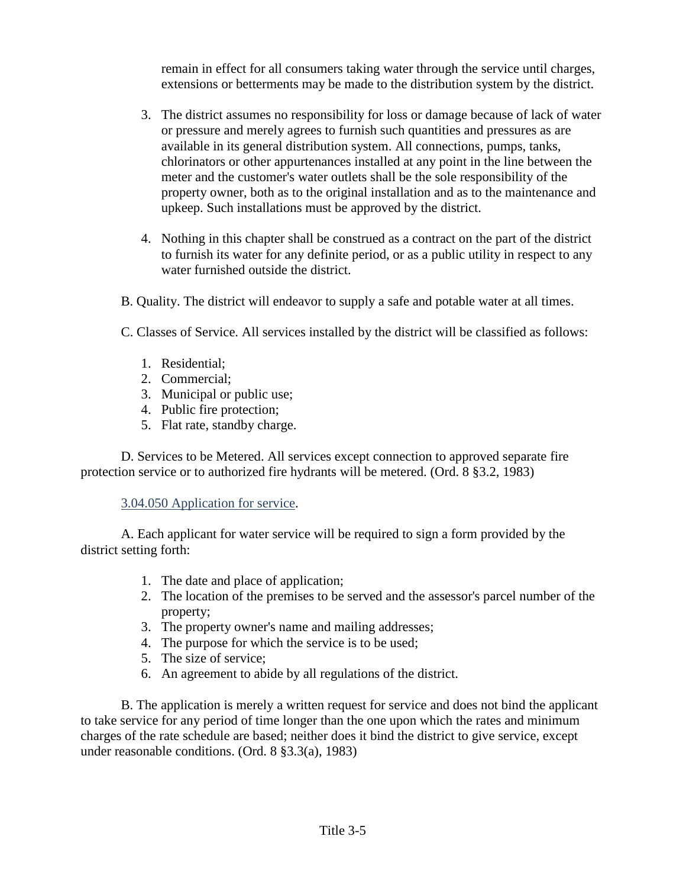remain in effect for all consumers taking water through the service until charges, extensions or betterments may be made to the distribution system by the district.

3. The district assumes no responsibility for loss or damage because of lack of water or pressure and merely agrees to furnish such quantities and pressures as are available in its general distribution system. All connections, pumps, tanks, chlorinators or other appurtenances installed at any point in the line between the meter and the customer's water outlets shall be the sole responsibility of the property owner, both as to the original installation and as to the maintenance and upkeep. Such installations must be approved by the district.

4. Nothing in this chapter shall be construed as a contract on the part of the district to furnish its water for any definite period, or as a public utility in respect to any water furnished outside the district.

B. Quality. The district will endeavor to supply a safe and potable water at all times.

C. Classes of Service. All services installed by the district will be classified as follows:

1. Residential;
2. Commercial;
3. Municipal or public use;
4. Public fire protection;
5. Flat rate, standby charge.

D. Services to be Metered. All services except connection to approved separate fire protection service or to authorized fire hydrants will be metered. (Ord. 8 §3.2, 1983)

3.04.050 Application for service.

A. Each applicant for water service will be required to sign a form provided by the district setting forth:

1. The date and place of application;
2. The location of the premises to be served and the assessor's parcel number of the property;
3. The property owner's name and mailing addresses;
4. The purpose for which the service is to be used;
5. The size of service;
6. An agreement to abide by all regulations of the district.

B. The application is merely a written request for service and does not bind the applicant to take service for any period of time longer than the one upon which the rates and minimum charges of the rate schedule are based; neither does it bind the district to give service, except under reasonable conditions. (Ord. 8 §3.3(a), 1983)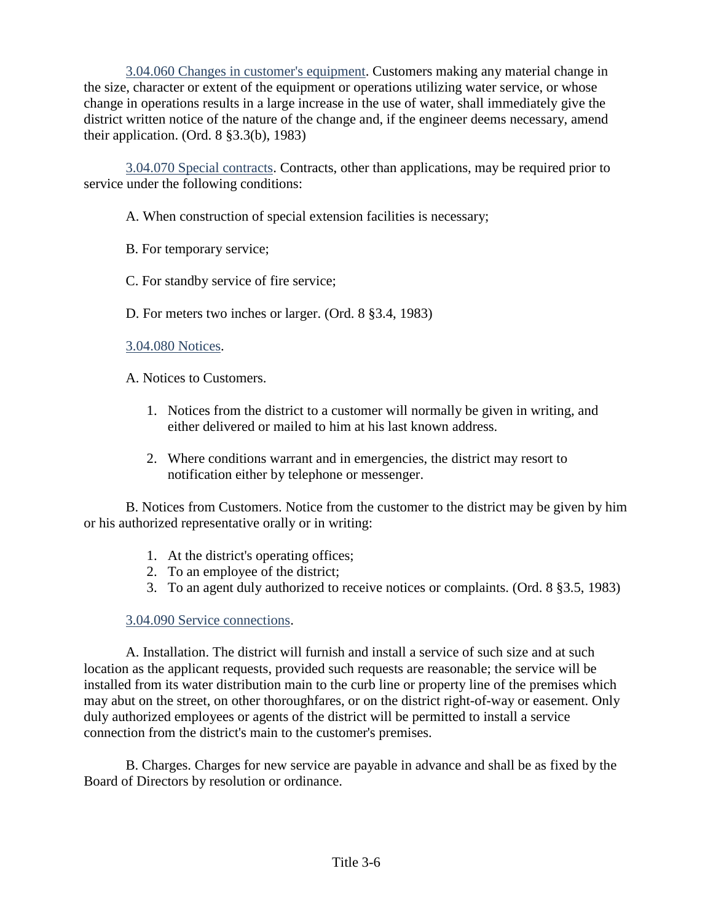3.04.060 Changes in customer's equipment. Customers making any material change in the size, character or extent of the equipment or operations utilizing water service, or whose change in operations results in a large increase in the use of water, shall immediately give the district written notice of the nature of the change and, if the engineer deems necessary, amend their application. (Ord. 8 §3.3(b), 1983)

3.04.070 Special contracts. Contracts, other than applications, may be required prior to service under the following conditions:

A. When construction of special extension facilities is necessary;

B. For temporary service;

C. For standby service of fire service;

D. For meters two inches or larger. (Ord. 8 §3.4, 1983)

3.04.080 Notices.

A. Notices to Customers.

1. Notices from the district to a customer will normally be given in writing, and either delivered or mailed to him at his last known address.

2. Where conditions warrant and in emergencies, the district may resort to notification either by telephone or messenger.

B. Notices from Customers. Notice from the customer to the district may be given by him or his authorized representative orally or in writing:

1. At the district's operating offices;
2. To an employee of the district;
3. To an agent duly authorized to receive notices or complaints. (Ord. 8 §3.5, 1983)

3.04.090 Service connections.

A. Installation. The district will furnish and install a service of such size and at such location as the applicant requests, provided such requests are reasonable; the service will be installed from its water distribution main to the curb line or property line of the premises which may abut on the street, on other thoroughfares, or on the district right-of-way or easement. Only duly authorized employees or agents of the district will be permitted to install a service connection from the district's main to the customer's premises.

B. Charges. Charges for new service are payable in advance and shall be as fixed by the Board of Directors by resolution or ordinance.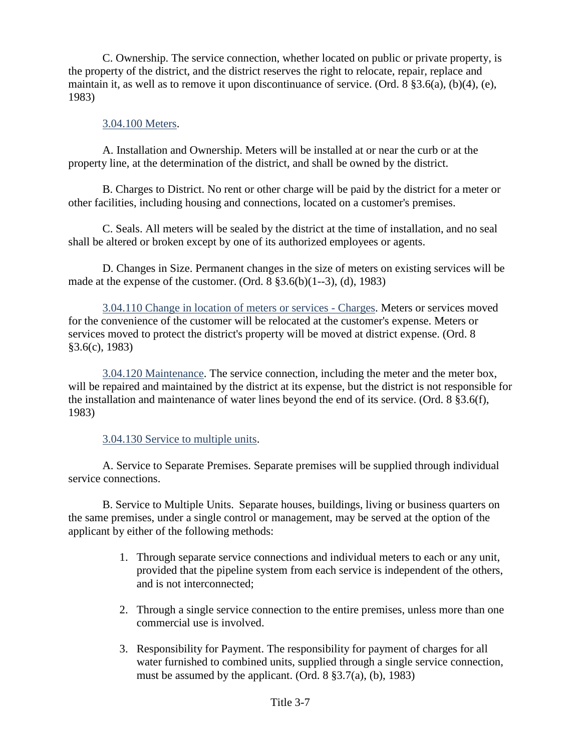C. Ownership. The service connection, whether located on public or private property, is the property of the district, and the district reserves the right to relocate, repair, replace and maintain it, as well as to remove it upon discontinuance of service. (Ord. 8 §3.6(a), (b)(4), (e), 1983)

### 3.04.100 Meters.

A. Installation and Ownership. Meters will be installed at or near the curb or at the property line, at the determination of the district, and shall be owned by the district.

B. Charges to District. No rent or other charge will be paid by the district for a meter or other facilities, including housing and connections, located on a customer's premises.

C. Seals. All meters will be sealed by the district at the time of installation, and no seal shall be altered or broken except by one of its authorized employees or agents.

D. Changes in Size. Permanent changes in the size of meters on existing services will be made at the expense of the customer. (Ord. 8 §3.6(b)(1--3), (d), 1983)

**3.04.110 Change in location of meters or services - Charges**. Meters or services moved for the convenience of the customer will be relocated at the customer's expense. Meters or services moved to protect the district's property will be moved at district expense. (Ord. 8 §3.6(c), 1983)

**3.04.120 Maintenance**. The service connection, including the meter and the meter box, will be repaired and maintained by the district at its expense, but the district is not responsible for the installation and maintenance of water lines beyond the end of its service. (Ord. 8 §3.6(f), 1983)

### 3.04.130 Service to multiple units.

A. Service to Separate Premises. Separate premises will be supplied through individual service connections.

B. Service to Multiple Units. Separate houses, buildings, living or business quarters on the same premises, under a single control or management, may be served at the option of the applicant by either of the following methods:

1. Through separate service connections and individual meters to each or any unit, provided that the pipeline system from each service is independent of the others, and is not interconnected;

2. Through a single service connection to the entire premises, unless more than one commercial use is involved.

3. Responsibility for Payment. The responsibility for payment of charges for all water furnished to combined units, supplied through a single service connection, must be assumed by the applicant. (Ord. 8 §3.7(a), (b), 1983)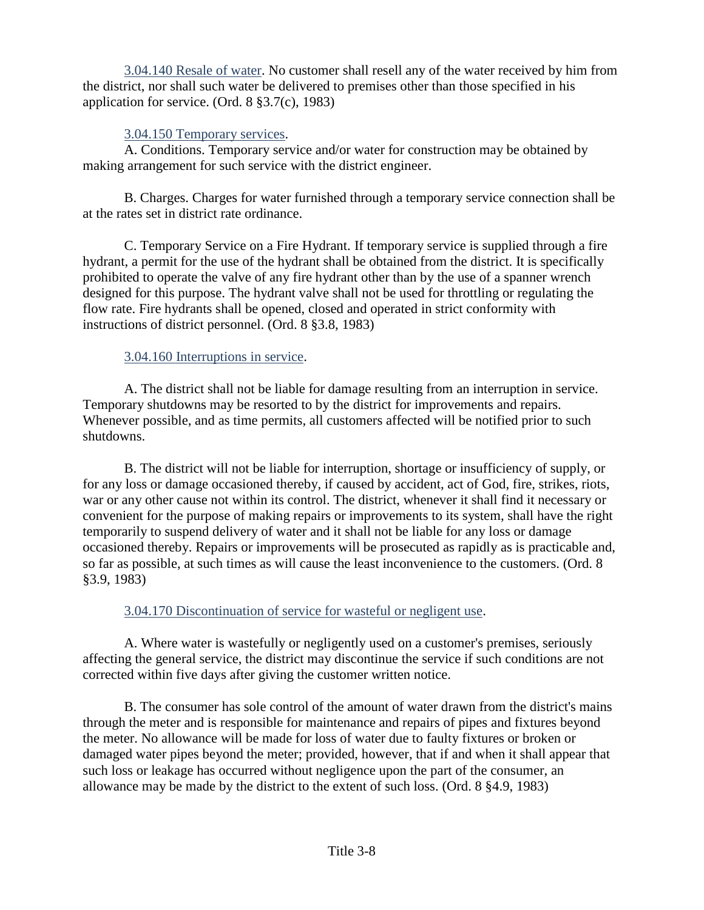3.04.140 Resale of water. No customer shall resell any of the water received by him from the district, nor shall such water be delivered to premises other than those specified in his application for service. (Ord. 8 §3.7(c), 1983)

3.04.150 Temporary services.

A. Conditions. Temporary service and/or water for construction may be obtained by making arrangement for such service with the district engineer.

B. Charges. Charges for water furnished through a temporary service connection shall be at the rates set in district rate ordinance.

C. Temporary Service on a Fire Hydrant. If temporary service is supplied through a fire hydrant, a permit for the use of the hydrant shall be obtained from the district. It is specifically prohibited to operate the valve of any fire hydrant other than by the use of a spanner wrench designed for this purpose. The hydrant valve shall not be used for throttling or regulating the flow rate. Fire hydrants shall be opened, closed and operated in strict conformity with instructions of district personnel. (Ord. 8 §3.8, 1983)

3.04.160 Interruptions in service.

A. The district shall not be liable for damage resulting from an interruption in service. Temporary shutdowns may be resorted to by the district for improvements and repairs. Whenever possible, and as time permits, all customers affected will be notified prior to such shutdowns.

B. The district will not be liable for interruption, shortage or insufficiency of supply, or for any loss or damage occasioned thereby, if caused by accident, act of God, fire, strikes, riots, war or any other cause not within its control. The district, whenever it shall find it necessary or convenient for the purpose of making repairs or improvements to its system, shall have the right temporarily to suspend delivery of water and it shall not be liable for any loss or damage occasioned thereby. Repairs or improvements will be prosecuted as rapidly as is practicable and, so far as possible, at such times as will cause the least inconvenience to the customers. (Ord. 8 §3.9, 1983)

3.04.170 Discontinuation of service for wasteful or negligent use.

A. Where water is wastefully or negligently used on a customer's premises, seriously affecting the general service, the district may discontinue the service if such conditions are not corrected within five days after giving the customer written notice.

B. The consumer has sole control of the amount of water drawn from the district's mains through the meter and is responsible for maintenance and repairs of pipes and fixtures beyond the meter. No allowance will be made for loss of water due to faulty fixtures or broken or damaged water pipes beyond the meter; provided, however, that if and when it shall appear that such loss or leakage has occurred without negligence upon the part of the consumer, an allowance may be made by the district to the extent of such loss. (Ord. 8 §4.9, 1983)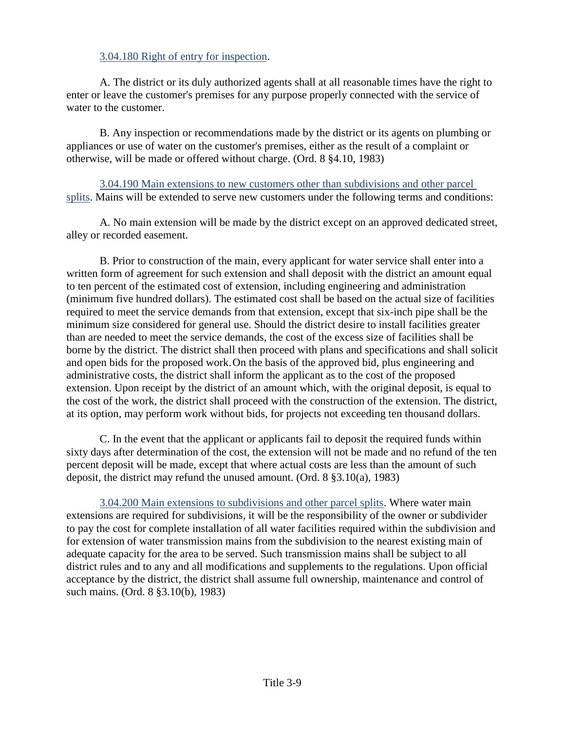3.04.180 Right of entry for inspection.

A. The district or its duly authorized agents shall at all reasonable times have the right to enter or leave the customer's premises for any purpose properly connected with the service of water to the customer.

B. Any inspection or recommendations made by the district or its agents on plumbing or appliances or use of water on the customer's premises, either as the result of a complaint or otherwise, will be made or offered without charge. (Ord. 8 §4.10, 1983)

3.04.190 Main extensions to new customers other than subdivisions and other parcel splits. Mains will be extended to serve new customers under the following terms and conditions:

A. No main extension will be made by the district except on an approved dedicated street, alley or recorded easement.

B. Prior to construction of the main, every applicant for water service shall enter into a written form of agreement for such extension and shall deposit with the district an amount equal to ten percent of the estimated cost of extension, including engineering and administration (minimum five hundred dollars). The estimated cost shall be based on the actual size of facilities required to meet the service demands from that extension, except that six-inch pipe shall be the minimum size considered for general use. Should the district desire to install facilities greater than are needed to meet the service demands, the cost of the excess size of facilities shall be borne by the district. The district shall then proceed with plans and specifications and shall solicit and open bids for the proposed work. On the basis of the approved bid, plus engineering and administrative costs, the district shall inform the applicant as to the cost of the proposed extension. Upon receipt by the district of an amount which, with the original deposit, is equal to the cost of the work, the district shall proceed with the construction of the extension. The district, at its option, may perform work without bids, for projects not exceeding ten thousand dollars.

C. In the event that the applicant or applicants fail to deposit the required funds within sixty days after determination of the cost, the extension will not be made and no refund of the ten percent deposit will be made, except that where actual costs are less than the amount of such deposit, the district may refund the unused amount. (Ord. 8 §3.10(a), 1983)

3.04.200 Main extensions to subdivisions and other parcel splits. Where water main extensions are required for subdivisions, it will be the responsibility of the owner or subdivider to pay the cost for complete installation of all water facilities required within the subdivision and for extension of water transmission mains from the subdivision to the nearest existing main of adequate capacity for the area to be served. Such transmission mains shall be subject to all district rules and to any and all modifications and supplements to the regulations. Upon official acceptance by the district, the district shall assume full ownership, maintenance and control of such mains. (Ord. 8 §3.10(b), 1983)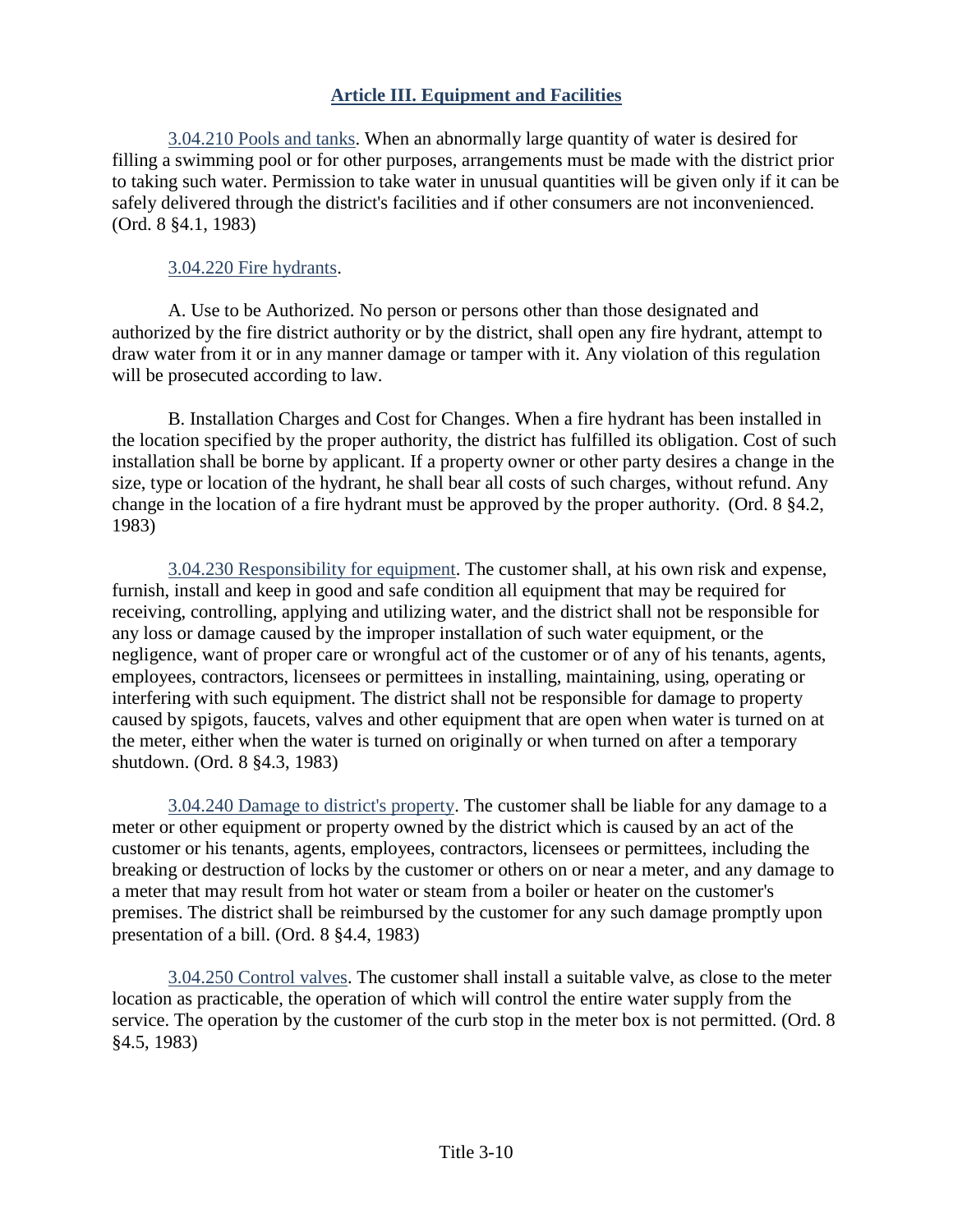## Article III. Equipment and Facilities

3.04.210 Pools and tanks. When an abnormally large quantity of water is desired for filling a swimming pool or for other purposes, arrangements must be made with the district prior to taking such water. Permission to take water in unusual quantities will be given only if it can be safely delivered through the district's facilities and if other consumers are not inconvenienced. (Ord. 8 §4.1, 1983)

3.04.220 Fire hydrants.

A. Use to be Authorized. No person or persons other than those designated and authorized by the fire district authority or by the district, shall open any fire hydrant, attempt to draw water from it or in any manner damage or tamper with it. Any violation of this regulation will be prosecuted according to law.

B. Installation Charges and Cost for Changes. When a fire hydrant has been installed in the location specified by the proper authority, the district has fulfilled its obligation. Cost of such installation shall be borne by applicant. If a property owner or other party desires a change in the size, type or location of the hydrant, he shall bear all costs of such charges, without refund. Any change in the location of a fire hydrant must be approved by the proper authority. (Ord. 8 §4.2, 1983)

3.04.230 Responsibility for equipment. The customer shall, at his own risk and expense, furnish, install and keep in good and safe condition all equipment that may be required for receiving, controlling, applying and utilizing water, and the district shall not be responsible for any loss or damage caused by the improper installation of such water equipment, or the negligence, want of proper care or wrongful act of the customer or of any of his tenants, agents, employees, contractors, licensees or permittees in installing, maintaining, using, operating or interfering with such equipment. The district shall not be responsible for damage to property caused by spigots, faucets, valves and other equipment that are open when water is turned on at the meter, either when the water is turned on originally or when turned on after a temporary shutdown. (Ord. 8 §4.3, 1983)

3.04.240 Damage to district's property. The customer shall be liable for any damage to a meter or other equipment or property owned by the district which is caused by an act of the customer or his tenants, agents, employees, contractors, licensees or permittees, including the breaking or destruction of locks by the customer or others on or near a meter, and any damage to a meter that may result from hot water or steam from a boiler or heater on the customer's premises. The district shall be reimbursed by the customer for any such damage promptly upon presentation of a bill. (Ord. 8 §4.4, 1983)

3.04.250 Control valves. The customer shall install a suitable valve, as close to the meter location as practicable, the operation of which will control the entire water supply from the service. The operation by the customer of the curb stop in the meter box is not permitted. (Ord. 8 §4.5, 1983)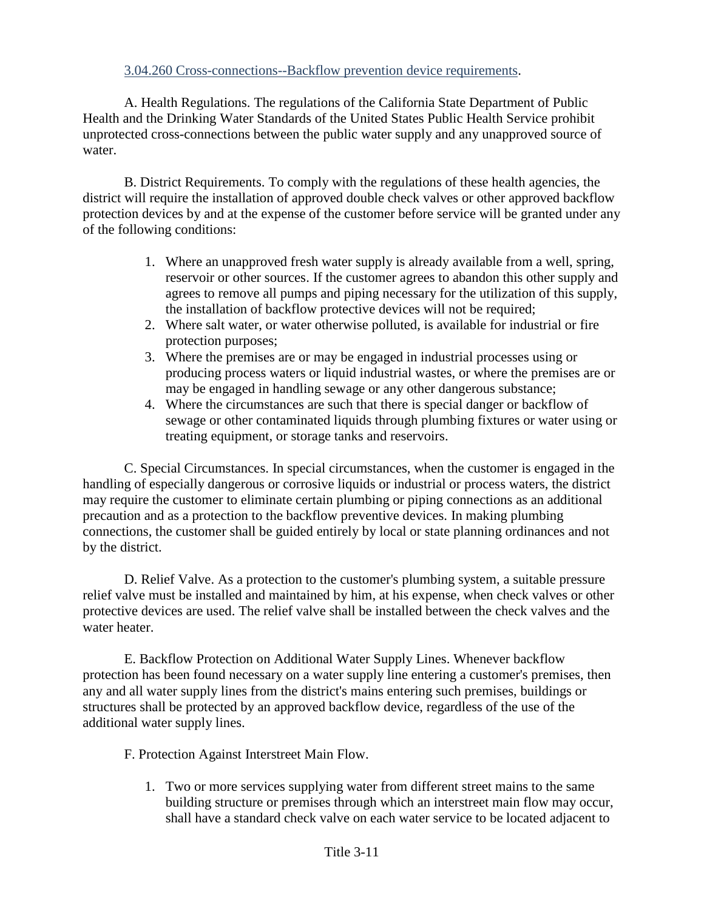### 3.04.260 Cross-connections--Backflow prevention device requirements.

A. Health Regulations. The regulations of the California State Department of Public Health and the Drinking Water Standards of the United States Public Health Service prohibit unprotected cross-connections between the public water supply and any unapproved source of water.

B. District Requirements. To comply with the regulations of these health agencies, the district will require the installation of approved double check valves or other approved backflow protection devices by and at the expense of the customer before service will be granted under any of the following conditions:

1. Where an unapproved fresh water supply is already available from a well, spring, reservoir or other sources. If the customer agrees to abandon this other supply and agrees to remove all pumps and piping necessary for the utilization of this supply, the installation of backflow protective devices will not be required;
2. Where salt water, or water otherwise polluted, is available for industrial or fire protection purposes;
3. Where the premises are or may be engaged in industrial processes using or producing process waters or liquid industrial wastes, or where the premises are or may be engaged in handling sewage or any other dangerous substance;
4. Where the circumstances are such that there is special danger or backflow of sewage or other contaminated liquids through plumbing fixtures or water using or treating equipment, or storage tanks and reservoirs.

C. Special Circumstances. In special circumstances, when the customer is engaged in the handling of especially dangerous or corrosive liquids or industrial or process waters, the district may require the customer to eliminate certain plumbing or piping connections as an additional precaution and as a protection to the backflow preventive devices. In making plumbing connections, the customer shall be guided entirely by local or state planning ordinances and not by the district.

D. Relief Valve. As a protection to the customer's plumbing system, a suitable pressure relief valve must be installed and maintained by him, at his expense, when check valves or other protective devices are used. The relief valve shall be installed between the check valves and the water heater.

E. Backflow Protection on Additional Water Supply Lines. Whenever backflow protection has been found necessary on a water supply line entering a customer's premises, then any and all water supply lines from the district's mains entering such premises, buildings or structures shall be protected by an approved backflow device, regardless of the use of the additional water supply lines.

F. Protection Against Interstreet Main Flow.

1. Two or more services supplying water from different street mains to the same building structure or premises through which an interstreet main flow may occur, shall have a standard check valve on each water service to be located adjacent to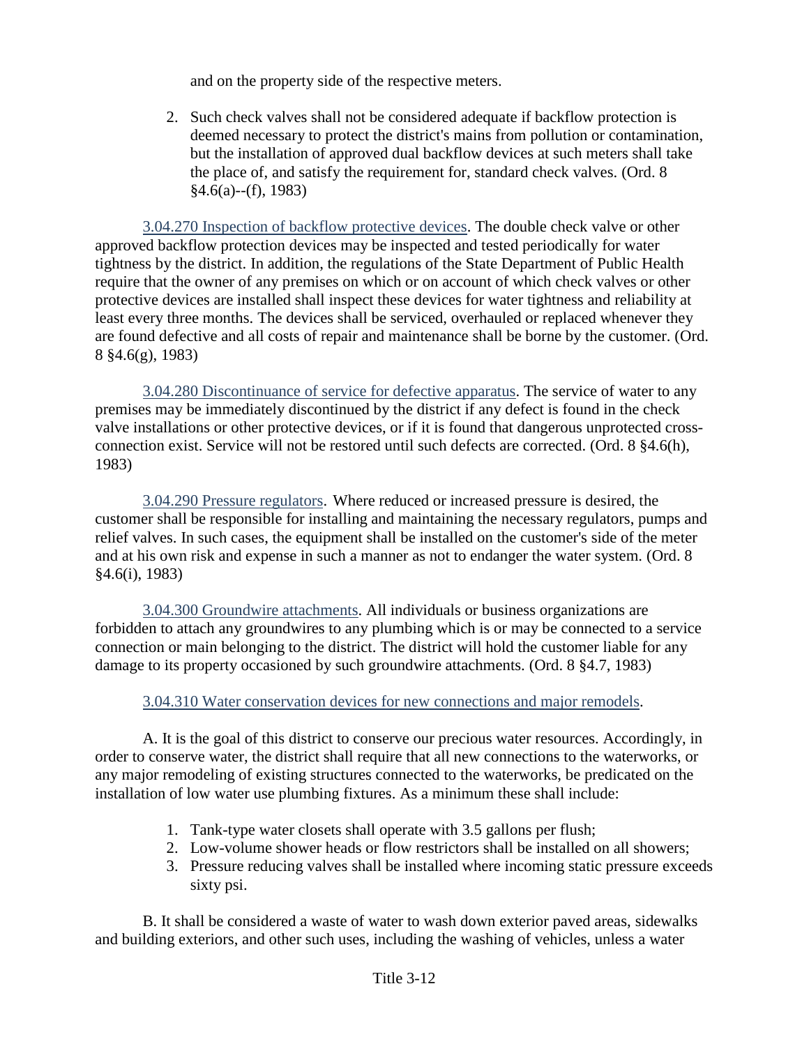and on the property side of the respective meters.

2. Such check valves shall not be considered adequate if backflow protection is deemed necessary to protect the district's mains from pollution or contamination, but the installation of approved dual backflow devices at such meters shall take the place of, and satisfy the requirement for, standard check valves. (Ord. 8 §4.6(a)--(f), 1983)

3.04.270 Inspection of backflow protective devices. The double check valve or other approved backflow protection devices may be inspected and tested periodically for water tightness by the district. In addition, the regulations of the State Department of Public Health require that the owner of any premises on which or on account of which check valves or other protective devices are installed shall inspect these devices for water tightness and reliability at least every three months. The devices shall be serviced, overhauled or replaced whenever they are found defective and all costs of repair and maintenance shall be borne by the customer. (Ord. 8 §4.6(g), 1983)

3.04.280 Discontinuance of service for defective apparatus. The service of water to any premises may be immediately discontinued by the district if any defect is found in the check valve installations or other protective devices, or if it is found that dangerous unprotected cross-connection exist. Service will not be restored until such defects are corrected. (Ord. 8 §4.6(h), 1983)

3.04.290 Pressure regulators. Where reduced or increased pressure is desired, the customer shall be responsible for installing and maintaining the necessary regulators, pumps and relief valves. In such cases, the equipment shall be installed on the customer's side of the meter and at his own risk and expense in such a manner as not to endanger the water system. (Ord. 8 §4.6(i), 1983)

3.04.300 Groundwire attachments. All individuals or business organizations are forbidden to attach any groundwires to any plumbing which is or may be connected to a service connection or main belonging to the district. The district will hold the customer liable for any damage to its property occasioned by such groundwire attachments. (Ord. 8 §4.7, 1983)

3.04.310 Water conservation devices for new connections and major remodels.

A. It is the goal of this district to conserve our precious water resources. Accordingly, in order to conserve water, the district shall require that all new connections to the waterworks, or any major remodeling of existing structures connected to the waterworks, be predicated on the installation of low water use plumbing fixtures. As a minimum these shall include:

1. Tank-type water closets shall operate with 3.5 gallons per flush;
2. Low-volume shower heads or flow restrictors shall be installed on all showers;
3. Pressure reducing valves shall be installed where incoming static pressure exceeds sixty psi.

B. It shall be considered a waste of water to wash down exterior paved areas, sidewalks and building exteriors, and other such uses, including the washing of vehicles, unless a water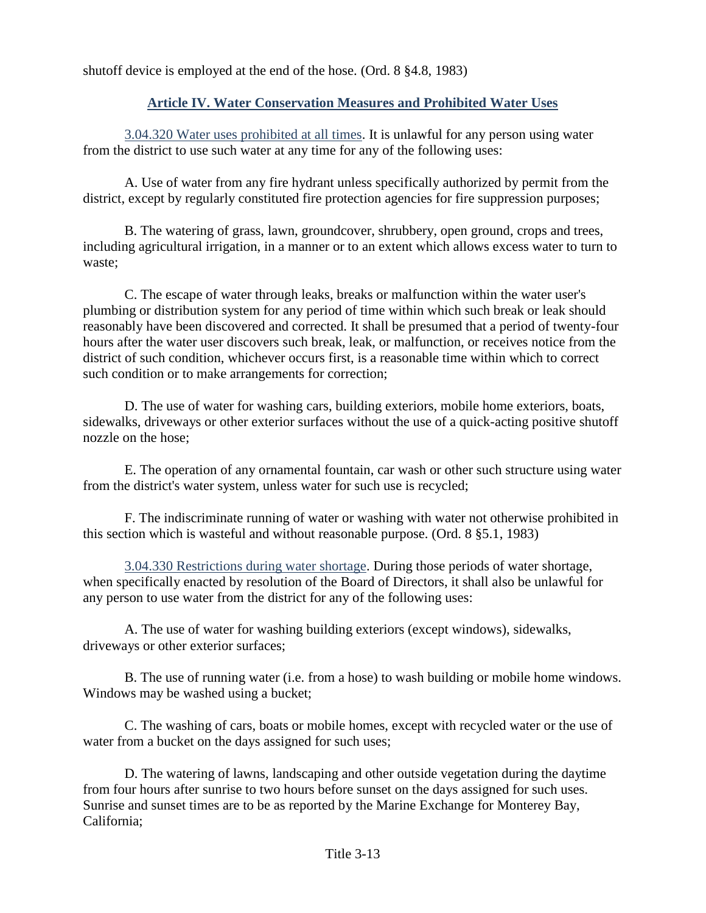shutoff device is employed at the end of the hose. (Ord. 8 §4.8, 1983)

## Article IV. Water Conservation Measures and Prohibited Water Uses

3.04.320 Water uses prohibited at all times. It is unlawful for any person using water from the district to use such water at any time for any of the following uses:

A. Use of water from any fire hydrant unless specifically authorized by permit from the district, except by regularly constituted fire protection agencies for fire suppression purposes;

B. The watering of grass, lawn, groundcover, shrubbery, open ground, crops and trees, including agricultural irrigation, in a manner or to an extent which allows excess water to turn to waste;

C. The escape of water through leaks, breaks or malfunction within the water user's plumbing or distribution system for any period of time within which such break or leak should reasonably have been discovered and corrected. It shall be presumed that a period of twenty-four hours after the water user discovers such break, leak, or malfunction, or receives notice from the district of such condition, whichever occurs first, is a reasonable time within which to correct such condition or to make arrangements for correction;

D. The use of water for washing cars, building exteriors, mobile home exteriors, boats, sidewalks, driveways or other exterior surfaces without the use of a quick-acting positive shutoff nozzle on the hose;

E. The operation of any ornamental fountain, car wash or other such structure using water from the district's water system, unless water for such use is recycled;

F. The indiscriminate running of water or washing with water not otherwise prohibited in this section which is wasteful and without reasonable purpose. (Ord. 8 §5.1, 1983)

3.04.330 Restrictions during water shortage. During those periods of water shortage, when specifically enacted by resolution of the Board of Directors, it shall also be unlawful for any person to use water from the district for any of the following uses:

A. The use of water for washing building exteriors (except windows), sidewalks, driveways or other exterior surfaces;

B. The use of running water (i.e. from a hose) to wash building or mobile home windows. Windows may be washed using a bucket;

C. The washing of cars, boats or mobile homes, except with recycled water or the use of water from a bucket on the days assigned for such uses;

D. The watering of lawns, landscaping and other outside vegetation during the daytime from four hours after sunrise to two hours before sunset on the days assigned for such uses. Sunrise and sunset times are to be as reported by the Marine Exchange for Monterey Bay, California;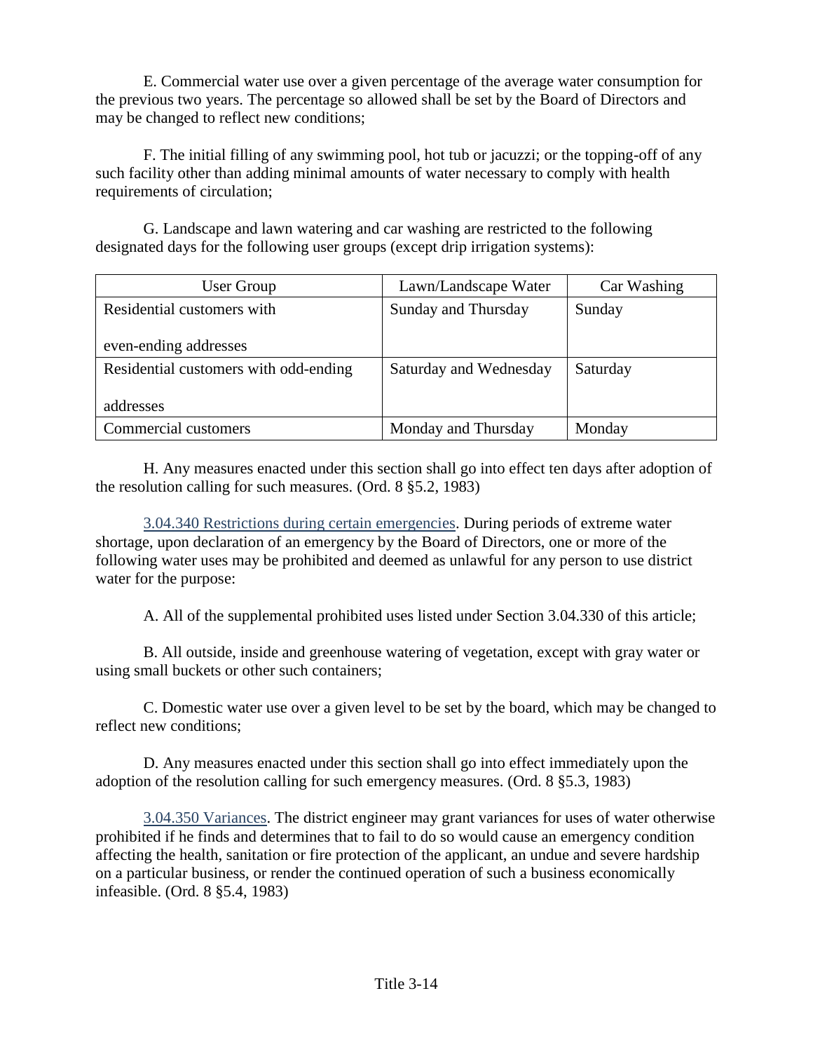E. Commercial water use over a given percentage of the average water consumption for the previous two years. The percentage so allowed shall be set by the Board of Directors and may be changed to reflect new conditions;

F. The initial filling of any swimming pool, hot tub or jacuzzi; or the topping-off of any such facility other than adding minimal amounts of water necessary to comply with health requirements of circulation;

G. Landscape and lawn watering and car washing are restricted to the following designated days for the following user groups (except drip irrigation systems):

| User Group | Lawn/Landscape Water | Car Washing |
|---|---|---|
| Residential customers with even-ending addresses | Sunday and Thursday | Sunday |
| Residential customers with odd-ending addresses | Saturday and Wednesday | Saturday |
| Commercial customers | Monday and Thursday | Monday |

H. Any measures enacted under this section shall go into effect ten days after adoption of the resolution calling for such measures. (Ord. 8 §5.2, 1983)

3.04.340 Restrictions during certain emergencies. During periods of extreme water shortage, upon declaration of an emergency by the Board of Directors, one or more of the following water uses may be prohibited and deemed as unlawful for any person to use district water for the purpose:

A. All of the supplemental prohibited uses listed under Section 3.04.330 of this article;

B. All outside, inside and greenhouse watering of vegetation, except with gray water or using small buckets or other such containers;

C. Domestic water use over a given level to be set by the board, which may be changed to reflect new conditions;

D. Any measures enacted under this section shall go into effect immediately upon the adoption of the resolution calling for such emergency measures. (Ord. 8 §5.3, 1983)

3.04.350 Variances. The district engineer may grant variances for uses of water otherwise prohibited if he finds and determines that to fail to do so would cause an emergency condition affecting the health, sanitation or fire protection of the applicant, an undue and severe hardship on a particular business, or render the continued operation of such a business economically infeasible. (Ord. 8 §5.4, 1983)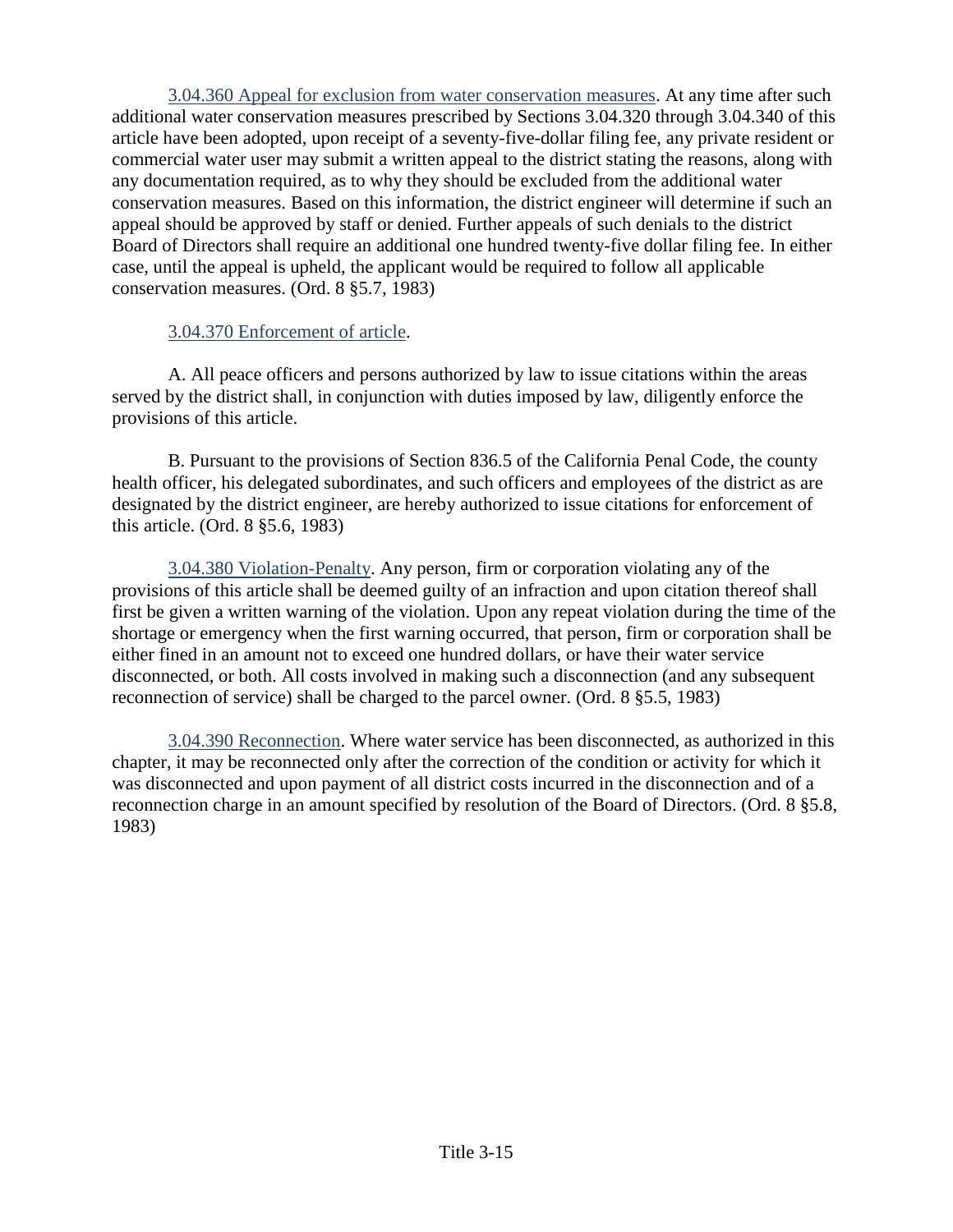3.04.360 Appeal for exclusion from water conservation measures. At any time after such additional water conservation measures prescribed by Sections 3.04.320 through 3.04.340 of this article have been adopted, upon receipt of a seventy-five-dollar filing fee, any private resident or commercial water user may submit a written appeal to the district stating the reasons, along with any documentation required, as to why they should be excluded from the additional water conservation measures. Based on this information, the district engineer will determine if such an appeal should be approved by staff or denied. Further appeals of such denials to the district Board of Directors shall require an additional one hundred twenty-five dollar filing fee. In either case, until the appeal is upheld, the applicant would be required to follow all applicable conservation measures. (Ord. 8 §5.7, 1983)

3.04.370 Enforcement of article.

A. All peace officers and persons authorized by law to issue citations within the areas served by the district shall, in conjunction with duties imposed by law, diligently enforce the provisions of this article.

B. Pursuant to the provisions of Section 836.5 of the California Penal Code, the county health officer, his delegated subordinates, and such officers and employees of the district as are designated by the district engineer, are hereby authorized to issue citations for enforcement of this article. (Ord. 8 §5.6, 1983)

3.04.380 Violation-Penalty. Any person, firm or corporation violating any of the provisions of this article shall be deemed guilty of an infraction and upon citation thereof shall first be given a written warning of the violation. Upon any repeat violation during the time of the shortage or emergency when the first warning occurred, that person, firm or corporation shall be either fined in an amount not to exceed one hundred dollars, or have their water service disconnected, or both. All costs involved in making such a disconnection (and any subsequent reconnection of service) shall be charged to the parcel owner. (Ord. 8 §5.5, 1983)

3.04.390 Reconnection. Where water service has been disconnected, as authorized in this chapter, it may be reconnected only after the correction of the condition or activity for which it was disconnected and upon payment of all district costs incurred in the disconnection and of a reconnection charge in an amount specified by resolution of the Board of Directors. (Ord. 8 §5.8, 1983)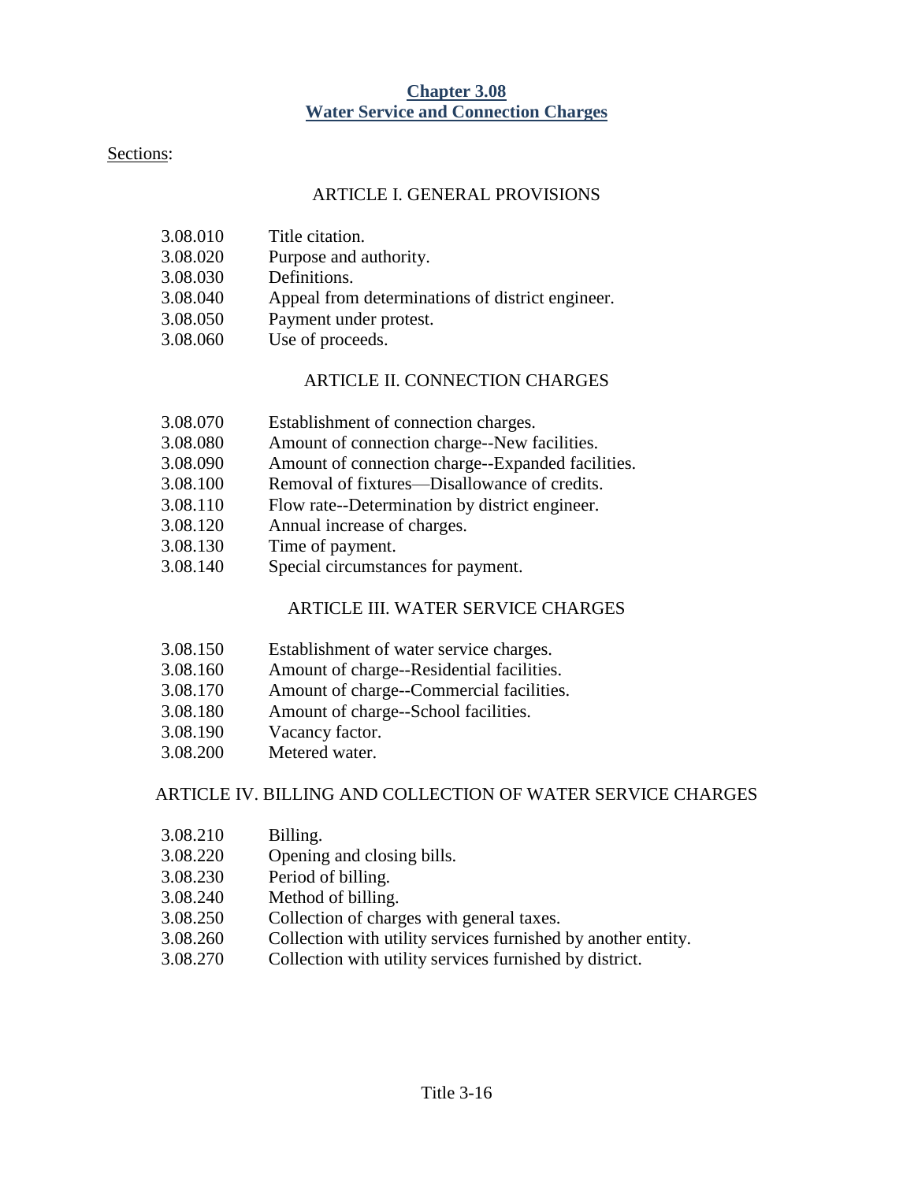# Chapter 3.08
# Water Service and Connection Charges

Sections:

ARTICLE I. GENERAL PROVISIONS

3.08.010 Title citation.
3.08.020 Purpose and authority.
3.08.030 Definitions.
3.08.040 Appeal from determinations of district engineer.
3.08.050 Payment under protest.
3.08.060 Use of proceeds.

ARTICLE II. CONNECTION CHARGES

3.08.070 Establishment of connection charges.
3.08.080 Amount of connection charge--New facilities.
3.08.090 Amount of connection charge--Expanded facilities.
3.08.100 Removal of fixtures—Disallowance of credits.
3.08.110 Flow rate--Determination by district engineer.
3.08.120 Annual increase of charges.
3.08.130 Time of payment.
3.08.140 Special circumstances for payment.

ARTICLE III. WATER SERVICE CHARGES

3.08.150 Establishment of water service charges.
3.08.160 Amount of charge--Residential facilities.
3.08.170 Amount of charge--Commercial facilities.
3.08.180 Amount of charge--School facilities.
3.08.190 Vacancy factor.
3.08.200 Metered water.

ARTICLE IV. BILLING AND COLLECTION OF WATER SERVICE CHARGES

3.08.210 Billing.
3.08.220 Opening and closing bills.
3.08.230 Period of billing.
3.08.240 Method of billing.
3.08.250 Collection of charges with general taxes.
3.08.260 Collection with utility services furnished by another entity.
3.08.270 Collection with utility services furnished by district.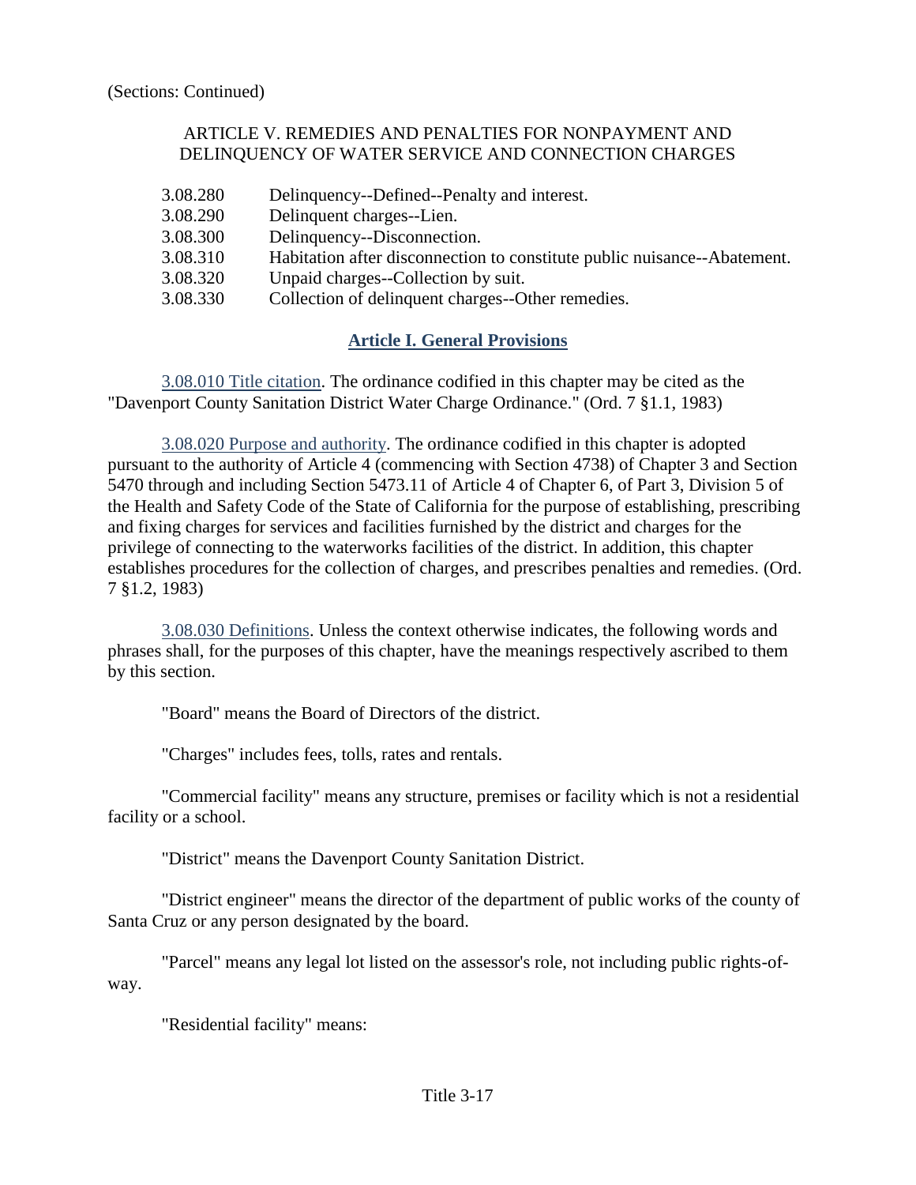(Sections: Continued)

ARTICLE V. REMEDIES AND PENALTIES FOR NONPAYMENT AND DELINQUENCY OF WATER SERVICE AND CONNECTION CHARGES

| | |
|---|---|
| 3.08.280 | Delinquency--Defined--Penalty and interest. |
| 3.08.290 | Delinquent charges--Lien. |
| 3.08.300 | Delinquency--Disconnection. |
| 3.08.310 | Habitation after disconnection to constitute public nuisance--Abatement. |
| 3.08.320 | Unpaid charges--Collection by suit. |
| 3.08.330 | Collection of delinquent charges--Other remedies. |

## Article I. General Provisions

3.08.010 Title citation. The ordinance codified in this chapter may be cited as the "Davenport County Sanitation District Water Charge Ordinance." (Ord. 7 §1.1, 1983)

3.08.020 Purpose and authority. The ordinance codified in this chapter is adopted pursuant to the authority of Article 4 (commencing with Section 4738) of Chapter 3 and Section 5470 through and including Section 5473.11 of Article 4 of Chapter 6, of Part 3, Division 5 of the Health and Safety Code of the State of California for the purpose of establishing, prescribing and fixing charges for services and facilities furnished by the district and charges for the privilege of connecting to the waterworks facilities of the district. In addition, this chapter establishes procedures for the collection of charges, and prescribes penalties and remedies. (Ord. 7 §1.2, 1983)

3.08.030 Definitions. Unless the context otherwise indicates, the following words and phrases shall, for the purposes of this chapter, have the meanings respectively ascribed to them by this section.

"Board" means the Board of Directors of the district.

"Charges" includes fees, tolls, rates and rentals.

"Commercial facility" means any structure, premises or facility which is not a residential facility or a school.

"District" means the Davenport County Sanitation District.

"District engineer" means the director of the department of public works of the county of Santa Cruz or any person designated by the board.

"Parcel" means any legal lot listed on the assessor's role, not including public rights-of-way.

"Residential facility" means: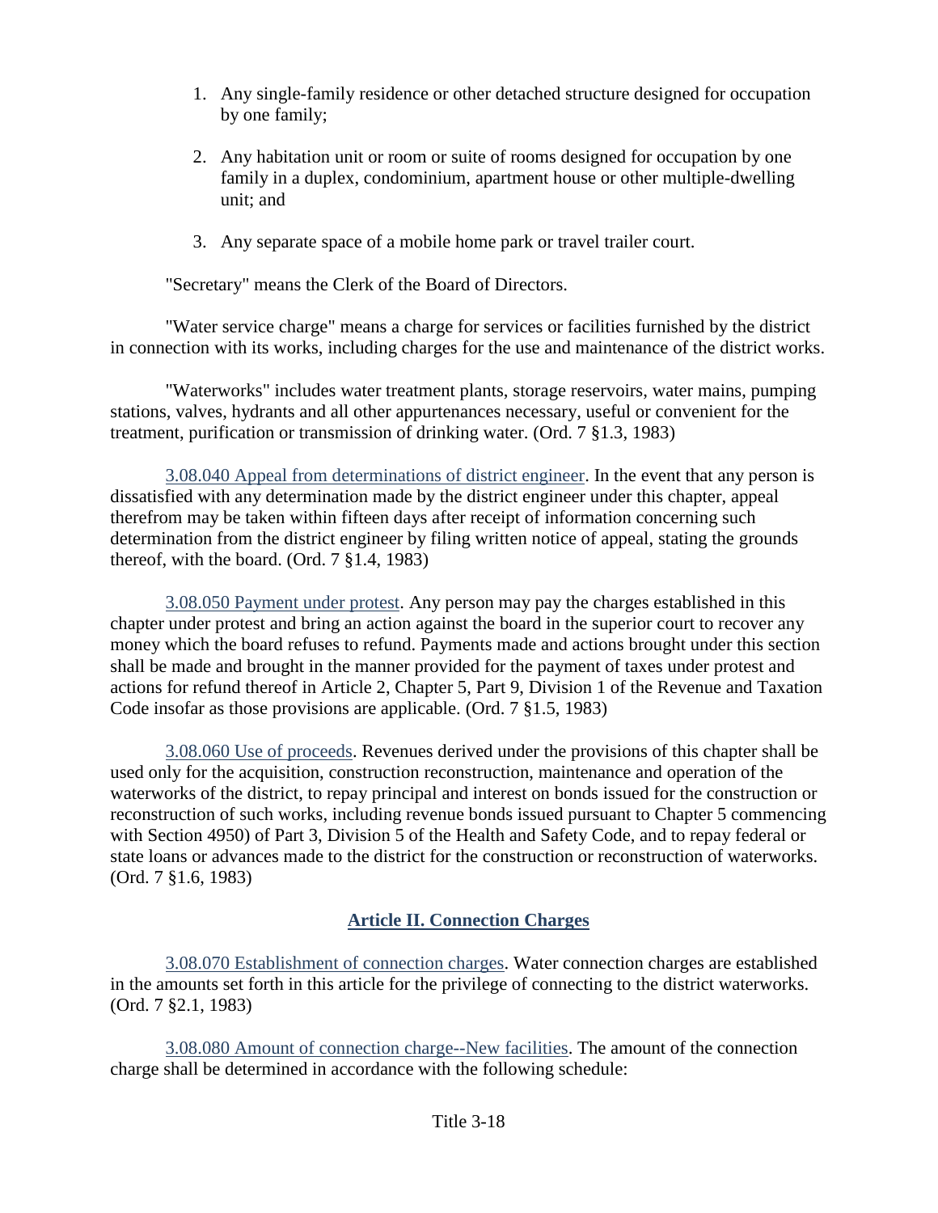1. Any single-family residence or other detached structure designed for occupation by one family;

2. Any habitation unit or room or suite of rooms designed for occupation by one family in a duplex, condominium, apartment house or other multiple-dwelling unit; and

3. Any separate space of a mobile home park or travel trailer court.

"Secretary" means the Clerk of the Board of Directors.

"Water service charge" means a charge for services or facilities furnished by the district in connection with its works, including charges for the use and maintenance of the district works.

"Waterworks" includes water treatment plants, storage reservoirs, water mains, pumping stations, valves, hydrants and all other appurtenances necessary, useful or convenient for the treatment, purification or transmission of drinking water. (Ord. 7 §1.3, 1983)

3.08.040 Appeal from determinations of district engineer. In the event that any person is dissatisfied with any determination made by the district engineer under this chapter, appeal therefrom may be taken within fifteen days after receipt of information concerning such determination from the district engineer by filing written notice of appeal, stating the grounds thereof, with the board. (Ord. 7 §1.4, 1983)

3.08.050 Payment under protest. Any person may pay the charges established in this chapter under protest and bring an action against the board in the superior court to recover any money which the board refuses to refund. Payments made and actions brought under this section shall be made and brought in the manner provided for the payment of taxes under protest and actions for refund thereof in Article 2, Chapter 5, Part 9, Division 1 of the Revenue and Taxation Code insofar as those provisions are applicable. (Ord. 7 §1.5, 1983)

3.08.060 Use of proceeds. Revenues derived under the provisions of this chapter shall be used only for the acquisition, construction reconstruction, maintenance and operation of the waterworks of the district, to repay principal and interest on bonds issued for the construction or reconstruction of such works, including revenue bonds issued pursuant to Chapter 5 commencing with Section 4950) of Part 3, Division 5 of the Health and Safety Code, and to repay federal or state loans or advances made to the district for the construction or reconstruction of waterworks. (Ord. 7 §1.6, 1983)

## Article II. Connection Charges

3.08.070 Establishment of connection charges. Water connection charges are established in the amounts set forth in this article for the privilege of connecting to the district waterworks. (Ord. 7 §2.1, 1983)

3.08.080 Amount of connection charge--New facilities. The amount of the connection charge shall be determined in accordance with the following schedule: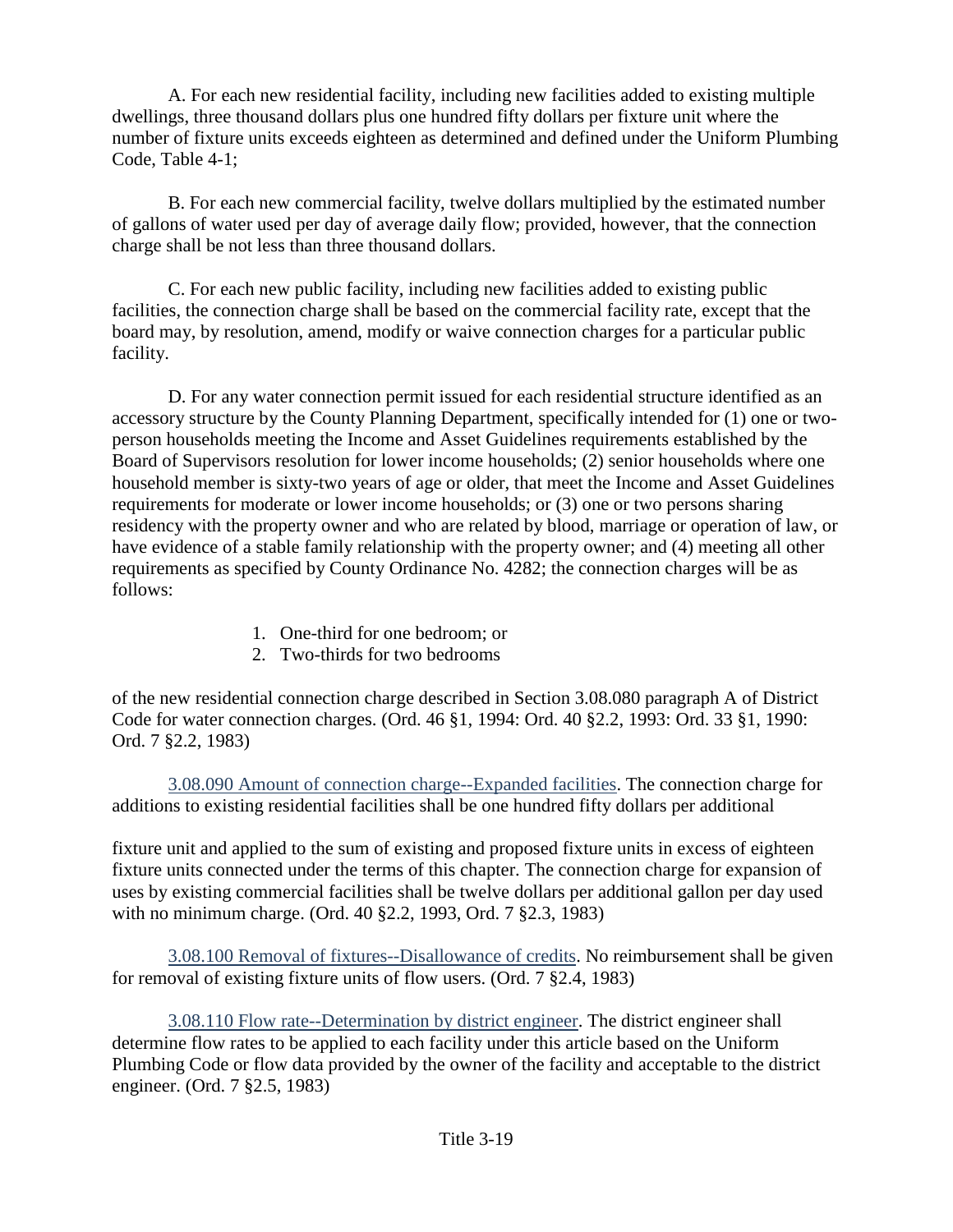A. For each new residential facility, including new facilities added to existing multiple dwellings, three thousand dollars plus one hundred fifty dollars per fixture unit where the number of fixture units exceeds eighteen as determined and defined under the Uniform Plumbing Code, Table 4-1;

B. For each new commercial facility, twelve dollars multiplied by the estimated number of gallons of water used per day of average daily flow; provided, however, that the connection charge shall be not less than three thousand dollars.

C. For each new public facility, including new facilities added to existing public facilities, the connection charge shall be based on the commercial facility rate, except that the board may, by resolution, amend, modify or waive connection charges for a particular public facility.

D. For any water connection permit issued for each residential structure identified as an accessory structure by the County Planning Department, specifically intended for (1) one or two-person households meeting the Income and Asset Guidelines requirements established by the Board of Supervisors resolution for lower income households; (2) senior households where one household member is sixty-two years of age or older, that meet the Income and Asset Guidelines requirements for moderate or lower income households; or (3) one or two persons sharing residency with the property owner and who are related by blood, marriage or operation of law, or have evidence of a stable family relationship with the property owner; and (4) meeting all other requirements as specified by County Ordinance No. 4282; the connection charges will be as follows:

1. One-third for one bedroom; or
2. Two-thirds for two bedrooms

of the new residential connection charge described in Section 3.08.080 paragraph A of District Code for water connection charges. (Ord. 46 §1, 1994: Ord. 40 §2.2, 1993: Ord. 33 §1, 1990: Ord. 7 §2.2, 1983)

3.08.090 Amount of connection charge--Expanded facilities. The connection charge for additions to existing residential facilities shall be one hundred fifty dollars per additional fixture unit and applied to the sum of existing and proposed fixture units in excess of eighteen fixture units connected under the terms of this chapter. The connection charge for expansion of uses by existing commercial facilities shall be twelve dollars per additional gallon per day used with no minimum charge. (Ord. 40 §2.2, 1993, Ord. 7 §2.3, 1983)

3.08.100 Removal of fixtures--Disallowance of credits. No reimbursement shall be given for removal of existing fixture units of flow users. (Ord. 7 §2.4, 1983)

3.08.110 Flow rate--Determination by district engineer. The district engineer shall determine flow rates to be applied to each facility under this article based on the Uniform Plumbing Code or flow data provided by the owner of the facility and acceptable to the district engineer. (Ord. 7 §2.5, 1983)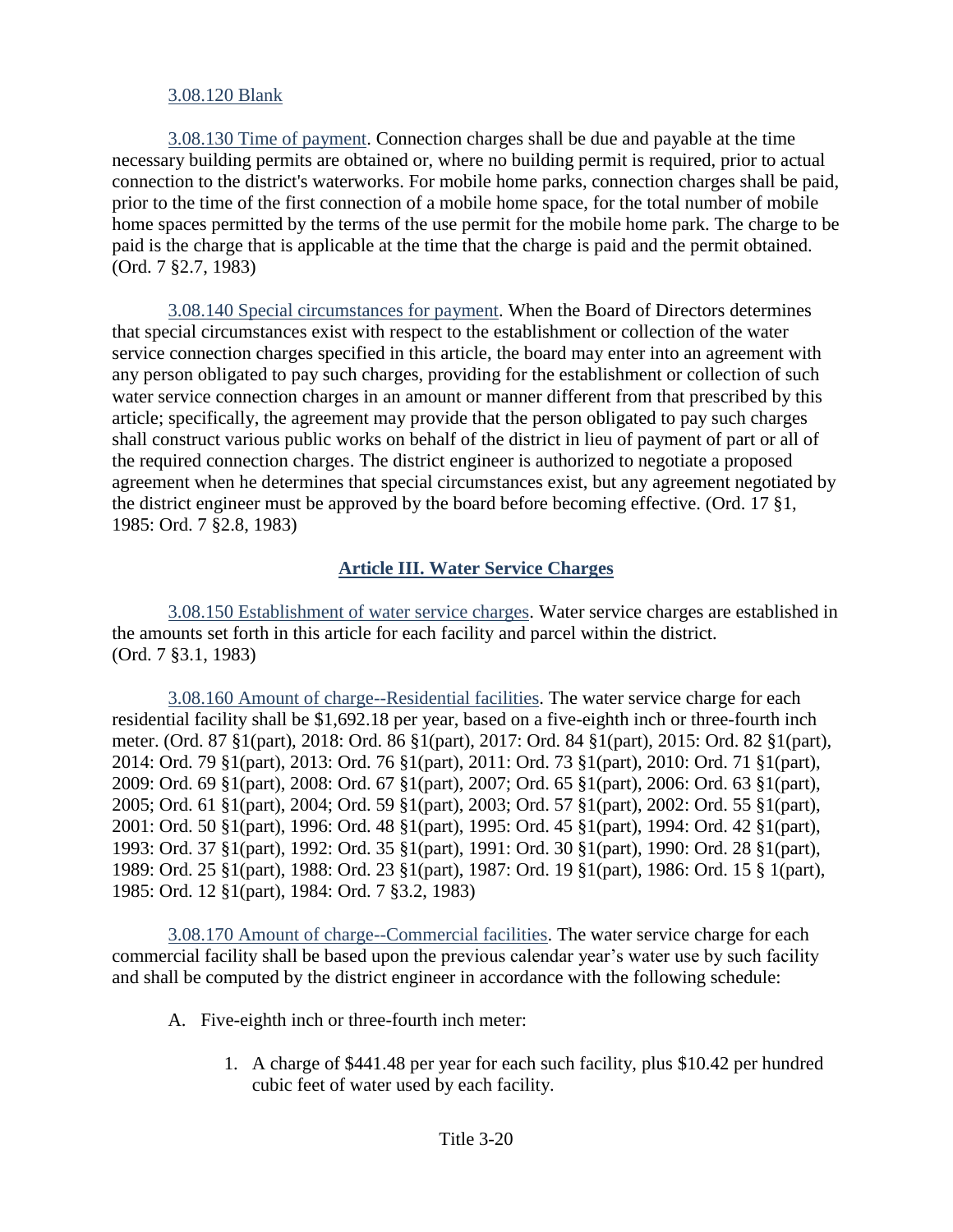3.08.120 Blank

3.08.130 Time of payment. Connection charges shall be due and payable at the time necessary building permits are obtained or, where no building permit is required, prior to actual connection to the district's waterworks. For mobile home parks, connection charges shall be paid, prior to the time of the first connection of a mobile home space, for the total number of mobile home spaces permitted by the terms of the use permit for the mobile home park. The charge to be paid is the charge that is applicable at the time that the charge is paid and the permit obtained. (Ord. 7 §2.7, 1983)

3.08.140 Special circumstances for payment. When the Board of Directors determines that special circumstances exist with respect to the establishment or collection of the water service connection charges specified in this article, the board may enter into an agreement with any person obligated to pay such charges, providing for the establishment or collection of such water service connection charges in an amount or manner different from that prescribed by this article; specifically, the agreement may provide that the person obligated to pay such charges shall construct various public works on behalf of the district in lieu of payment of part or all of the required connection charges. The district engineer is authorized to negotiate a proposed agreement when he determines that special circumstances exist, but any agreement negotiated by the district engineer must be approved by the board before becoming effective. (Ord. 17 §1, 1985: Ord. 7 §2.8, 1983)

## Article III. Water Service Charges

3.08.150 Establishment of water service charges. Water service charges are established in the amounts set forth in this article for each facility and parcel within the district. (Ord. 7 §3.1, 1983)

3.08.160 Amount of charge--Residential facilities. The water service charge for each residential facility shall be $1,692.18 per year, based on a five-eighth inch or three-fourth inch meter. (Ord. 87 §1(part), 2018: Ord. 86 §1(part), 2017: Ord. 84 §1(part), 2015: Ord. 82 §1(part), 2014: Ord. 79 §1(part), 2013: Ord. 76 §1(part), 2011: Ord. 73 §1(part), 2010: Ord. 71 §1(part), 2009: Ord. 69 §1(part), 2008: Ord. 67 §1(part), 2007; Ord. 65 §1(part), 2006: Ord. 63 §1(part), 2005; Ord. 61 §1(part), 2004; Ord. 59 §1(part), 2003; Ord. 57 §1(part), 2002: Ord. 55 §1(part), 2001: Ord. 50 §1(part), 1996: Ord. 48 §1(part), 1995: Ord. 45 §1(part), 1994: Ord. 42 §1(part), 1993: Ord. 37 §1(part), 1992: Ord. 35 §1(part), 1991: Ord. 30 §1(part), 1990: Ord. 28 §1(part), 1989: Ord. 25 §1(part), 1988: Ord. 23 §1(part), 1987: Ord. 19 §1(part), 1986: Ord. 15 § 1(part), 1985: Ord. 12 §1(part), 1984: Ord. 7 §3.2, 1983)

3.08.170 Amount of charge--Commercial facilities. The water service charge for each commercial facility shall be based upon the previous calendar year's water use by such facility and shall be computed by the district engineer in accordance with the following schedule:

A. Five-eighth inch or three-fourth inch meter:

   1. A charge of $441.48 per year for each such facility, plus $10.42 per hundred cubic feet of water used by each facility.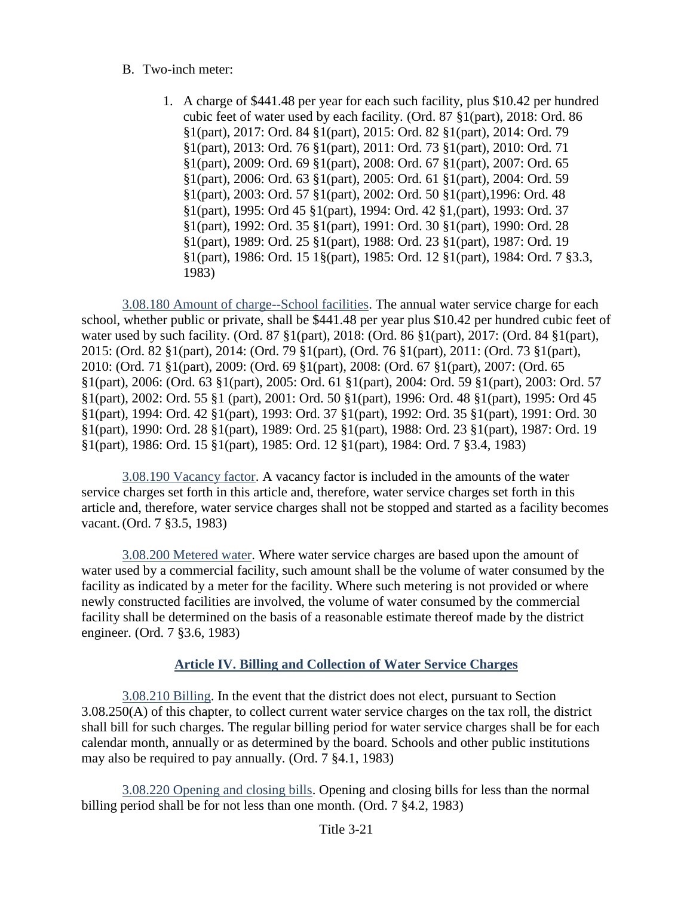B. Two-inch meter:

1. A charge of $441.48 per year for each such facility, plus $10.42 per hundred cubic feet of water used by each facility. (Ord. 87 §1(part), 2018: Ord. 86 §1(part), 2017: Ord. 84 §1(part), 2015: Ord. 82 §1(part), 2014: Ord. 79 §1(part), 2013: Ord. 76 §1(part), 2011: Ord. 73 §1(part), 2010: Ord. 71 §1(part), 2009: Ord. 69 §1(part), 2008: Ord. 67 §1(part), 2007: Ord. 65 §1(part), 2006: Ord. 63 §1(part), 2005: Ord. 61 §1(part), 2004: Ord. 59 §1(part), 2003: Ord. 57 §1(part), 2002: Ord. 50 §1(part),1996: Ord. 48 §1(part), 1995: Ord 45 §1(part), 1994: Ord. 42 §1,(part), 1993: Ord. 37 §1(part), 1992: Ord. 35 §1(part), 1991: Ord. 30 §1(part), 1990: Ord. 28 §1(part), 1989: Ord. 25 §1(part), 1988: Ord. 23 §1(part), 1987: Ord. 19 §1(part), 1986: Ord. 15 1§(part), 1985: Ord. 12 §1(part), 1984: Ord. 7 §3.3, 1983)

3.08.180 Amount of charge--School facilities. The annual water service charge for each school, whether public or private, shall be $441.48 per year plus $10.42 per hundred cubic feet of water used by such facility. (Ord. 87 §1(part), 2018: (Ord. 86 §1(part), 2017: (Ord. 84 §1(part), 2015: (Ord. 82 §1(part), 2014: (Ord. 79 §1(part), (Ord. 76 §1(part), 2011: (Ord. 73 §1(part), 2010: (Ord. 71 §1(part), 2009: (Ord. 69 §1(part), 2008: (Ord. 67 §1(part), 2007: (Ord. 65 §1(part), 2006: (Ord. 63 §1(part), 2005: Ord. 61 §1(part), 2004: Ord. 59 §1(part), 2003: Ord. 57 §1(part), 2002: Ord. 55 §1 (part), 2001: Ord. 50 §1(part), 1996: Ord. 48 §1(part), 1995: Ord 45 §1(part), 1994: Ord. 42 §1(part), 1993: Ord. 37 §1(part), 1992: Ord. 35 §1(part), 1991: Ord. 30 §1(part), 1990: Ord. 28 §1(part), 1989: Ord. 25 §1(part), 1988: Ord. 23 §1(part), 1987: Ord. 19 §1(part), 1986: Ord. 15 §1(part), 1985: Ord. 12 §1(part), 1984: Ord. 7 §3.4, 1983)

3.08.190 Vacancy factor. A vacancy factor is included in the amounts of the water service charges set forth in this article and, therefore, water service charges set forth in this article and, therefore, water service charges shall not be stopped and started as a facility becomes vacant. (Ord. 7 §3.5, 1983)

3.08.200 Metered water. Where water service charges are based upon the amount of water used by a commercial facility, such amount shall be the volume of water consumed by the facility as indicated by a meter for the facility. Where such metering is not provided or where newly constructed facilities are involved, the volume of water consumed by the commercial facility shall be determined on the basis of a reasonable estimate thereof made by the district engineer. (Ord. 7 §3.6, 1983)

## Article IV. Billing and Collection of Water Service Charges

3.08.210 Billing. In the event that the district does not elect, pursuant to Section 3.08.250(A) of this chapter, to collect current water service charges on the tax roll, the district shall bill for such charges. The regular billing period for water service charges shall be for each calendar month, annually or as determined by the board. Schools and other public institutions may also be required to pay annually. (Ord. 7 §4.1, 1983)

3.08.220 Opening and closing bills. Opening and closing bills for less than the normal billing period shall be for not less than one month. (Ord. 7 §4.2, 1983)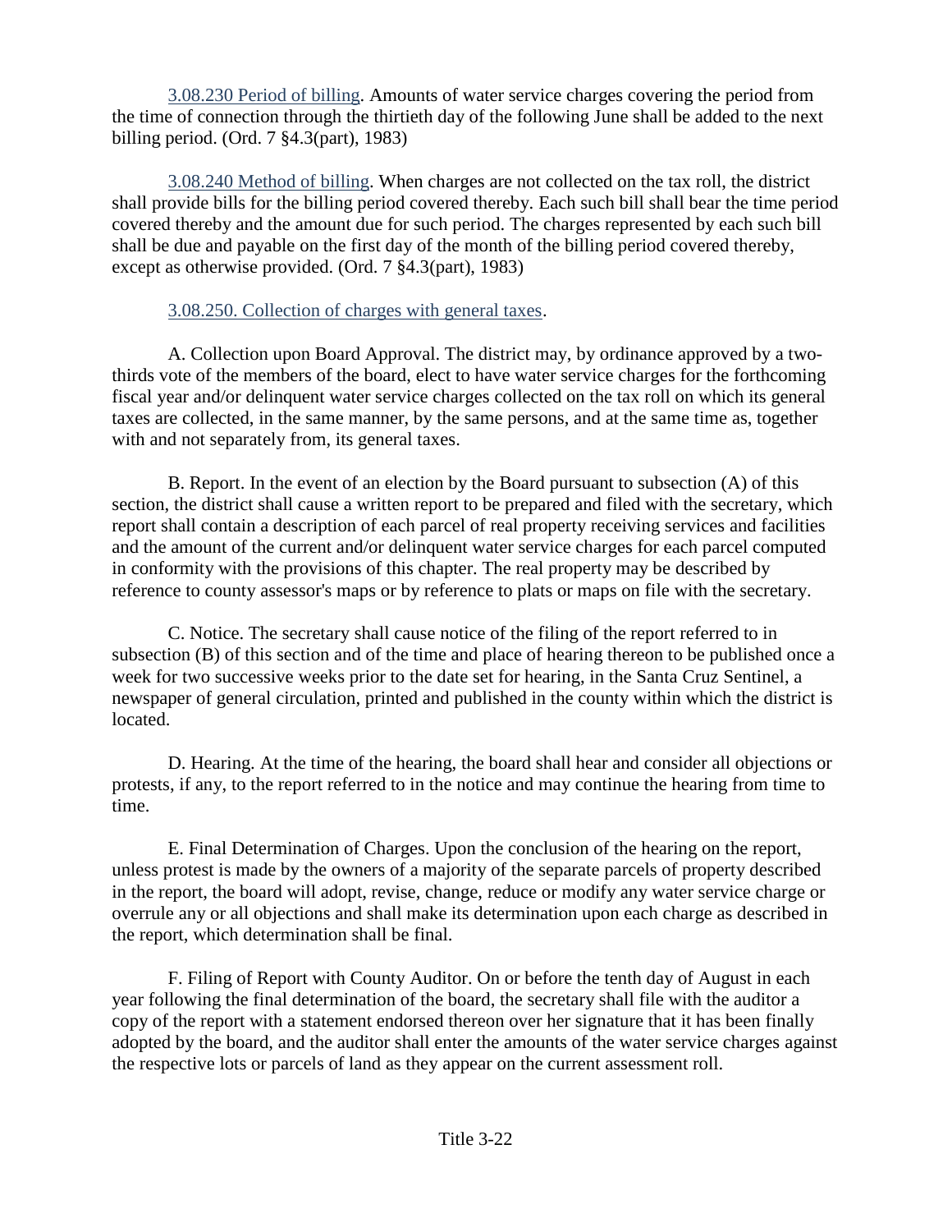3.08.230 Period of billing. Amounts of water service charges covering the period from the time of connection through the thirtieth day of the following June shall be added to the next billing period. (Ord. 7 §4.3(part), 1983)

3.08.240 Method of billing. When charges are not collected on the tax roll, the district shall provide bills for the billing period covered thereby. Each such bill shall bear the time period covered thereby and the amount due for such period. The charges represented by each such bill shall be due and payable on the first day of the month of the billing period covered thereby, except as otherwise provided. (Ord. 7 §4.3(part), 1983)

3.08.250. Collection of charges with general taxes.

A. Collection upon Board Approval. The district may, by ordinance approved by a two-thirds vote of the members of the board, elect to have water service charges for the forthcoming fiscal year and/or delinquent water service charges collected on the tax roll on which its general taxes are collected, in the same manner, by the same persons, and at the same time as, together with and not separately from, its general taxes.

B. Report. In the event of an election by the Board pursuant to subsection (A) of this section, the district shall cause a written report to be prepared and filed with the secretary, which report shall contain a description of each parcel of real property receiving services and facilities and the amount of the current and/or delinquent water service charges for each parcel computed in conformity with the provisions of this chapter. The real property may be described by reference to county assessor's maps or by reference to plats or maps on file with the secretary.

C. Notice. The secretary shall cause notice of the filing of the report referred to in subsection (B) of this section and of the time and place of hearing thereon to be published once a week for two successive weeks prior to the date set for hearing, in the Santa Cruz Sentinel, a newspaper of general circulation, printed and published in the county within which the district is located.

D. Hearing. At the time of the hearing, the board shall hear and consider all objections or protests, if any, to the report referred to in the notice and may continue the hearing from time to time.

E. Final Determination of Charges. Upon the conclusion of the hearing on the report, unless protest is made by the owners of a majority of the separate parcels of property described in the report, the board will adopt, revise, change, reduce or modify any water service charge or overrule any or all objections and shall make its determination upon each charge as described in the report, which determination shall be final.

F. Filing of Report with County Auditor. On or before the tenth day of August in each year following the final determination of the board, the secretary shall file with the auditor a copy of the report with a statement endorsed thereon over her signature that it has been finally adopted by the board, and the auditor shall enter the amounts of the water service charges against the respective lots or parcels of land as they appear on the current assessment roll.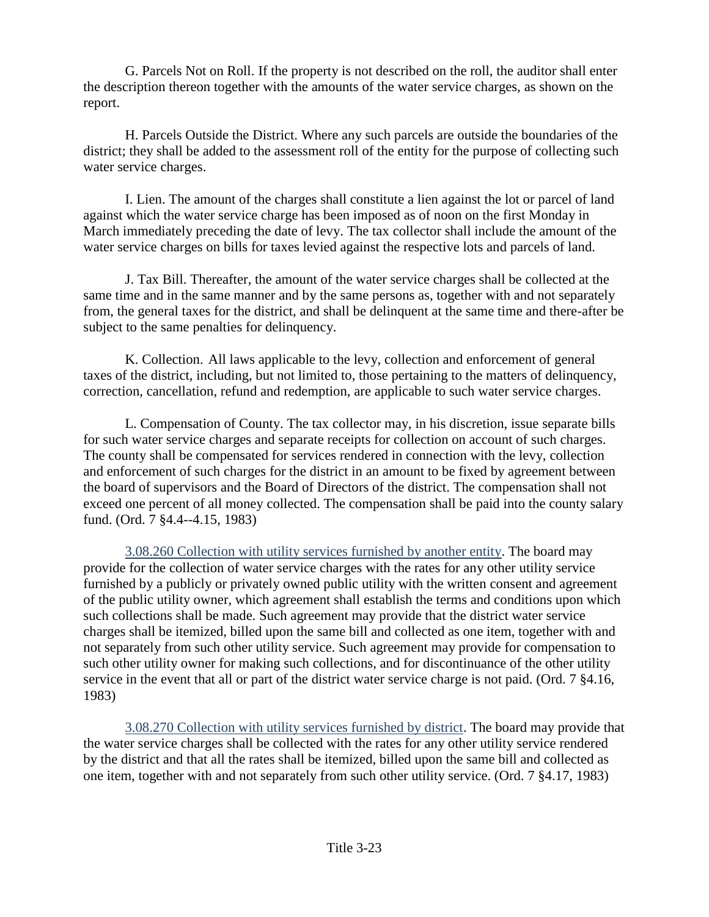G. Parcels Not on Roll. If the property is not described on the roll, the auditor shall enter the description thereon together with the amounts of the water service charges, as shown on the report.

H. Parcels Outside the District. Where any such parcels are outside the boundaries of the district; they shall be added to the assessment roll of the entity for the purpose of collecting such water service charges.

I. Lien. The amount of the charges shall constitute a lien against the lot or parcel of land against which the water service charge has been imposed as of noon on the first Monday in March immediately preceding the date of levy. The tax collector shall include the amount of the water service charges on bills for taxes levied against the respective lots and parcels of land.

J. Tax Bill. Thereafter, the amount of the water service charges shall be collected at the same time and in the same manner and by the same persons as, together with and not separately from, the general taxes for the district, and shall be delinquent at the same time and there-after be subject to the same penalties for delinquency.

K. Collection. All laws applicable to the levy, collection and enforcement of general taxes of the district, including, but not limited to, those pertaining to the matters of delinquency, correction, cancellation, refund and redemption, are applicable to such water service charges.

L. Compensation of County. The tax collector may, in his discretion, issue separate bills for such water service charges and separate receipts for collection on account of such charges. The county shall be compensated for services rendered in connection with the levy, collection and enforcement of such charges for the district in an amount to be fixed by agreement between the board of supervisors and the Board of Directors of the district. The compensation shall not exceed one percent of all money collected. The compensation shall be paid into the county salary fund. (Ord. 7 §4.4--4.15, 1983)

3.08.260 Collection with utility services furnished by another entity. The board may provide for the collection of water service charges with the rates for any other utility service furnished by a publicly or privately owned public utility with the written consent and agreement of the public utility owner, which agreement shall establish the terms and conditions upon which such collections shall be made. Such agreement may provide that the district water service charges shall be itemized, billed upon the same bill and collected as one item, together with and not separately from such other utility service. Such agreement may provide for compensation to such other utility owner for making such collections, and for discontinuance of the other utility service in the event that all or part of the district water service charge is not paid. (Ord. 7 §4.16, 1983)

3.08.270 Collection with utility services furnished by district. The board may provide that the water service charges shall be collected with the rates for any other utility service rendered by the district and that all the rates shall be itemized, billed upon the same bill and collected as one item, together with and not separately from such other utility service. (Ord. 7 §4.17, 1983)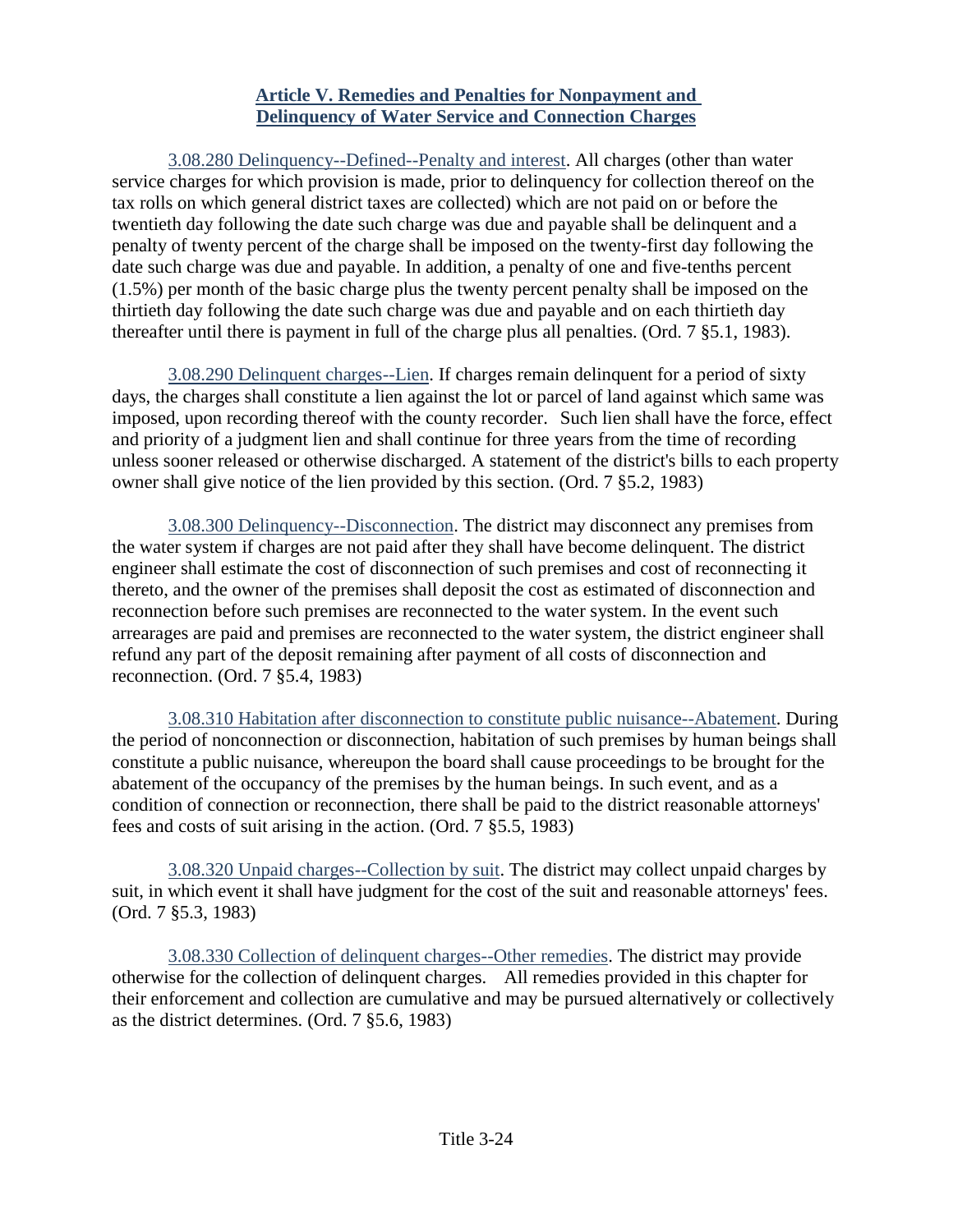## Article V. Remedies and Penalties for Nonpayment and Delinquency of Water Service and Connection Charges

3.08.280 Delinquency--Defined--Penalty and interest. All charges (other than water service charges for which provision is made, prior to delinquency for collection thereof on the tax rolls on which general district taxes are collected) which are not paid on or before the twentieth day following the date such charge was due and payable shall be delinquent and a penalty of twenty percent of the charge shall be imposed on the twenty-first day following the date such charge was due and payable. In addition, a penalty of one and five-tenths percent (1.5%) per month of the basic charge plus the twenty percent penalty shall be imposed on the thirtieth day following the date such charge was due and payable and on each thirtieth day thereafter until there is payment in full of the charge plus all penalties. (Ord. 7 §5.1, 1983).

3.08.290 Delinquent charges--Lien. If charges remain delinquent for a period of sixty days, the charges shall constitute a lien against the lot or parcel of land against which same was imposed, upon recording thereof with the county recorder. Such lien shall have the force, effect and priority of a judgment lien and shall continue for three years from the time of recording unless sooner released or otherwise discharged. A statement of the district's bills to each property owner shall give notice of the lien provided by this section. (Ord. 7 §5.2, 1983)

3.08.300 Delinquency--Disconnection. The district may disconnect any premises from the water system if charges are not paid after they shall have become delinquent. The district engineer shall estimate the cost of disconnection of such premises and cost of reconnecting it thereto, and the owner of the premises shall deposit the cost as estimated of disconnection and reconnection before such premises are reconnected to the water system. In the event such arrearages are paid and premises are reconnected to the water system, the district engineer shall refund any part of the deposit remaining after payment of all costs of disconnection and reconnection. (Ord. 7 §5.4, 1983)

3.08.310 Habitation after disconnection to constitute public nuisance--Abatement. During the period of nonconnection or disconnection, habitation of such premises by human beings shall constitute a public nuisance, whereupon the board shall cause proceedings to be brought for the abatement of the occupancy of the premises by the human beings. In such event, and as a condition of connection or reconnection, there shall be paid to the district reasonable attorneys' fees and costs of suit arising in the action. (Ord. 7 §5.5, 1983)

3.08.320 Unpaid charges--Collection by suit. The district may collect unpaid charges by suit, in which event it shall have judgment for the cost of the suit and reasonable attorneys' fees. (Ord. 7 §5.3, 1983)

3.08.330 Collection of delinquent charges--Other remedies. The district may provide otherwise for the collection of delinquent charges. All remedies provided in this chapter for their enforcement and collection are cumulative and may be pursued alternatively or collectively as the district determines. (Ord. 7 §5.6, 1983)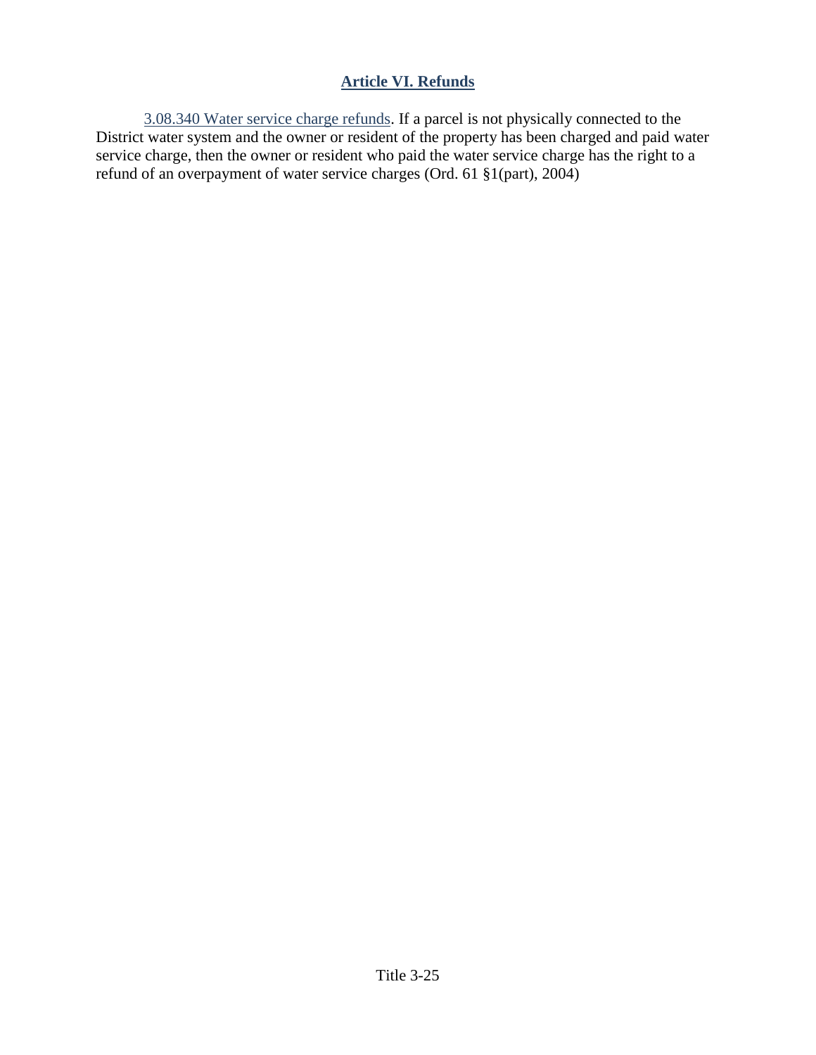## Article VI. Refunds

3.08.340 Water service charge refunds. If a parcel is not physically connected to the District water system and the owner or resident of the property has been charged and paid water service charge, then the owner or resident who paid the water service charge has the right to a refund of an overpayment of water service charges (Ord. 61 §1(part), 2004)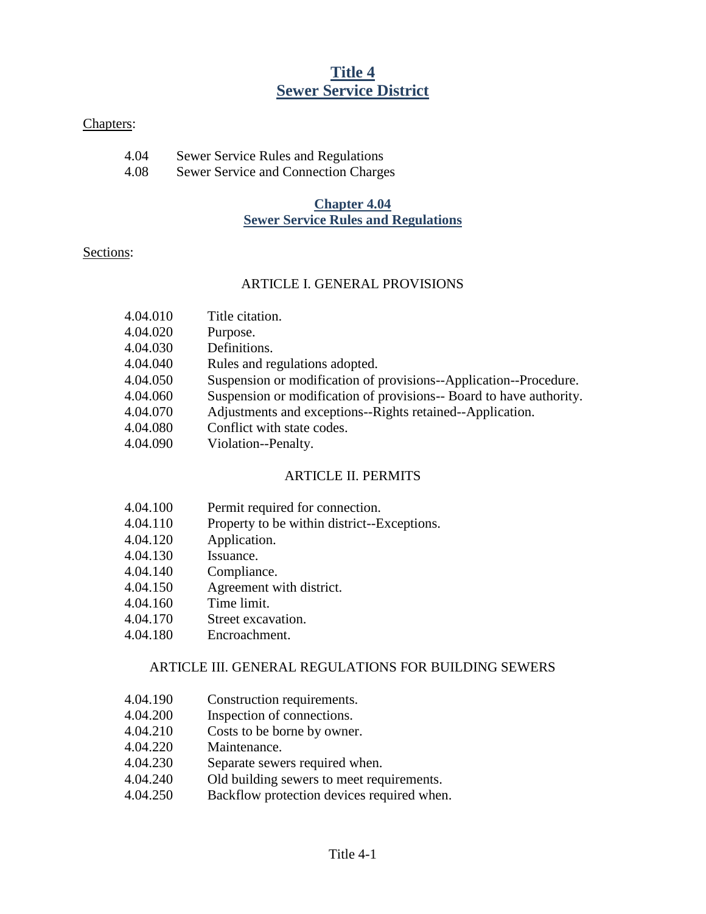# Title 4
# Sewer Service District

Chapters:

| | |
|---|---|
| 4.04 | Sewer Service Rules and Regulations |
| 4.08 | Sewer Service and Connection Charges |

## Chapter 4.04
## Sewer Service Rules and Regulations

Sections:

ARTICLE I. GENERAL PROVISIONS

| | |
|---|---|
| 4.04.010 | Title citation. |
| 4.04.020 | Purpose. |
| 4.04.030 | Definitions. |
| 4.04.040 | Rules and regulations adopted. |
| 4.04.050 | Suspension or modification of provisions--Application--Procedure. |
| 4.04.060 | Suspension or modification of provisions-- Board to have authority. |
| 4.04.070 | Adjustments and exceptions--Rights retained--Application. |
| 4.04.080 | Conflict with state codes. |
| 4.04.090 | Violation--Penalty. |

ARTICLE II. PERMITS

| | |
|---|---|
| 4.04.100 | Permit required for connection. |
| 4.04.110 | Property to be within district--Exceptions. |
| 4.04.120 | Application. |
| 4.04.130 | Issuance. |
| 4.04.140 | Compliance. |
| 4.04.150 | Agreement with district. |
| 4.04.160 | Time limit. |
| 4.04.170 | Street excavation. |
| 4.04.180 | Encroachment. |

ARTICLE III. GENERAL REGULATIONS FOR BUILDING SEWERS

| | |
|---|---|
| 4.04.190 | Construction requirements. |
| 4.04.200 | Inspection of connections. |
| 4.04.210 | Costs to be borne by owner. |
| 4.04.220 | Maintenance. |
| 4.04.230 | Separate sewers required when. |
| 4.04.240 | Old building sewers to meet requirements. |
| 4.04.250 | Backflow protection devices required when. |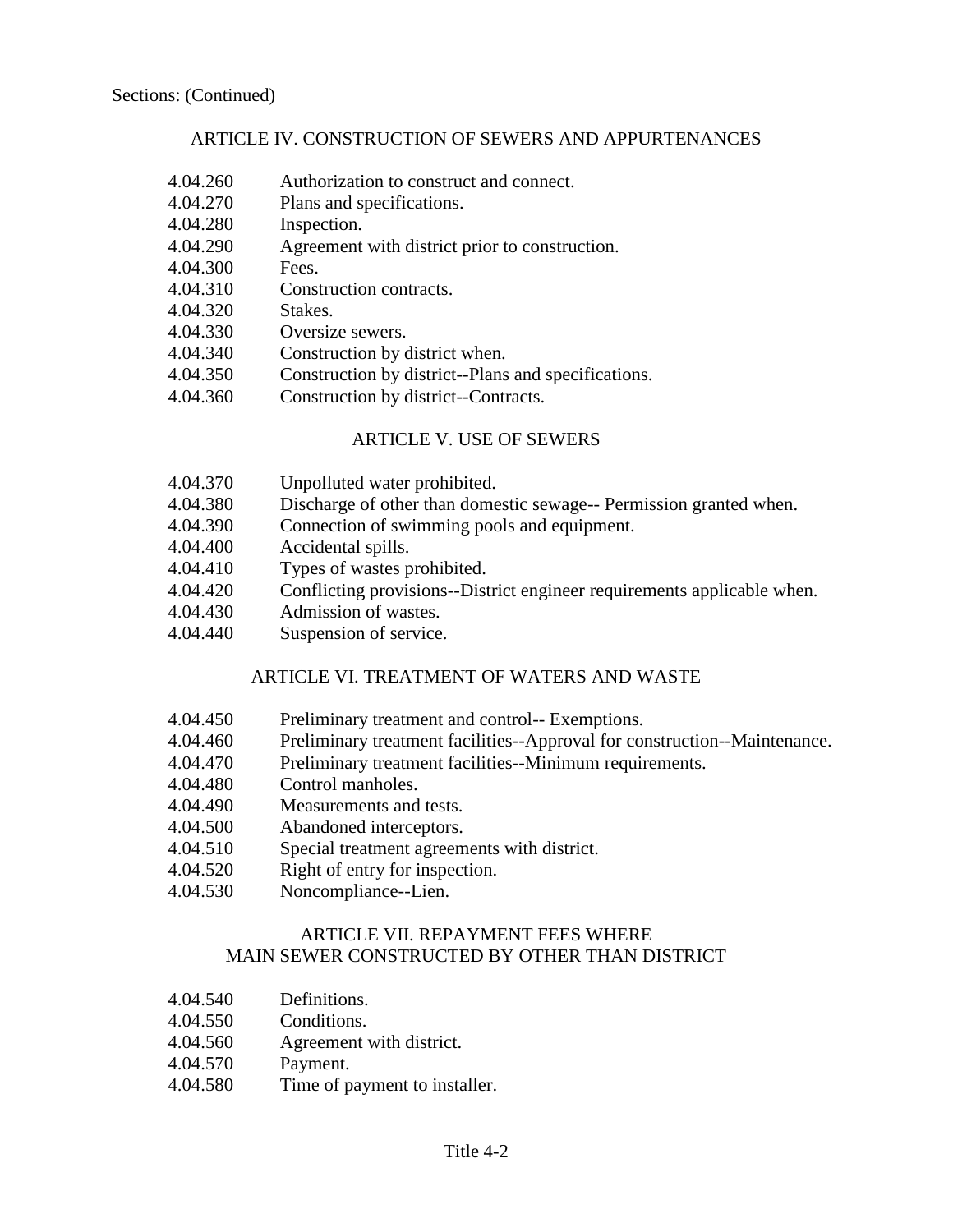Sections: (Continued)

## ARTICLE IV. CONSTRUCTION OF SEWERS AND APPURTENANCES

4.04.260 Authorization to construct and connect.
4.04.270 Plans and specifications.
4.04.280 Inspection.
4.04.290 Agreement with district prior to construction.
4.04.300 Fees.
4.04.310 Construction contracts.
4.04.320 Stakes.
4.04.330 Oversize sewers.
4.04.340 Construction by district when.
4.04.350 Construction by district--Plans and specifications.
4.04.360 Construction by district--Contracts.

## ARTICLE V. USE OF SEWERS

4.04.370 Unpolluted water prohibited.
4.04.380 Discharge of other than domestic sewage-- Permission granted when.
4.04.390 Connection of swimming pools and equipment.
4.04.400 Accidental spills.
4.04.410 Types of wastes prohibited.
4.04.420 Conflicting provisions--District engineer requirements applicable when.
4.04.430 Admission of wastes.
4.04.440 Suspension of service.

## ARTICLE VI. TREATMENT OF WATERS AND WASTE

4.04.450 Preliminary treatment and control-- Exemptions.
4.04.460 Preliminary treatment facilities--Approval for construction--Maintenance.
4.04.470 Preliminary treatment facilities--Minimum requirements.
4.04.480 Control manholes.
4.04.490 Measurements and tests.
4.04.500 Abandoned interceptors.
4.04.510 Special treatment agreements with district.
4.04.520 Right of entry for inspection.
4.04.530 Noncompliance--Lien.

## ARTICLE VII. REPAYMENT FEES WHERE MAIN SEWER CONSTRUCTED BY OTHER THAN DISTRICT

4.04.540 Definitions.
4.04.550 Conditions.
4.04.560 Agreement with district.
4.04.570 Payment.
4.04.580 Time of payment to installer.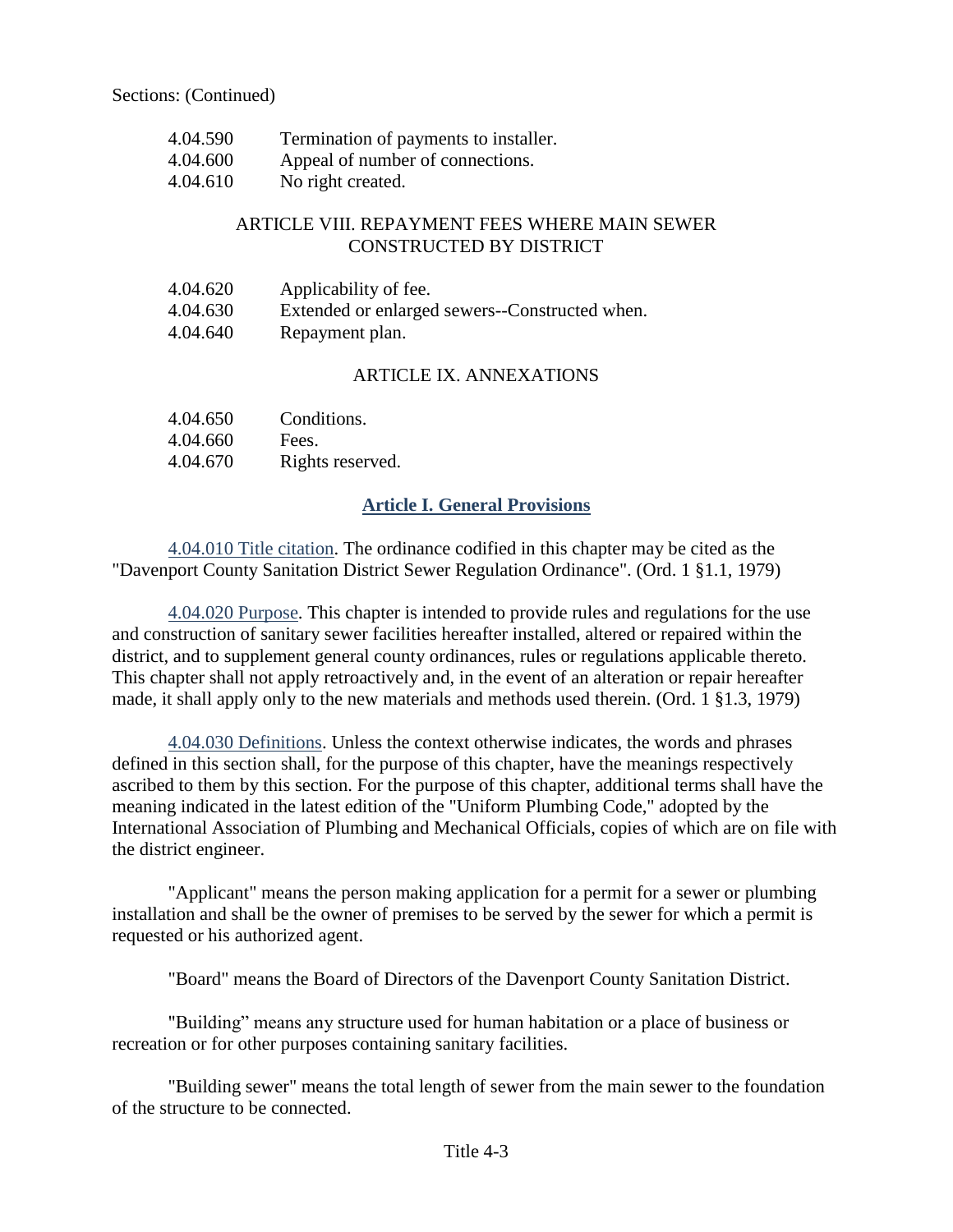Sections: (Continued)

| | |
|---|---|
| 4.04.590 | Termination of payments to installer. |
| 4.04.600 | Appeal of number of connections. |
| 4.04.610 | No right created. |

### ARTICLE VIII. REPAYMENT FEES WHERE MAIN SEWER CONSTRUCTED BY DISTRICT

| | |
|---|---|
| 4.04.620 | Applicability of fee. |
| 4.04.630 | Extended or enlarged sewers--Constructed when. |
| 4.04.640 | Repayment plan. |

### ARTICLE IX. ANNEXATIONS

| | |
|---|---|
| 4.04.650 | Conditions. |
| 4.04.660 | Fees. |
| 4.04.670 | Rights reserved. |

## Article I. General Provisions

4.04.010 Title citation. The ordinance codified in this chapter may be cited as the "Davenport County Sanitation District Sewer Regulation Ordinance". (Ord. 1 §1.1, 1979)

4.04.020 Purpose. This chapter is intended to provide rules and regulations for the use and construction of sanitary sewer facilities hereafter installed, altered or repaired within the district, and to supplement general county ordinances, rules or regulations applicable thereto. This chapter shall not apply retroactively and, in the event of an alteration or repair hereafter made, it shall apply only to the new materials and methods used therein. (Ord. 1 §1.3, 1979)

4.04.030 Definitions. Unless the context otherwise indicates, the words and phrases defined in this section shall, for the purpose of this chapter, have the meanings respectively ascribed to them by this section. For the purpose of this chapter, additional terms shall have the meaning indicated in the latest edition of the "Uniform Plumbing Code," adopted by the International Association of Plumbing and Mechanical Officials, copies of which are on file with the district engineer.

"Applicant" means the person making application for a permit for a sewer or plumbing installation and shall be the owner of premises to be served by the sewer for which a permit is requested or his authorized agent.

"Board" means the Board of Directors of the Davenport County Sanitation District.

"Building" means any structure used for human habitation or a place of business or recreation or for other purposes containing sanitary facilities.

"Building sewer" means the total length of sewer from the main sewer to the foundation of the structure to be connected.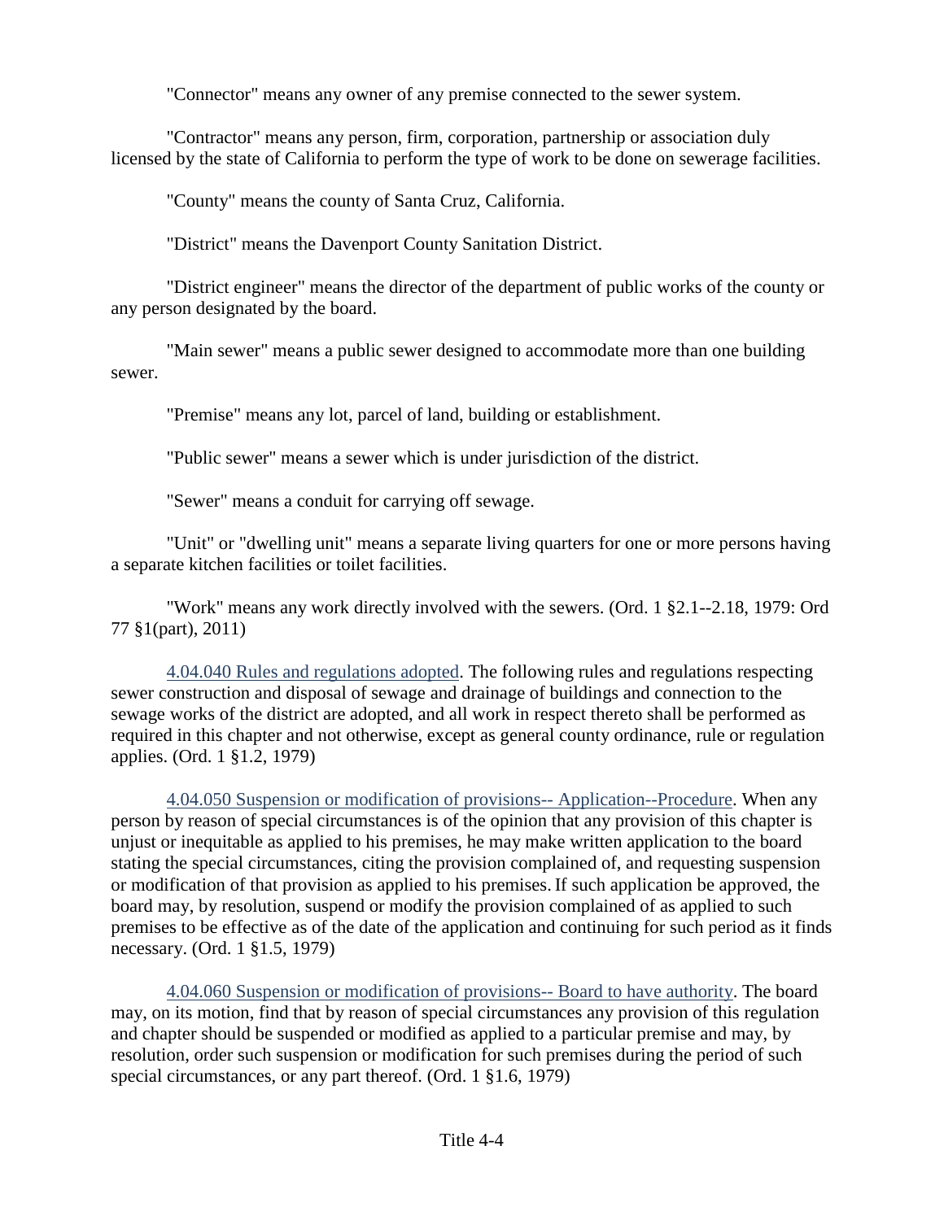"Connector" means any owner of any premise connected to the sewer system.

"Contractor" means any person, firm, corporation, partnership or association duly licensed by the state of California to perform the type of work to be done on sewerage facilities.

"County" means the county of Santa Cruz, California.

"District" means the Davenport County Sanitation District.

"District engineer" means the director of the department of public works of the county or any person designated by the board.

"Main sewer" means a public sewer designed to accommodate more than one building sewer.

"Premise" means any lot, parcel of land, building or establishment.

"Public sewer" means a sewer which is under jurisdiction of the district.

"Sewer" means a conduit for carrying off sewage.

"Unit" or "dwelling unit" means a separate living quarters for one or more persons having a separate kitchen facilities or toilet facilities.

"Work" means any work directly involved with the sewers. (Ord. 1 §2.1--2.18, 1979: Ord 77 §1(part), 2011)

4.04.040 Rules and regulations adopted. The following rules and regulations respecting sewer construction and disposal of sewage and drainage of buildings and connection to the sewage works of the district are adopted, and all work in respect thereto shall be performed as required in this chapter and not otherwise, except as general county ordinance, rule or regulation applies. (Ord. 1 §1.2, 1979)

4.04.050 Suspension or modification of provisions-- Application--Procedure. When any person by reason of special circumstances is of the opinion that any provision of this chapter is unjust or inequitable as applied to his premises, he may make written application to the board stating the special circumstances, citing the provision complained of, and requesting suspension or modification of that provision as applied to his premises. If such application be approved, the board may, by resolution, suspend or modify the provision complained of as applied to such premises to be effective as of the date of the application and continuing for such period as it finds necessary. (Ord. 1 §1.5, 1979)

4.04.060 Suspension or modification of provisions-- Board to have authority. The board may, on its motion, find that by reason of special circumstances any provision of this regulation and chapter should be suspended or modified as applied to a particular premise and may, by resolution, order such suspension or modification for such premises during the period of such special circumstances, or any part thereof. (Ord. 1 §1.6, 1979)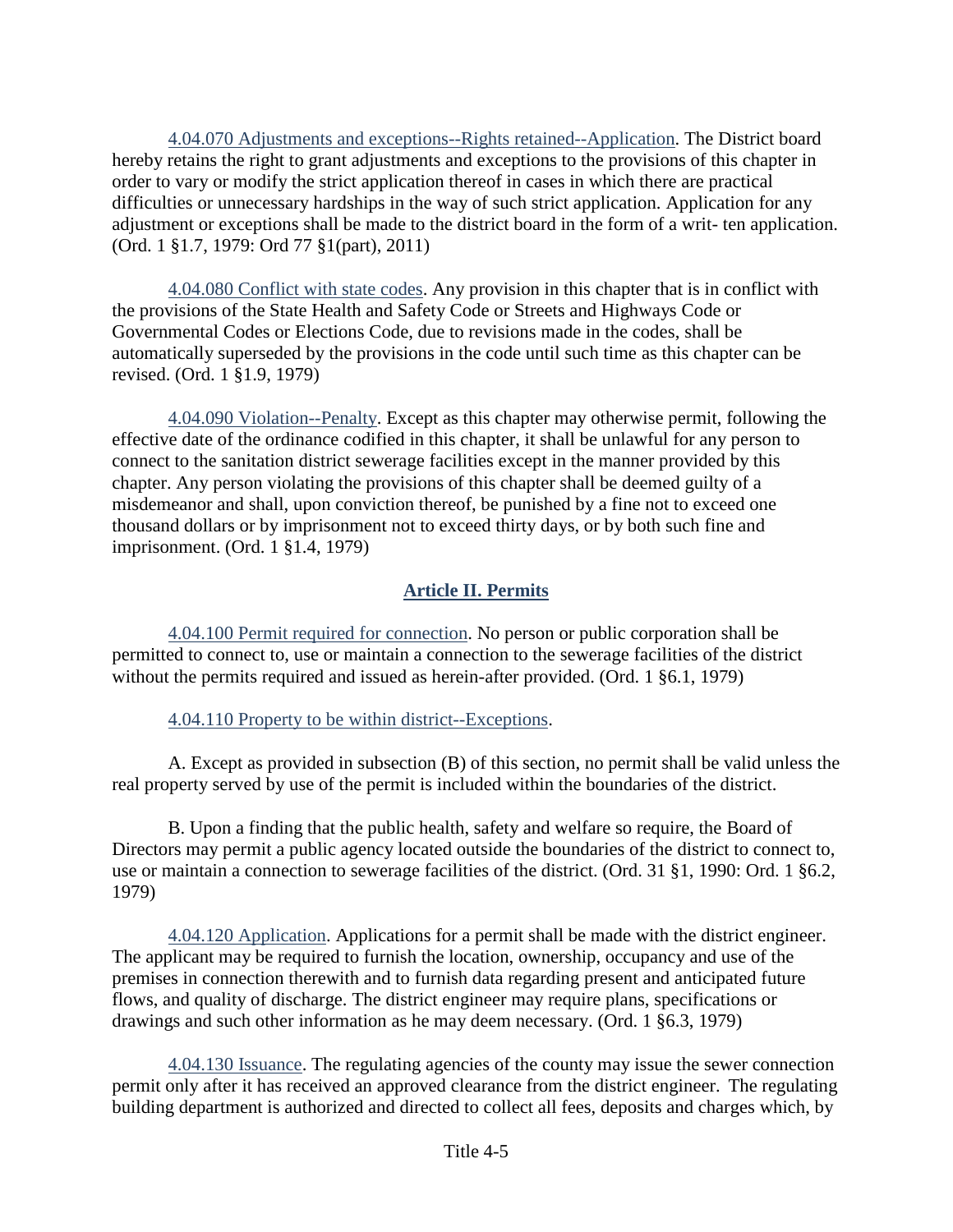4.04.070 Adjustments and exceptions--Rights retained--Application. The District board hereby retains the right to grant adjustments and exceptions to the provisions of this chapter in order to vary or modify the strict application thereof in cases in which there are practical difficulties or unnecessary hardships in the way of such strict application. Application for any adjustment or exceptions shall be made to the district board in the form of a writ- ten application. (Ord. 1 §1.7, 1979: Ord 77 §1(part), 2011)

4.04.080 Conflict with state codes. Any provision in this chapter that is in conflict with the provisions of the State Health and Safety Code or Streets and Highways Code or Governmental Codes or Elections Code, due to revisions made in the codes, shall be automatically superseded by the provisions in the code until such time as this chapter can be revised. (Ord. 1 §1.9, 1979)

4.04.090 Violation--Penalty. Except as this chapter may otherwise permit, following the effective date of the ordinance codified in this chapter, it shall be unlawful for any person to connect to the sanitation district sewerage facilities except in the manner provided by this chapter. Any person violating the provisions of this chapter shall be deemed guilty of a misdemeanor and shall, upon conviction thereof, be punished by a fine not to exceed one thousand dollars or by imprisonment not to exceed thirty days, or by both such fine and imprisonment. (Ord. 1 §1.4, 1979)

## Article II. Permits

4.04.100 Permit required for connection. No person or public corporation shall be permitted to connect to, use or maintain a connection to the sewerage facilities of the district without the permits required and issued as herein-after provided. (Ord. 1 §6.1, 1979)

4.04.110 Property to be within district--Exceptions.

A. Except as provided in subsection (B) of this section, no permit shall be valid unless the real property served by use of the permit is included within the boundaries of the district.

B. Upon a finding that the public health, safety and welfare so require, the Board of Directors may permit a public agency located outside the boundaries of the district to connect to, use or maintain a connection to sewerage facilities of the district. (Ord. 31 §1, 1990: Ord. 1 §6.2, 1979)

4.04.120 Application. Applications for a permit shall be made with the district engineer. The applicant may be required to furnish the location, ownership, occupancy and use of the premises in connection therewith and to furnish data regarding present and anticipated future flows, and quality of discharge. The district engineer may require plans, specifications or drawings and such other information as he may deem necessary. (Ord. 1 §6.3, 1979)

4.04.130 Issuance. The regulating agencies of the county may issue the sewer connection permit only after it has received an approved clearance from the district engineer. The regulating building department is authorized and directed to collect all fees, deposits and charges which, by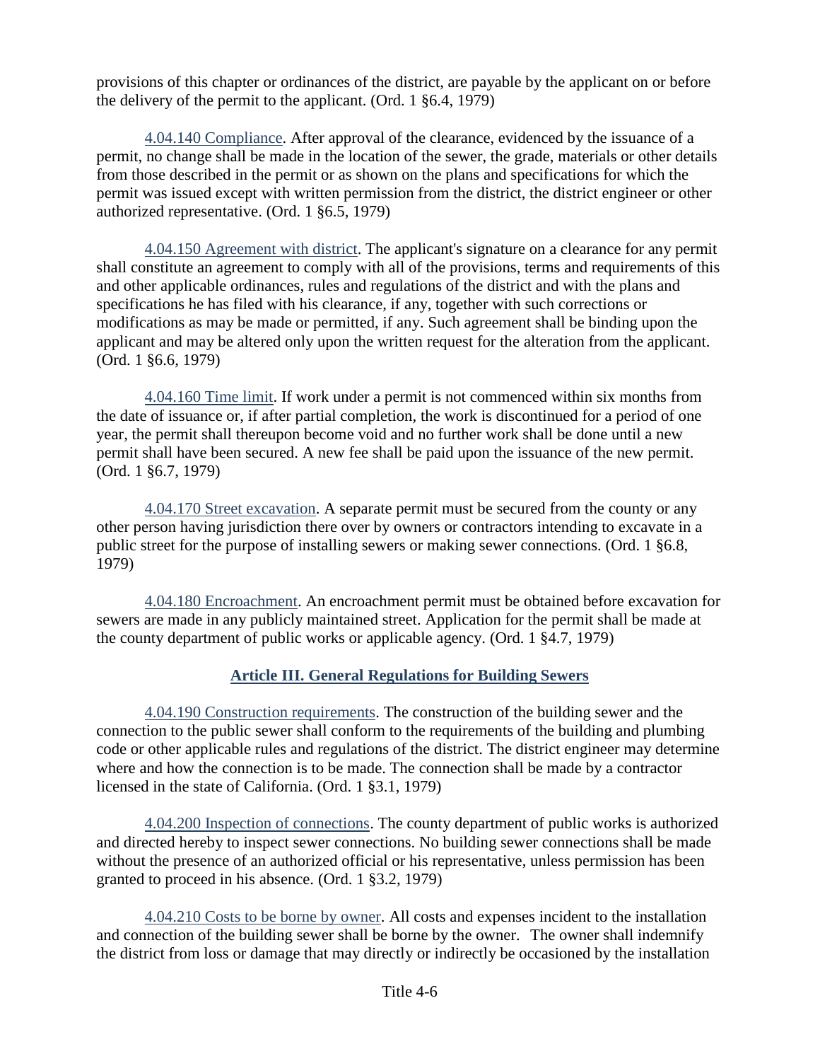provisions of this chapter or ordinances of the district, are payable by the applicant on or before the delivery of the permit to the applicant. (Ord. 1 §6.4, 1979)

4.04.140 Compliance. After approval of the clearance, evidenced by the issuance of a permit, no change shall be made in the location of the sewer, the grade, materials or other details from those described in the permit or as shown on the plans and specifications for which the permit was issued except with written permission from the district, the district engineer or other authorized representative. (Ord. 1 §6.5, 1979)

4.04.150 Agreement with district. The applicant's signature on a clearance for any permit shall constitute an agreement to comply with all of the provisions, terms and requirements of this and other applicable ordinances, rules and regulations of the district and with the plans and specifications he has filed with his clearance, if any, together with such corrections or modifications as may be made or permitted, if any. Such agreement shall be binding upon the applicant and may be altered only upon the written request for the alteration from the applicant. (Ord. 1 §6.6, 1979)

4.04.160 Time limit. If work under a permit is not commenced within six months from the date of issuance or, if after partial completion, the work is discontinued for a period of one year, the permit shall thereupon become void and no further work shall be done until a new permit shall have been secured. A new fee shall be paid upon the issuance of the new permit. (Ord. 1 §6.7, 1979)

4.04.170 Street excavation. A separate permit must be secured from the county or any other person having jurisdiction there over by owners or contractors intending to excavate in a public street for the purpose of installing sewers or making sewer connections. (Ord. 1 §6.8, 1979)

4.04.180 Encroachment. An encroachment permit must be obtained before excavation for sewers are made in any publicly maintained street. Application for the permit shall be made at the county department of public works or applicable agency. (Ord. 1 §4.7, 1979)

## Article III. General Regulations for Building Sewers

4.04.190 Construction requirements. The construction of the building sewer and the connection to the public sewer shall conform to the requirements of the building and plumbing code or other applicable rules and regulations of the district. The district engineer may determine where and how the connection is to be made. The connection shall be made by a contractor licensed in the state of California. (Ord. 1 §3.1, 1979)

4.04.200 Inspection of connections. The county department of public works is authorized and directed hereby to inspect sewer connections. No building sewer connections shall be made without the presence of an authorized official or his representative, unless permission has been granted to proceed in his absence. (Ord. 1 §3.2, 1979)

4.04.210 Costs to be borne by owner. All costs and expenses incident to the installation and connection of the building sewer shall be borne by the owner. The owner shall indemnify the district from loss or damage that may directly or indirectly be occasioned by the installation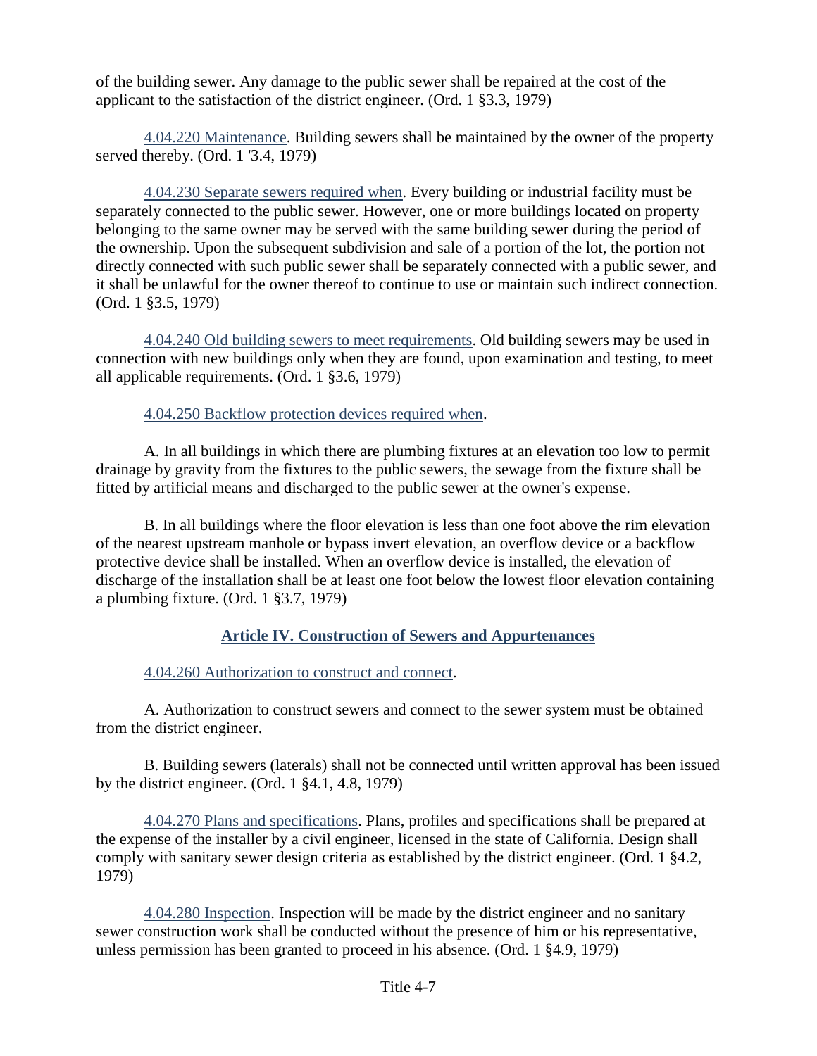of the building sewer. Any damage to the public sewer shall be repaired at the cost of the applicant to the satisfaction of the district engineer. (Ord. 1 §3.3, 1979)

4.04.220 Maintenance. Building sewers shall be maintained by the owner of the property served thereby. (Ord. 1 '3.4, 1979)

4.04.230 Separate sewers required when. Every building or industrial facility must be separately connected to the public sewer. However, one or more buildings located on property belonging to the same owner may be served with the same building sewer during the period of the ownership. Upon the subsequent subdivision and sale of a portion of the lot, the portion not directly connected with such public sewer shall be separately connected with a public sewer, and it shall be unlawful for the owner thereof to continue to use or maintain such indirect connection. (Ord. 1 §3.5, 1979)

4.04.240 Old building sewers to meet requirements. Old building sewers may be used in connection with new buildings only when they are found, upon examination and testing, to meet all applicable requirements. (Ord. 1 §3.6, 1979)

4.04.250 Backflow protection devices required when.

A. In all buildings in which there are plumbing fixtures at an elevation too low to permit drainage by gravity from the fixtures to the public sewers, the sewage from the fixture shall be fitted by artificial means and discharged to the public sewer at the owner's expense.

B. In all buildings where the floor elevation is less than one foot above the rim elevation of the nearest upstream manhole or bypass invert elevation, an overflow device or a backflow protective device shall be installed. When an overflow device is installed, the elevation of discharge of the installation shall be at least one foot below the lowest floor elevation containing a plumbing fixture. (Ord. 1 §3.7, 1979)

## Article IV. Construction of Sewers and Appurtenances

4.04.260 Authorization to construct and connect.

A. Authorization to construct sewers and connect to the sewer system must be obtained from the district engineer.

B. Building sewers (laterals) shall not be connected until written approval has been issued by the district engineer. (Ord. 1 §4.1, 4.8, 1979)

4.04.270 Plans and specifications. Plans, profiles and specifications shall be prepared at the expense of the installer by a civil engineer, licensed in the state of California. Design shall comply with sanitary sewer design criteria as established by the district engineer. (Ord. 1 §4.2, 1979)

4.04.280 Inspection. Inspection will be made by the district engineer and no sanitary sewer construction work shall be conducted without the presence of him or his representative, unless permission has been granted to proceed in his absence. (Ord. 1 §4.9, 1979)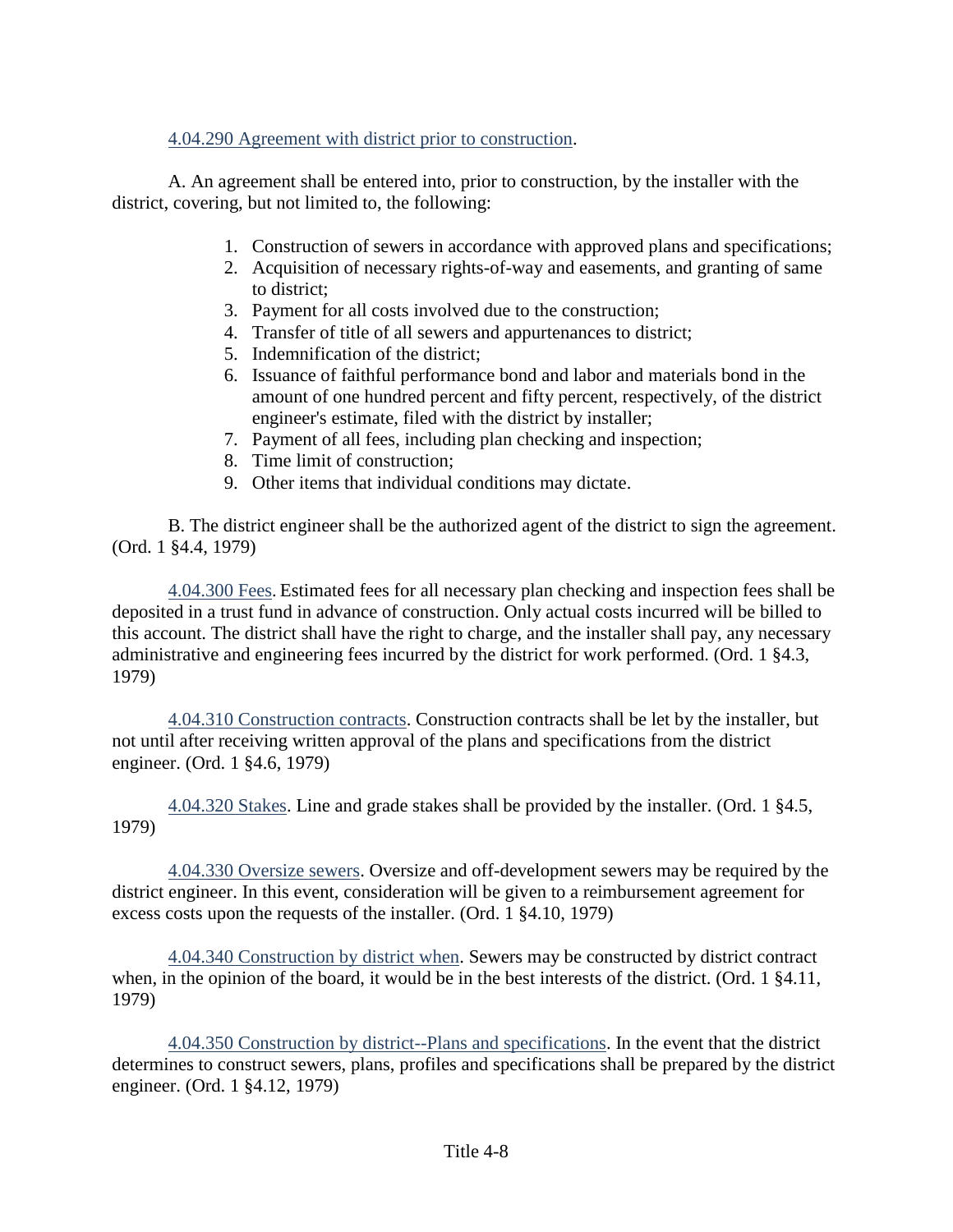4.04.290 Agreement with district prior to construction.

A. An agreement shall be entered into, prior to construction, by the installer with the district, covering, but not limited to, the following:

1. Construction of sewers in accordance with approved plans and specifications;
2. Acquisition of necessary rights-of-way and easements, and granting of same to district;
3. Payment for all costs involved due to the construction;
4. Transfer of title of all sewers and appurtenances to district;
5. Indemnification of the district;
6. Issuance of faithful performance bond and labor and materials bond in the amount of one hundred percent and fifty percent, respectively, of the district engineer's estimate, filed with the district by installer;
7. Payment of all fees, including plan checking and inspection;
8. Time limit of construction;
9. Other items that individual conditions may dictate.

B. The district engineer shall be the authorized agent of the district to sign the agreement. (Ord. 1 §4.4, 1979)

4.04.300 Fees. Estimated fees for all necessary plan checking and inspection fees shall be deposited in a trust fund in advance of construction. Only actual costs incurred will be billed to this account. The district shall have the right to charge, and the installer shall pay, any necessary administrative and engineering fees incurred by the district for work performed. (Ord. 1 §4.3, 1979)

4.04.310 Construction contracts. Construction contracts shall be let by the installer, but not until after receiving written approval of the plans and specifications from the district engineer. (Ord. 1 §4.6, 1979)

4.04.320 Stakes. Line and grade stakes shall be provided by the installer. (Ord. 1 §4.5, 1979)

4.04.330 Oversize sewers. Oversize and off-development sewers may be required by the district engineer. In this event, consideration will be given to a reimbursement agreement for excess costs upon the requests of the installer. (Ord. 1 §4.10, 1979)

4.04.340 Construction by district when. Sewers may be constructed by district contract when, in the opinion of the board, it would be in the best interests of the district. (Ord. 1 §4.11, 1979)

4.04.350 Construction by district--Plans and specifications. In the event that the district determines to construct sewers, plans, profiles and specifications shall be prepared by the district engineer. (Ord. 1 §4.12, 1979)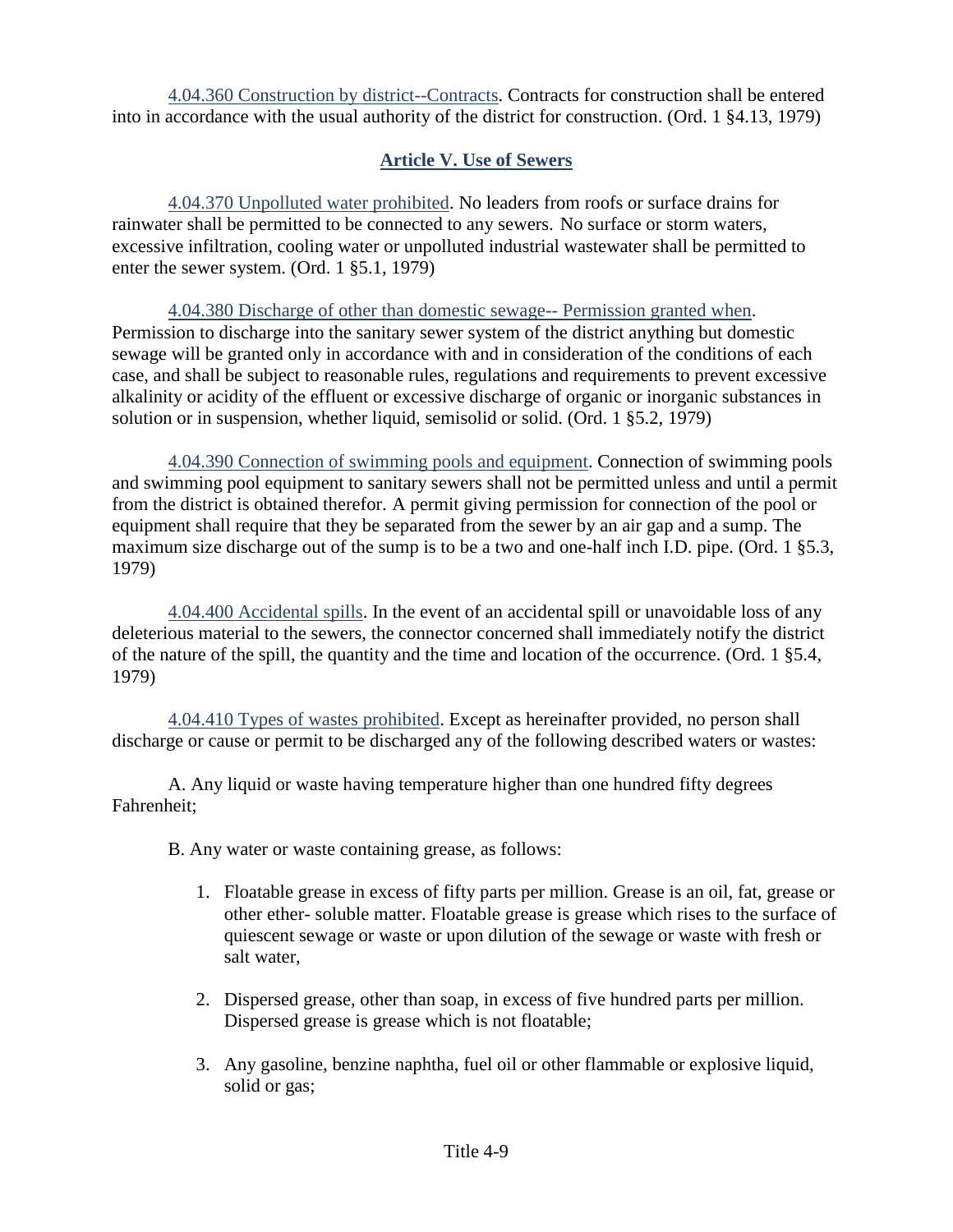4.04.360 Construction by district--Contracts. Contracts for construction shall be entered into in accordance with the usual authority of the district for construction. (Ord. 1 §4.13, 1979)

## Article V. Use of Sewers

4.04.370 Unpolluted water prohibited. No leaders from roofs or surface drains for rainwater shall be permitted to be connected to any sewers. No surface or storm waters, excessive infiltration, cooling water or unpolluted industrial wastewater shall be permitted to enter the sewer system. (Ord. 1 §5.1, 1979)

4.04.380 Discharge of other than domestic sewage-- Permission granted when. Permission to discharge into the sanitary sewer system of the district anything but domestic sewage will be granted only in accordance with and in consideration of the conditions of each case, and shall be subject to reasonable rules, regulations and requirements to prevent excessive alkalinity or acidity of the effluent or excessive discharge of organic or inorganic substances in solution or in suspension, whether liquid, semisolid or solid. (Ord. 1 §5.2, 1979)

4.04.390 Connection of swimming pools and equipment. Connection of swimming pools and swimming pool equipment to sanitary sewers shall not be permitted unless and until a permit from the district is obtained therefor. A permit giving permission for connection of the pool or equipment shall require that they be separated from the sewer by an air gap and a sump. The maximum size discharge out of the sump is to be a two and one-half inch I.D. pipe. (Ord. 1 §5.3, 1979)

4.04.400 Accidental spills. In the event of an accidental spill or unavoidable loss of any deleterious material to the sewers, the connector concerned shall immediately notify the district of the nature of the spill, the quantity and the time and location of the occurrence. (Ord. 1 §5.4, 1979)

4.04.410 Types of wastes prohibited. Except as hereinafter provided, no person shall discharge or cause or permit to be discharged any of the following described waters or wastes:

A. Any liquid or waste having temperature higher than one hundred fifty degrees Fahrenheit;

B. Any water or waste containing grease, as follows:

1. Floatable grease in excess of fifty parts per million. Grease is an oil, fat, grease or other ether- soluble matter. Floatable grease is grease which rises to the surface of quiescent sewage or waste or upon dilution of the sewage or waste with fresh or salt water,
2. Dispersed grease, other than soap, in excess of five hundred parts per million. Dispersed grease is grease which is not floatable;
3. Any gasoline, benzine naphtha, fuel oil or other flammable or explosive liquid, solid or gas;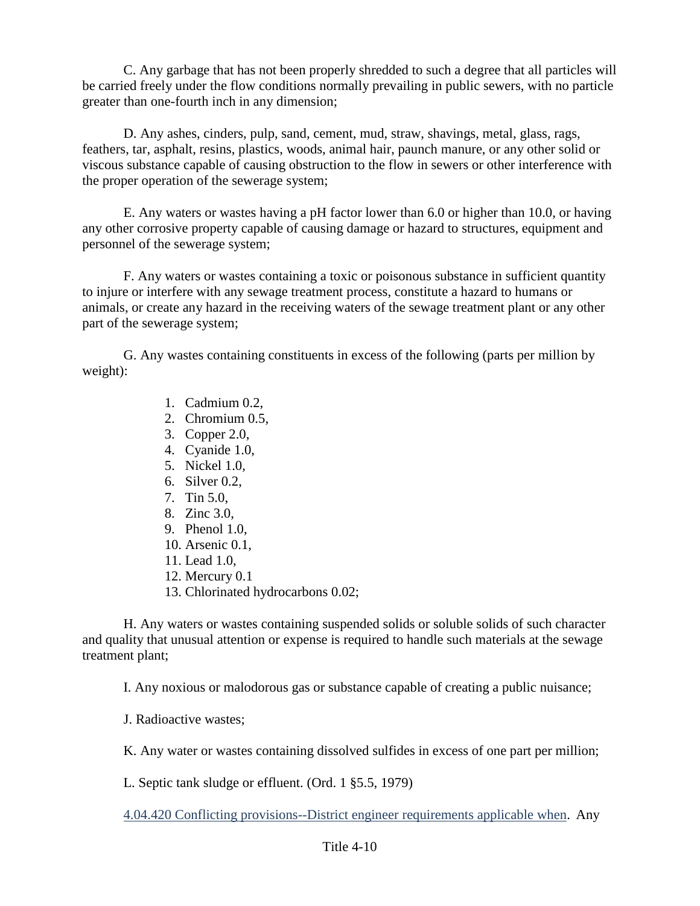C. Any garbage that has not been properly shredded to such a degree that all particles will be carried freely under the flow conditions normally prevailing in public sewers, with no particle greater than one-fourth inch in any dimension;

D. Any ashes, cinders, pulp, sand, cement, mud, straw, shavings, metal, glass, rags, feathers, tar, asphalt, resins, plastics, woods, animal hair, paunch manure, or any other solid or viscous substance capable of causing obstruction to the flow in sewers or other interference with the proper operation of the sewerage system;

E. Any waters or wastes having a pH factor lower than 6.0 or higher than 10.0, or having any other corrosive property capable of causing damage or hazard to structures, equipment and personnel of the sewerage system;

F. Any waters or wastes containing a toxic or poisonous substance in sufficient quantity to injure or interfere with any sewage treatment process, constitute a hazard to humans or animals, or create any hazard in the receiving waters of the sewage treatment plant or any other part of the sewerage system;

G. Any wastes containing constituents in excess of the following (parts per million by weight):

1. Cadmium 0.2,
2. Chromium 0.5,
3. Copper 2.0,
4. Cyanide 1.0,
5. Nickel 1.0,
6. Silver 0.2,
7. Tin 5.0,
8. Zinc 3.0,
9. Phenol 1.0,
10. Arsenic 0.1,
11. Lead 1.0,
12. Mercury 0.1
13. Chlorinated hydrocarbons 0.02;

H. Any waters or wastes containing suspended solids or soluble solids of such character and quality that unusual attention or expense is required to handle such materials at the sewage treatment plant;

I. Any noxious or malodorous gas or substance capable of creating a public nuisance;

J. Radioactive wastes;

K. Any water or wastes containing dissolved sulfides in excess of one part per million;

L. Septic tank sludge or effluent. (Ord. 1 §5.5, 1979)

4.04.420 Conflicting provisions--District engineer requirements applicable when. Any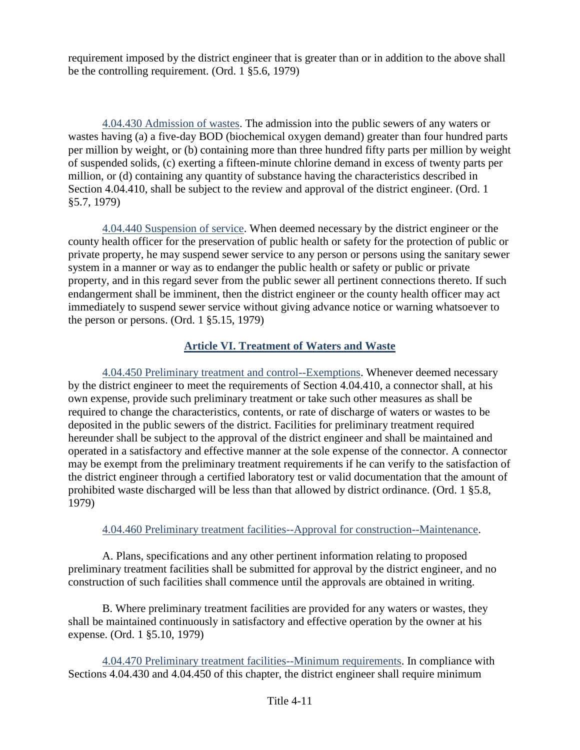requirement imposed by the district engineer that is greater than or in addition to the above shall be the controlling requirement. (Ord. 1 §5.6, 1979)

4.04.430 Admission of wastes. The admission into the public sewers of any waters or wastes having (a) a five-day BOD (biochemical oxygen demand) greater than four hundred parts per million by weight, or (b) containing more than three hundred fifty parts per million by weight of suspended solids, (c) exerting a fifteen-minute chlorine demand in excess of twenty parts per million, or (d) containing any quantity of substance having the characteristics described in Section 4.04.410, shall be subject to the review and approval of the district engineer. (Ord. 1 §5.7, 1979)

4.04.440 Suspension of service. When deemed necessary by the district engineer or the county health officer for the preservation of public health or safety for the protection of public or private property, he may suspend sewer service to any person or persons using the sanitary sewer system in a manner or way as to endanger the public health or safety or public or private property, and in this regard sever from the public sewer all pertinent connections thereto. If such endangerment shall be imminent, then the district engineer or the county health officer may act immediately to suspend sewer service without giving advance notice or warning whatsoever to the person or persons. (Ord. 1 §5.15, 1979)

## Article VI. Treatment of Waters and Waste

4.04.450 Preliminary treatment and control--Exemptions. Whenever deemed necessary by the district engineer to meet the requirements of Section 4.04.410, a connector shall, at his own expense, provide such preliminary treatment or take such other measures as shall be required to change the characteristics, contents, or rate of discharge of waters or wastes to be deposited in the public sewers of the district. Facilities for preliminary treatment required hereunder shall be subject to the approval of the district engineer and shall be maintained and operated in a satisfactory and effective manner at the sole expense of the connector. A connector may be exempt from the preliminary treatment requirements if he can verify to the satisfaction of the district engineer through a certified laboratory test or valid documentation that the amount of prohibited waste discharged will be less than that allowed by district ordinance. (Ord. 1 §5.8, 1979)

4.04.460 Preliminary treatment facilities--Approval for construction--Maintenance.

A. Plans, specifications and any other pertinent information relating to proposed preliminary treatment facilities shall be submitted for approval by the district engineer, and no construction of such facilities shall commence until the approvals are obtained in writing.

B. Where preliminary treatment facilities are provided for any waters or wastes, they shall be maintained continuously in satisfactory and effective operation by the owner at his expense. (Ord. 1 §5.10, 1979)

4.04.470 Preliminary treatment facilities--Minimum requirements. In compliance with Sections 4.04.430 and 4.04.450 of this chapter, the district engineer shall require minimum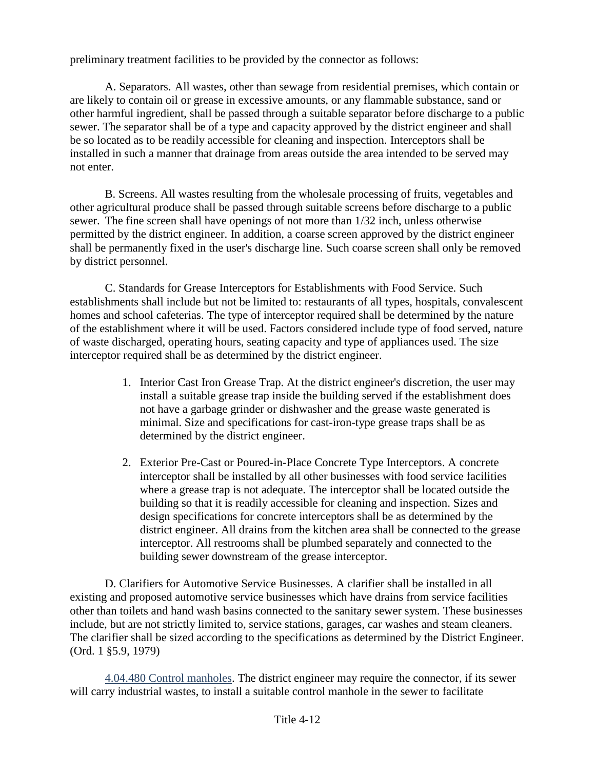preliminary treatment facilities to be provided by the connector as follows:

A. Separators. All wastes, other than sewage from residential premises, which contain or are likely to contain oil or grease in excessive amounts, or any flammable substance, sand or other harmful ingredient, shall be passed through a suitable separator before discharge to a public sewer. The separator shall be of a type and capacity approved by the district engineer and shall be so located as to be readily accessible for cleaning and inspection. Interceptors shall be installed in such a manner that drainage from areas outside the area intended to be served may not enter.

B. Screens. All wastes resulting from the wholesale processing of fruits, vegetables and other agricultural produce shall be passed through suitable screens before discharge to a public sewer. The fine screen shall have openings of not more than 1/32 inch, unless otherwise permitted by the district engineer. In addition, a coarse screen approved by the district engineer shall be permanently fixed in the user's discharge line. Such coarse screen shall only be removed by district personnel.

C. Standards for Grease Interceptors for Establishments with Food Service. Such establishments shall include but not be limited to: restaurants of all types, hospitals, convalescent homes and school cafeterias. The type of interceptor required shall be determined by the nature of the establishment where it will be used. Factors considered include type of food served, nature of waste discharged, operating hours, seating capacity and type of appliances used. The size interceptor required shall be as determined by the district engineer.

1. Interior Cast Iron Grease Trap. At the district engineer's discretion, the user may install a suitable grease trap inside the building served if the establishment does not have a garbage grinder or dishwasher and the grease waste generated is minimal. Size and specifications for cast-iron-type grease traps shall be as determined by the district engineer.

2. Exterior Pre-Cast or Poured-in-Place Concrete Type Interceptors. A concrete interceptor shall be installed by all other businesses with food service facilities where a grease trap is not adequate. The interceptor shall be located outside the building so that it is readily accessible for cleaning and inspection. Sizes and design specifications for concrete interceptors shall be as determined by the district engineer. All drains from the kitchen area shall be connected to the grease interceptor. All restrooms shall be plumbed separately and connected to the building sewer downstream of the grease interceptor.

D. Clarifiers for Automotive Service Businesses. A clarifier shall be installed in all existing and proposed automotive service businesses which have drains from service facilities other than toilets and hand wash basins connected to the sanitary sewer system. These businesses include, but are not strictly limited to, service stations, garages, car washes and steam cleaners. The clarifier shall be sized according to the specifications as determined by the District Engineer. (Ord. 1 §5.9, 1979)

4.04.480 Control manholes. The district engineer may require the connector, if its sewer will carry industrial wastes, to install a suitable control manhole in the sewer to facilitate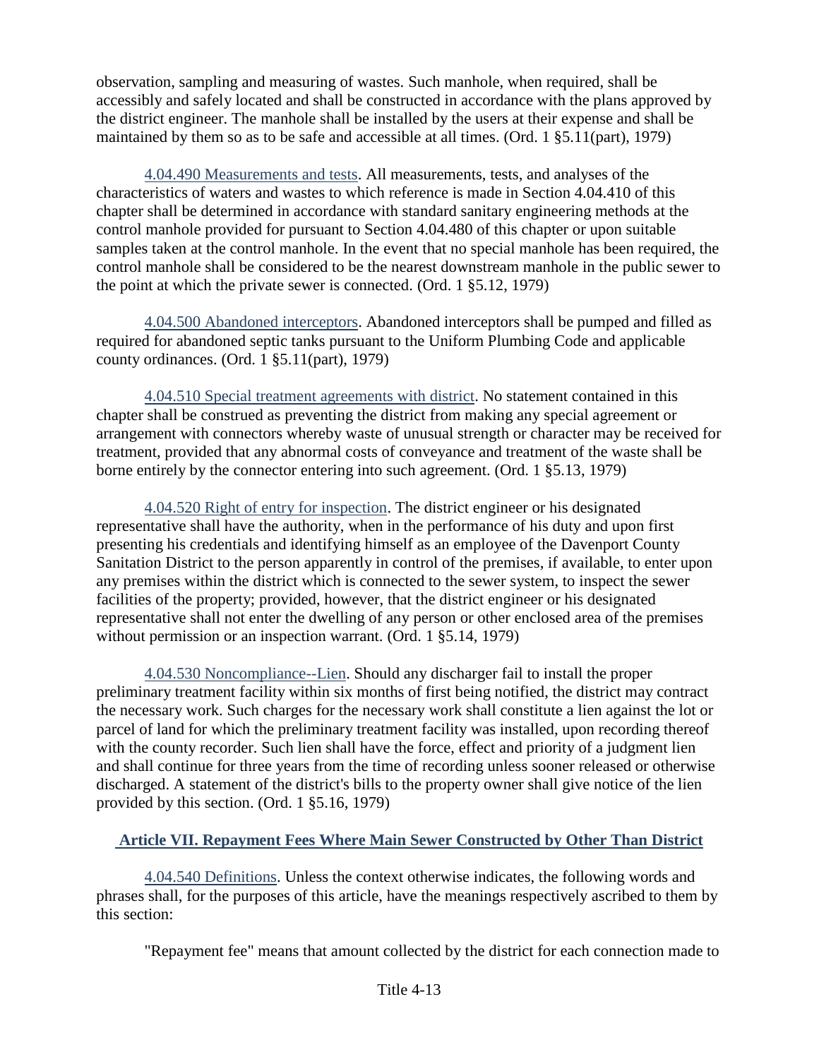observation, sampling and measuring of wastes. Such manhole, when required, shall be accessibly and safely located and shall be constructed in accordance with the plans approved by the district engineer. The manhole shall be installed by the users at their expense and shall be maintained by them so as to be safe and accessible at all times. (Ord. 1 §5.11(part), 1979)

4.04.490 Measurements and tests. All measurements, tests, and analyses of the characteristics of waters and wastes to which reference is made in Section 4.04.410 of this chapter shall be determined in accordance with standard sanitary engineering methods at the control manhole provided for pursuant to Section 4.04.480 of this chapter or upon suitable samples taken at the control manhole. In the event that no special manhole has been required, the control manhole shall be considered to be the nearest downstream manhole in the public sewer to the point at which the private sewer is connected. (Ord. 1 §5.12, 1979)

4.04.500 Abandoned interceptors. Abandoned interceptors shall be pumped and filled as required for abandoned septic tanks pursuant to the Uniform Plumbing Code and applicable county ordinances. (Ord. 1 §5.11(part), 1979)

4.04.510 Special treatment agreements with district. No statement contained in this chapter shall be construed as preventing the district from making any special agreement or arrangement with connectors whereby waste of unusual strength or character may be received for treatment, provided that any abnormal costs of conveyance and treatment of the waste shall be borne entirely by the connector entering into such agreement. (Ord. 1 §5.13, 1979)

4.04.520 Right of entry for inspection. The district engineer or his designated representative shall have the authority, when in the performance of his duty and upon first presenting his credentials and identifying himself as an employee of the Davenport County Sanitation District to the person apparently in control of the premises, if available, to enter upon any premises within the district which is connected to the sewer system, to inspect the sewer facilities of the property; provided, however, that the district engineer or his designated representative shall not enter the dwelling of any person or other enclosed area of the premises without permission or an inspection warrant. (Ord. 1 §5.14, 1979)

4.04.530 Noncompliance--Lien. Should any discharger fail to install the proper preliminary treatment facility within six months of first being notified, the district may contract the necessary work. Such charges for the necessary work shall constitute a lien against the lot or parcel of land for which the preliminary treatment facility was installed, upon recording thereof with the county recorder. Such lien shall have the force, effect and priority of a judgment lien and shall continue for three years from the time of recording unless sooner released or otherwise discharged. A statement of the district's bills to the property owner shall give notice of the lien provided by this section. (Ord. 1 §5.16, 1979)

## Article VII. Repayment Fees Where Main Sewer Constructed by Other Than District

4.04.540 Definitions. Unless the context otherwise indicates, the following words and phrases shall, for the purposes of this article, have the meanings respectively ascribed to them by this section:

"Repayment fee" means that amount collected by the district for each connection made to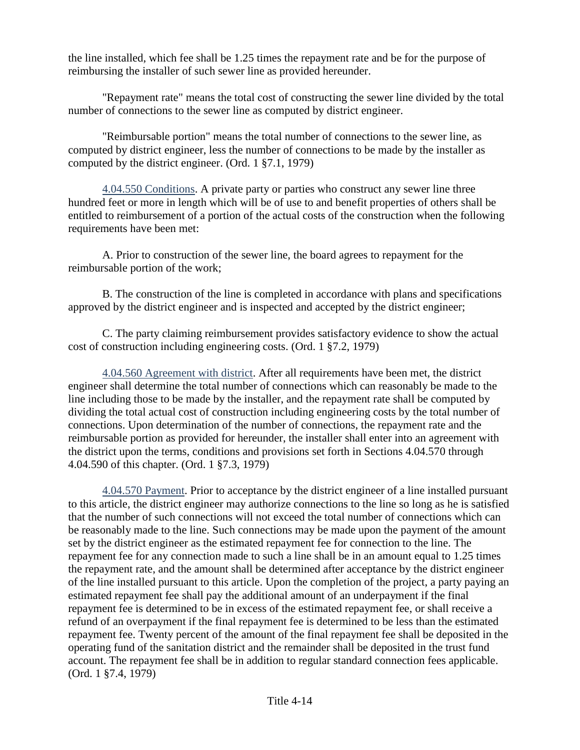the line installed, which fee shall be 1.25 times the repayment rate and be for the purpose of reimbursing the installer of such sewer line as provided hereunder.

"Repayment rate" means the total cost of constructing the sewer line divided by the total number of connections to the sewer line as computed by district engineer.

"Reimbursable portion" means the total number of connections to the sewer line, as computed by district engineer, less the number of connections to be made by the installer as computed by the district engineer. (Ord. 1 §7.1, 1979)

4.04.550 Conditions. A private party or parties who construct any sewer line three hundred feet or more in length which will be of use to and benefit properties of others shall be entitled to reimbursement of a portion of the actual costs of the construction when the following requirements have been met:

A. Prior to construction of the sewer line, the board agrees to repayment for the reimbursable portion of the work;

B. The construction of the line is completed in accordance with plans and specifications approved by the district engineer and is inspected and accepted by the district engineer;

C. The party claiming reimbursement provides satisfactory evidence to show the actual cost of construction including engineering costs. (Ord. 1 §7.2, 1979)

4.04.560 Agreement with district. After all requirements have been met, the district engineer shall determine the total number of connections which can reasonably be made to the line including those to be made by the installer, and the repayment rate shall be computed by dividing the total actual cost of construction including engineering costs by the total number of connections. Upon determination of the number of connections, the repayment rate and the reimbursable portion as provided for hereunder, the installer shall enter into an agreement with the district upon the terms, conditions and provisions set forth in Sections 4.04.570 through 4.04.590 of this chapter. (Ord. 1 §7.3, 1979)

4.04.570 Payment. Prior to acceptance by the district engineer of a line installed pursuant to this article, the district engineer may authorize connections to the line so long as he is satisfied that the number of such connections will not exceed the total number of connections which can be reasonably made to the line. Such connections may be made upon the payment of the amount set by the district engineer as the estimated repayment fee for connection to the line. The repayment fee for any connection made to such a line shall be in an amount equal to 1.25 times the repayment rate, and the amount shall be determined after acceptance by the district engineer of the line installed pursuant to this article. Upon the completion of the project, a party paying an estimated repayment fee shall pay the additional amount of an underpayment if the final repayment fee is determined to be in excess of the estimated repayment fee, or shall receive a refund of an overpayment if the final repayment fee is determined to be less than the estimated repayment fee. Twenty percent of the amount of the final repayment fee shall be deposited in the operating fund of the sanitation district and the remainder shall be deposited in the trust fund account. The repayment fee shall be in addition to regular standard connection fees applicable. (Ord. 1 §7.4, 1979)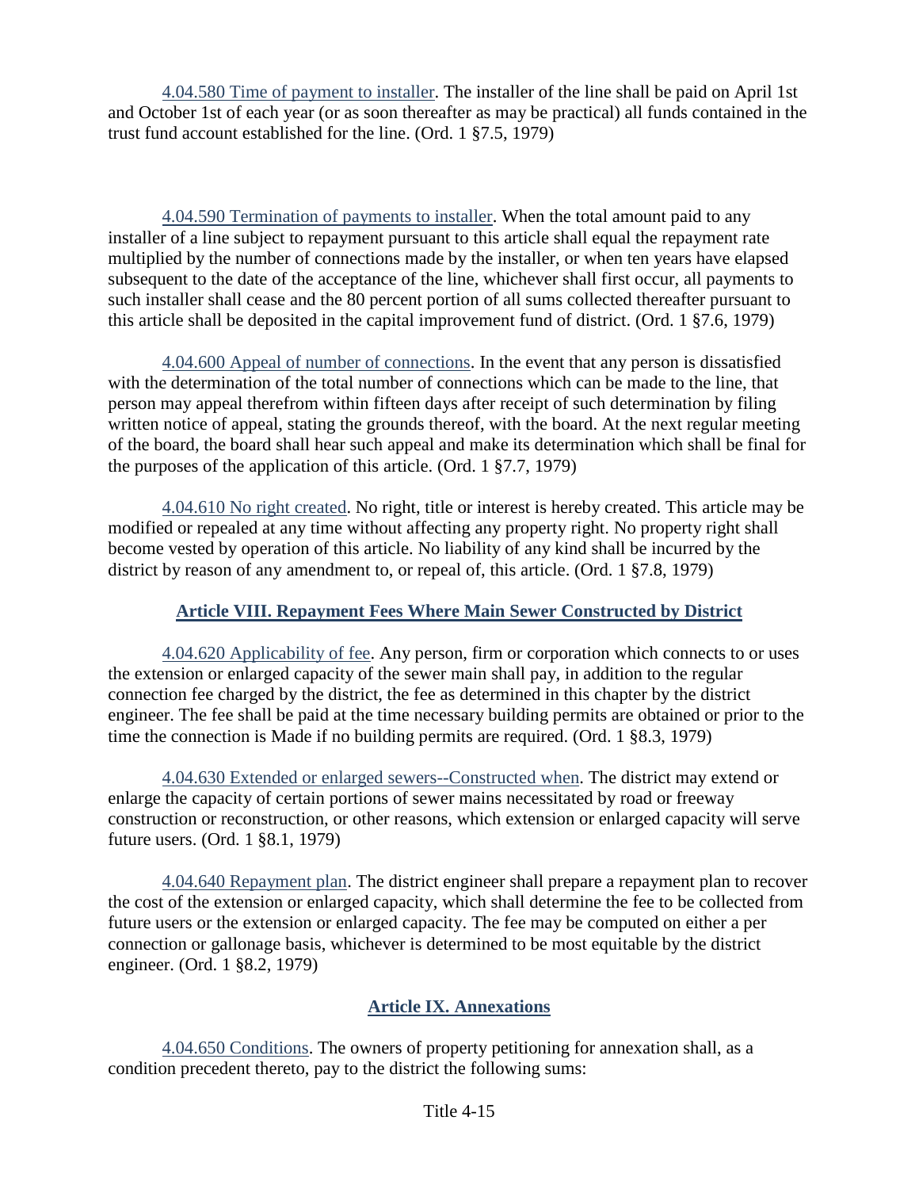4.04.580 Time of payment to installer. The installer of the line shall be paid on April 1st and October 1st of each year (or as soon thereafter as may be practical) all funds contained in the trust fund account established for the line. (Ord. 1 §7.5, 1979)

4.04.590 Termination of payments to installer. When the total amount paid to any installer of a line subject to repayment pursuant to this article shall equal the repayment rate multiplied by the number of connections made by the installer, or when ten years have elapsed subsequent to the date of the acceptance of the line, whichever shall first occur, all payments to such installer shall cease and the 80 percent portion of all sums collected thereafter pursuant to this article shall be deposited in the capital improvement fund of district. (Ord. 1 §7.6, 1979)

4.04.600 Appeal of number of connections. In the event that any person is dissatisfied with the determination of the total number of connections which can be made to the line, that person may appeal therefrom within fifteen days after receipt of such determination by filing written notice of appeal, stating the grounds thereof, with the board. At the next regular meeting of the board, the board shall hear such appeal and make its determination which shall be final for the purposes of the application of this article. (Ord. 1 §7.7, 1979)

4.04.610 No right created. No right, title or interest is hereby created. This article may be modified or repealed at any time without affecting any property right. No property right shall become vested by operation of this article. No liability of any kind shall be incurred by the district by reason of any amendment to, or repeal of, this article. (Ord. 1 §7.8, 1979)

## Article VIII. Repayment Fees Where Main Sewer Constructed by District

4.04.620 Applicability of fee. Any person, firm or corporation which connects to or uses the extension or enlarged capacity of the sewer main shall pay, in addition to the regular connection fee charged by the district, the fee as determined in this chapter by the district engineer. The fee shall be paid at the time necessary building permits are obtained or prior to the time the connection is Made if no building permits are required. (Ord. 1 §8.3, 1979)

4.04.630 Extended or enlarged sewers--Constructed when. The district may extend or enlarge the capacity of certain portions of sewer mains necessitated by road or freeway construction or reconstruction, or other reasons, which extension or enlarged capacity will serve future users. (Ord. 1 §8.1, 1979)

4.04.640 Repayment plan. The district engineer shall prepare a repayment plan to recover the cost of the extension or enlarged capacity, which shall determine the fee to be collected from future users or the extension or enlarged capacity. The fee may be computed on either a per connection or gallonage basis, whichever is determined to be most equitable by the district engineer. (Ord. 1 §8.2, 1979)

## Article IX. Annexations

4.04.650 Conditions. The owners of property petitioning for annexation shall, as a condition precedent thereto, pay to the district the following sums: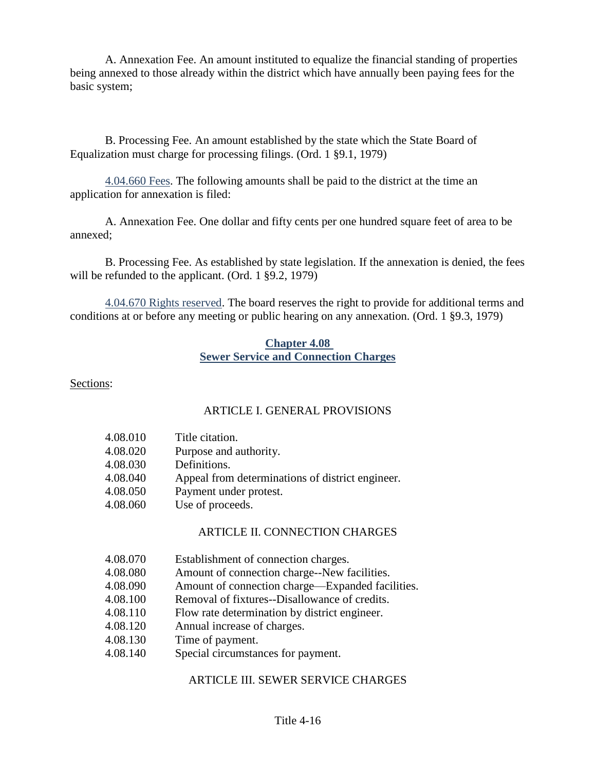A. Annexation Fee. An amount instituted to equalize the financial standing of properties being annexed to those already within the district which have annually been paying fees for the basic system;

B. Processing Fee. An amount established by the state which the State Board of Equalization must charge for processing filings. (Ord. 1 §9.1, 1979)

4.04.660 Fees. The following amounts shall be paid to the district at the time an application for annexation is filed:

A. Annexation Fee. One dollar and fifty cents per one hundred square feet of area to be annexed;

B. Processing Fee. As established by state legislation. If the annexation is denied, the fees will be refunded to the applicant. (Ord. 1 §9.2, 1979)

4.04.670 Rights reserved. The board reserves the right to provide for additional terms and conditions at or before any meeting or public hearing on any annexation. (Ord. 1 §9.3, 1979)

## Chapter 4.08
## Sewer Service and Connection Charges

Sections:

ARTICLE I. GENERAL PROVISIONS

4.08.010 Title citation.
4.08.020 Purpose and authority.
4.08.030 Definitions.
4.08.040 Appeal from determinations of district engineer.
4.08.050 Payment under protest.
4.08.060 Use of proceeds.

ARTICLE II. CONNECTION CHARGES

4.08.070 Establishment of connection charges.
4.08.080 Amount of connection charge--New facilities.
4.08.090 Amount of connection charge—Expanded facilities.
4.08.100 Removal of fixtures--Disallowance of credits.
4.08.110 Flow rate determination by district engineer.
4.08.120 Annual increase of charges.
4.08.130 Time of payment.
4.08.140 Special circumstances for payment.

ARTICLE III. SEWER SERVICE CHARGES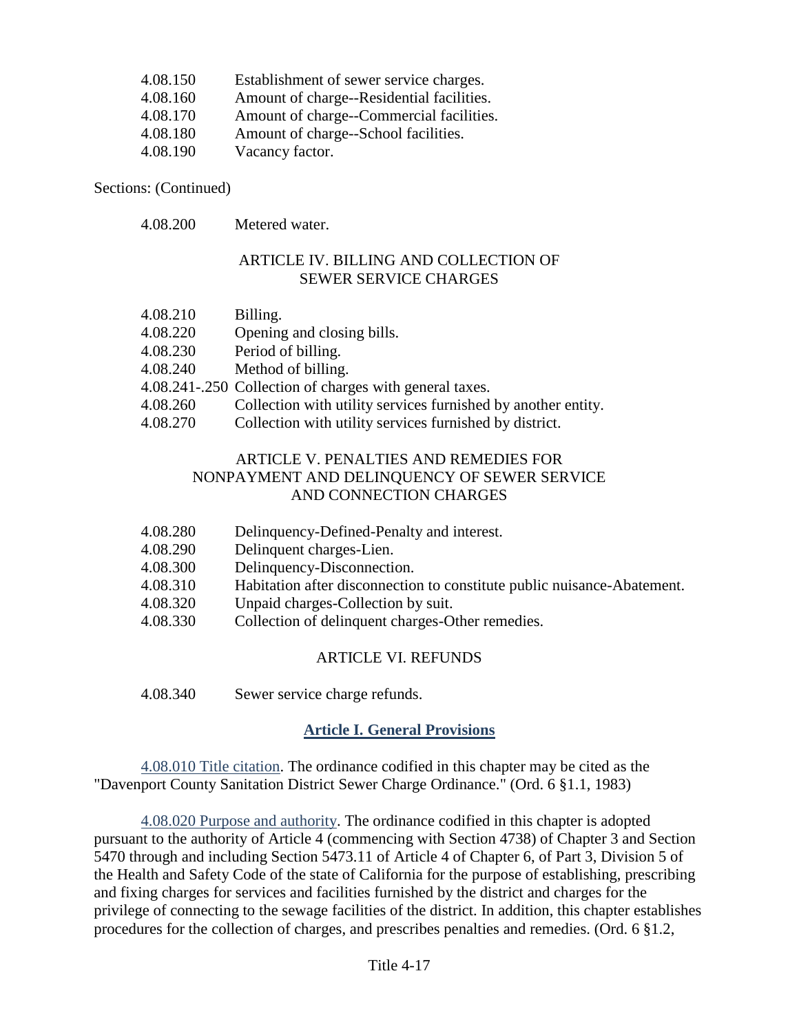4.08.150 Establishment of sewer service charges.
4.08.160 Amount of charge--Residential facilities.
4.08.170 Amount of charge--Commercial facilities.
4.08.180 Amount of charge--School facilities.
4.08.190 Vacancy factor.

Sections: (Continued)

4.08.200 Metered water.

### ARTICLE IV. BILLING AND COLLECTION OF SEWER SERVICE CHARGES

4.08.210 Billing.
4.08.220 Opening and closing bills.
4.08.230 Period of billing.
4.08.240 Method of billing.
4.08.241-.250 Collection of charges with general taxes.
4.08.260 Collection with utility services furnished by another entity.
4.08.270 Collection with utility services furnished by district.

### ARTICLE V. PENALTIES AND REMEDIES FOR NONPAYMENT AND DELINQUENCY OF SEWER SERVICE AND CONNECTION CHARGES

4.08.280 Delinquency-Defined-Penalty and interest.
4.08.290 Delinquent charges-Lien.
4.08.300 Delinquency-Disconnection.
4.08.310 Habitation after disconnection to constitute public nuisance-Abatement.
4.08.320 Unpaid charges-Collection by suit.
4.08.330 Collection of delinquent charges-Other remedies.

### ARTICLE VI. REFUNDS

4.08.340 Sewer service charge refunds.

## Article I. General Provisions

4.08.010 Title citation. The ordinance codified in this chapter may be cited as the "Davenport County Sanitation District Sewer Charge Ordinance." (Ord. 6 §1.1, 1983)

4.08.020 Purpose and authority. The ordinance codified in this chapter is adopted pursuant to the authority of Article 4 (commencing with Section 4738) of Chapter 3 and Section 5470 through and including Section 5473.11 of Article 4 of Chapter 6, of Part 3, Division 5 of the Health and Safety Code of the state of California for the purpose of establishing, prescribing and fixing charges for services and facilities furnished by the district and charges for the privilege of connecting to the sewage facilities of the district. In addition, this chapter establishes procedures for the collection of charges, and prescribes penalties and remedies. (Ord. 6 §1.2,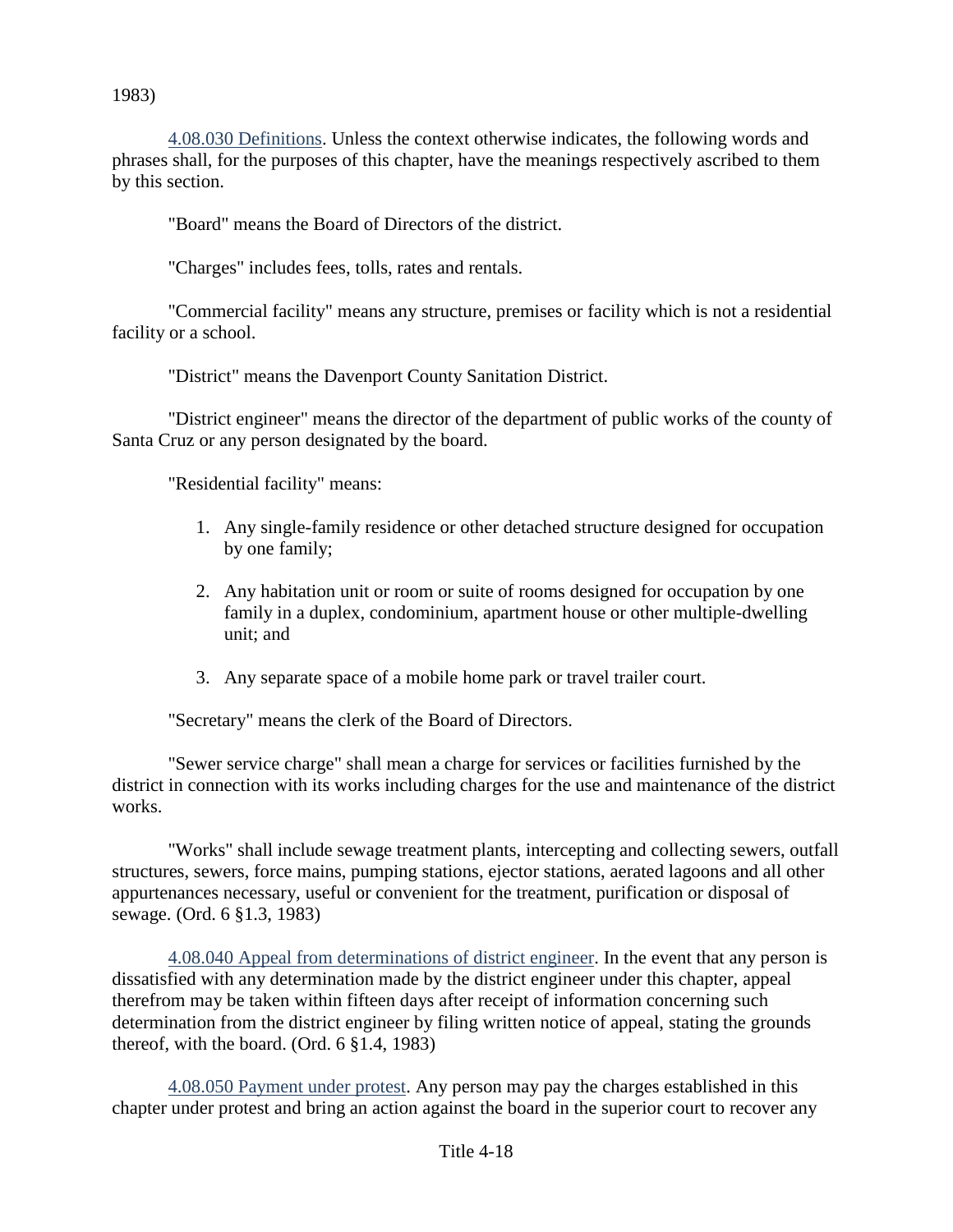1983)

4.08.030 Definitions. Unless the context otherwise indicates, the following words and phrases shall, for the purposes of this chapter, have the meanings respectively ascribed to them by this section.

"Board" means the Board of Directors of the district.

"Charges" includes fees, tolls, rates and rentals.

"Commercial facility" means any structure, premises or facility which is not a residential facility or a school.

"District" means the Davenport County Sanitation District.

"District engineer" means the director of the department of public works of the county of Santa Cruz or any person designated by the board.

"Residential facility" means:

1. Any single-family residence or other detached structure designed for occupation by one family;
2. Any habitation unit or room or suite of rooms designed for occupation by one family in a duplex, condominium, apartment house or other multiple-dwelling unit; and
3. Any separate space of a mobile home park or travel trailer court.

"Secretary" means the clerk of the Board of Directors.

"Sewer service charge" shall mean a charge for services or facilities furnished by the district in connection with its works including charges for the use and maintenance of the district works.

"Works" shall include sewage treatment plants, intercepting and collecting sewers, outfall structures, sewers, force mains, pumping stations, ejector stations, aerated lagoons and all other appurtenances necessary, useful or convenient for the treatment, purification or disposal of sewage. (Ord. 6 §1.3, 1983)

4.08.040 Appeal from determinations of district engineer. In the event that any person is dissatisfied with any determination made by the district engineer under this chapter, appeal therefrom may be taken within fifteen days after receipt of information concerning such determination from the district engineer by filing written notice of appeal, stating the grounds thereof, with the board. (Ord. 6 §1.4, 1983)

4.08.050 Payment under protest. Any person may pay the charges established in this chapter under protest and bring an action against the board in the superior court to recover any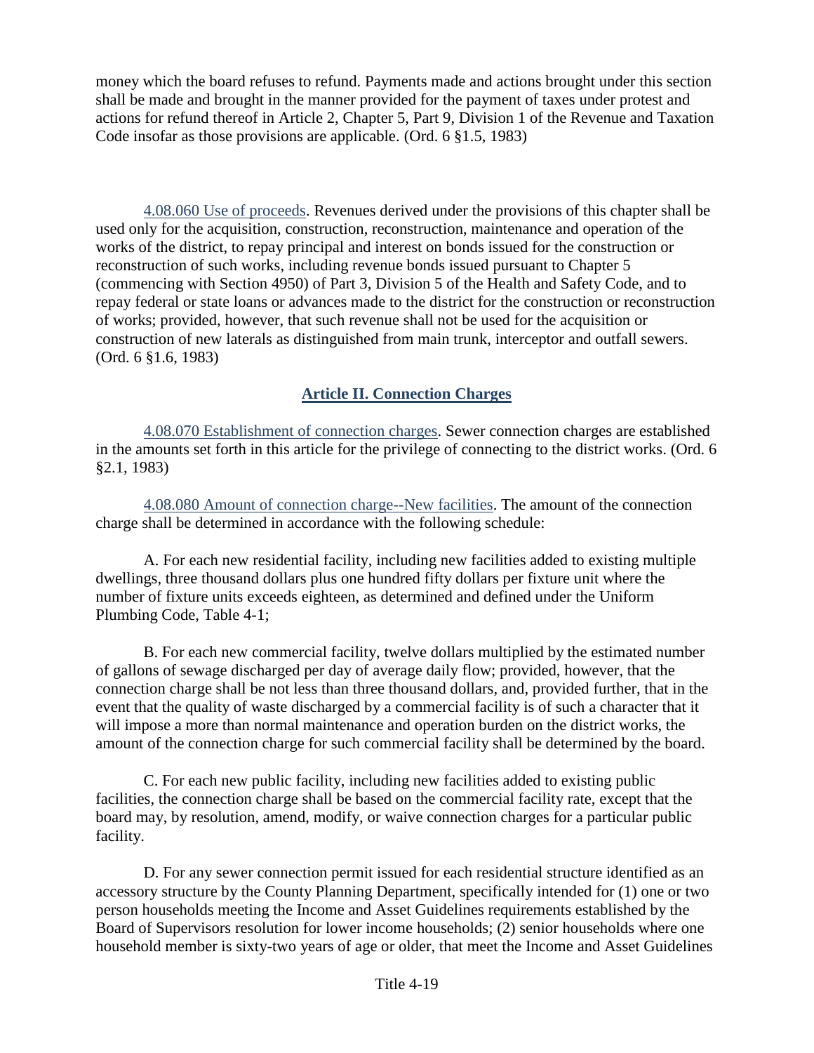money which the board refuses to refund. Payments made and actions brought under this section shall be made and brought in the manner provided for the payment of taxes under protest and actions for refund thereof in Article 2, Chapter 5, Part 9, Division 1 of the Revenue and Taxation Code insofar as those provisions are applicable. (Ord. 6 §1.5, 1983)

4.08.060 Use of proceeds. Revenues derived under the provisions of this chapter shall be used only for the acquisition, construction, reconstruction, maintenance and operation of the works of the district, to repay principal and interest on bonds issued for the construction or reconstruction of such works, including revenue bonds issued pursuant to Chapter 5 (commencing with Section 4950) of Part 3, Division 5 of the Health and Safety Code, and to repay federal or state loans or advances made to the district for the construction or reconstruction of works; provided, however, that such revenue shall not be used for the acquisition or construction of new laterals as distinguished from main trunk, interceptor and outfall sewers. (Ord. 6 §1.6, 1983)

## Article II. Connection Charges

4.08.070 Establishment of connection charges. Sewer connection charges are established in the amounts set forth in this article for the privilege of connecting to the district works. (Ord. 6 §2.1, 1983)

4.08.080 Amount of connection charge--New facilities. The amount of the connection charge shall be determined in accordance with the following schedule:

A. For each new residential facility, including new facilities added to existing multiple dwellings, three thousand dollars plus one hundred fifty dollars per fixture unit where the number of fixture units exceeds eighteen, as determined and defined under the Uniform Plumbing Code, Table 4-1;

B. For each new commercial facility, twelve dollars multiplied by the estimated number of gallons of sewage discharged per day of average daily flow; provided, however, that the connection charge shall be not less than three thousand dollars, and, provided further, that in the event that the quality of waste discharged by a commercial facility is of such a character that it will impose a more than normal maintenance and operation burden on the district works, the amount of the connection charge for such commercial facility shall be determined by the board.

C. For each new public facility, including new facilities added to existing public facilities, the connection charge shall be based on the commercial facility rate, except that the board may, by resolution, amend, modify, or waive connection charges for a particular public facility.

D. For any sewer connection permit issued for each residential structure identified as an accessory structure by the County Planning Department, specifically intended for (1) one or two person households meeting the Income and Asset Guidelines requirements established by the Board of Supervisors resolution for lower income households; (2) senior households where one household member is sixty-two years of age or older, that meet the Income and Asset Guidelines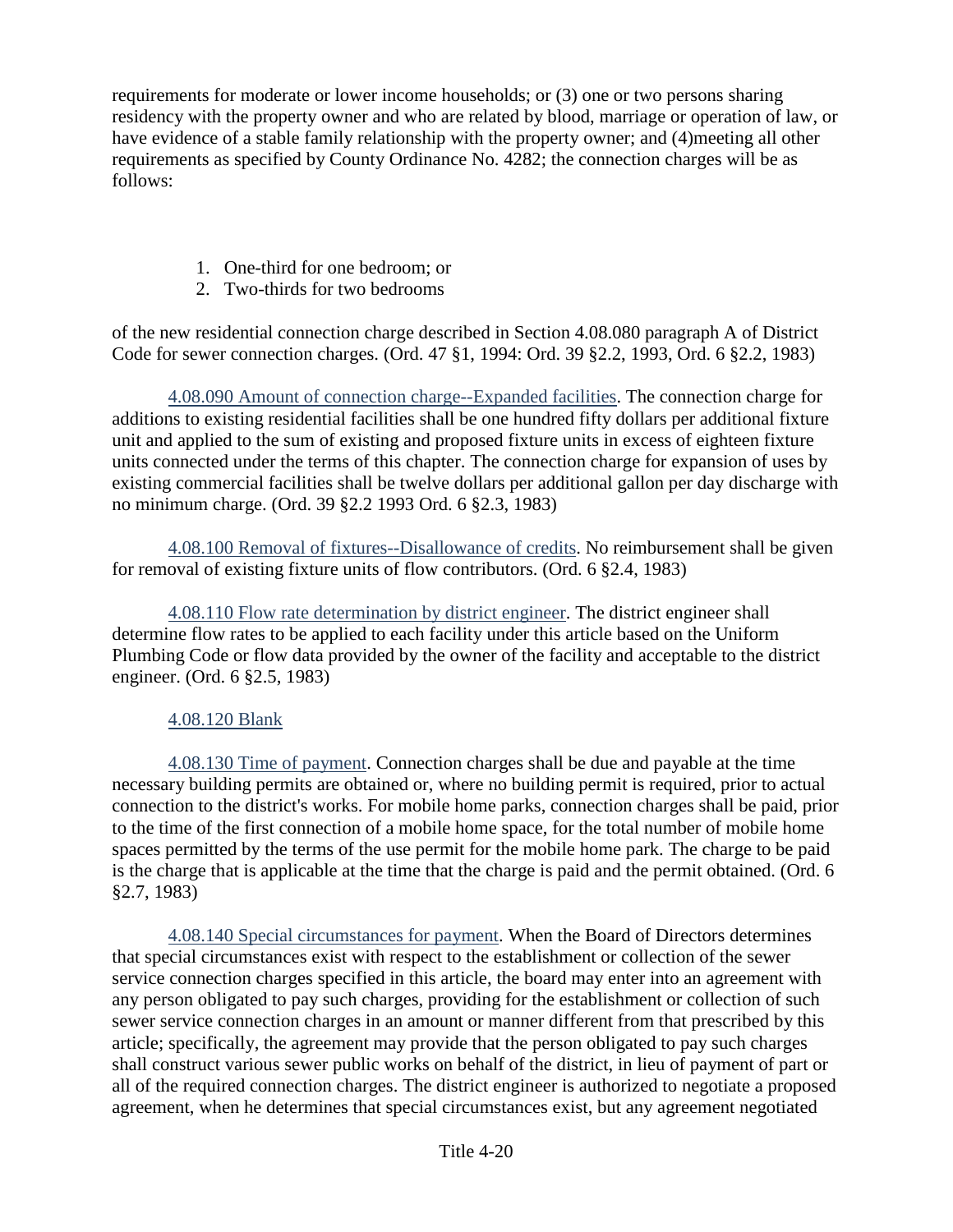requirements for moderate or lower income households; or (3) one or two persons sharing residency with the property owner and who are related by blood, marriage or operation of law, or have evidence of a stable family relationship with the property owner; and (4)meeting all other requirements as specified by County Ordinance No. 4282; the connection charges will be as follows:

1. One-third for one bedroom; or
2. Two-thirds for two bedrooms

of the new residential connection charge described in Section 4.08.080 paragraph A of District Code for sewer connection charges. (Ord. 47 §1, 1994: Ord. 39 §2.2, 1993, Ord. 6 §2.2, 1983)

4.08.090 Amount of connection charge--Expanded facilities. The connection charge for additions to existing residential facilities shall be one hundred fifty dollars per additional fixture unit and applied to the sum of existing and proposed fixture units in excess of eighteen fixture units connected under the terms of this chapter. The connection charge for expansion of uses by existing commercial facilities shall be twelve dollars per additional gallon per day discharge with no minimum charge. (Ord. 39 §2.2 1993 Ord. 6 §2.3, 1983)

4.08.100 Removal of fixtures--Disallowance of credits. No reimbursement shall be given for removal of existing fixture units of flow contributors. (Ord. 6 §2.4, 1983)

4.08.110 Flow rate determination by district engineer. The district engineer shall determine flow rates to be applied to each facility under this article based on the Uniform Plumbing Code or flow data provided by the owner of the facility and acceptable to the district engineer. (Ord. 6 §2.5, 1983)

4.08.120 Blank

4.08.130 Time of payment. Connection charges shall be due and payable at the time necessary building permits are obtained or, where no building permit is required, prior to actual connection to the district's works. For mobile home parks, connection charges shall be paid, prior to the time of the first connection of a mobile home space, for the total number of mobile home spaces permitted by the terms of the use permit for the mobile home park. The charge to be paid is the charge that is applicable at the time that the charge is paid and the permit obtained. (Ord. 6 §2.7, 1983)

4.08.140 Special circumstances for payment. When the Board of Directors determines that special circumstances exist with respect to the establishment or collection of the sewer service connection charges specified in this article, the board may enter into an agreement with any person obligated to pay such charges, providing for the establishment or collection of such sewer service connection charges in an amount or manner different from that prescribed by this article; specifically, the agreement may provide that the person obligated to pay such charges shall construct various sewer public works on behalf of the district, in lieu of payment of part or all of the required connection charges. The district engineer is authorized to negotiate a proposed agreement, when he determines that special circumstances exist, but any agreement negotiated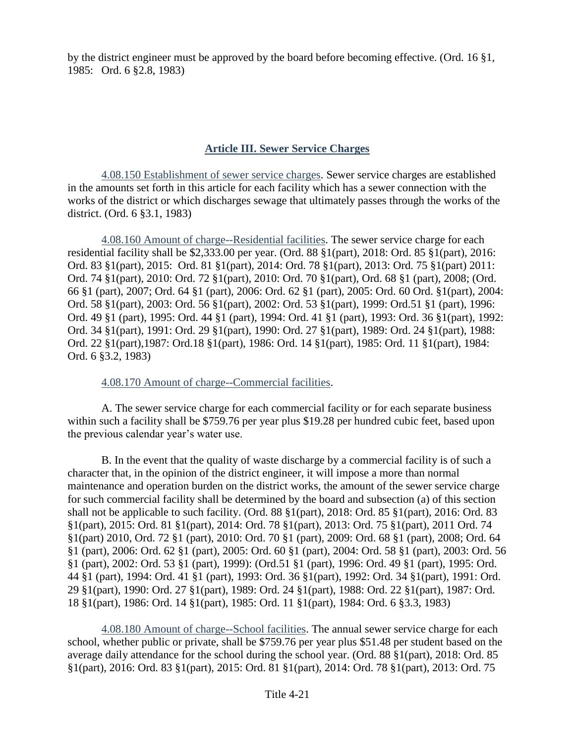by the district engineer must be approved by the board before becoming effective. (Ord. 16 §1, 1985: Ord. 6 §2.8, 1983)

## Article III. Sewer Service Charges

4.08.150 Establishment of sewer service charges. Sewer service charges are established in the amounts set forth in this article for each facility which has a sewer connection with the works of the district or which discharges sewage that ultimately passes through the works of the district. (Ord. 6 §3.1, 1983)

4.08.160 Amount of charge--Residential facilities. The sewer service charge for each residential facility shall be $2,333.00 per year. (Ord. 88 §1(part), 2018: Ord. 85 §1(part), 2016: Ord. 83 §1(part), 2015: Ord. 81 §1(part), 2014: Ord. 78 §1(part), 2013: Ord. 75 §1(part) 2011: Ord. 74 §1(part), 2010: Ord. 72 §1(part), 2010: Ord. 70 §1(part), Ord. 68 §1 (part), 2008; (Ord. 66 §1 (part), 2007; Ord. 64 §1 (part), 2006: Ord. 62 §1 (part), 2005: Ord. 60 Ord. §1(part), 2004: Ord. 58 §1(part), 2003: Ord. 56 §1(part), 2002: Ord. 53 §1(part), 1999: Ord.51 §1 (part), 1996: Ord. 49 §1 (part), 1995: Ord. 44 §1 (part), 1994: Ord. 41 §1 (part), 1993: Ord. 36 §1(part), 1992: Ord. 34 §1(part), 1991: Ord. 29 §1(part), 1990: Ord. 27 §1(part), 1989: Ord. 24 §1(part), 1988: Ord. 22 §1(part),1987: Ord.18 §1(part), 1986: Ord. 14 §1(part), 1985: Ord. 11 §1(part), 1984: Ord. 6 §3.2, 1983)

4.08.170 Amount of charge--Commercial facilities.

A. The sewer service charge for each commercial facility or for each separate business within such a facility shall be $759.76 per year plus $19.28 per hundred cubic feet, based upon the previous calendar year's water use.

B. In the event that the quality of waste discharge by a commercial facility is of such a character that, in the opinion of the district engineer, it will impose a more than normal maintenance and operation burden on the district works, the amount of the sewer service charge for such commercial facility shall be determined by the board and subsection (a) of this section shall not be applicable to such facility. (Ord. 88 §1(part), 2018: Ord. 85 §1(part), 2016: Ord. 83 §1(part), 2015: Ord. 81 §1(part), 2014: Ord. 78 §1(part), 2013: Ord. 75 §1(part), 2011 Ord. 74 §1(part) 2010, Ord. 72 §1 (part), 2010: Ord. 70 §1 (part), 2009: Ord. 68 §1 (part), 2008; Ord. 64 §1 (part), 2006: Ord. 62 §1 (part), 2005: Ord. 60 §1 (part), 2004: Ord. 58 §1 (part), 2003: Ord. 56 §1 (part), 2002: Ord. 53 §1 (part), 1999): (Ord.51 §1 (part), 1996: Ord. 49 §1 (part), 1995: Ord. 44 §1 (part), 1994: Ord. 41 §1 (part), 1993: Ord. 36 §1(part), 1992: Ord. 34 §1(part), 1991: Ord. 29 §1(part), 1990: Ord. 27 §1(part), 1989: Ord. 24 §1(part), 1988: Ord. 22 §1(part), 1987: Ord. 18 §1(part), 1986: Ord. 14 §1(part), 1985: Ord. 11 §1(part), 1984: Ord. 6 §3.3, 1983)

4.08.180 Amount of charge--School facilities. The annual sewer service charge for each school, whether public or private, shall be $759.76 per year plus $51.48 per student based on the average daily attendance for the school during the school year. (Ord. 88 §1(part), 2018: Ord. 85 §1(part), 2016: Ord. 83 §1(part), 2015: Ord. 81 §1(part), 2014: Ord. 78 §1(part), 2013: Ord. 75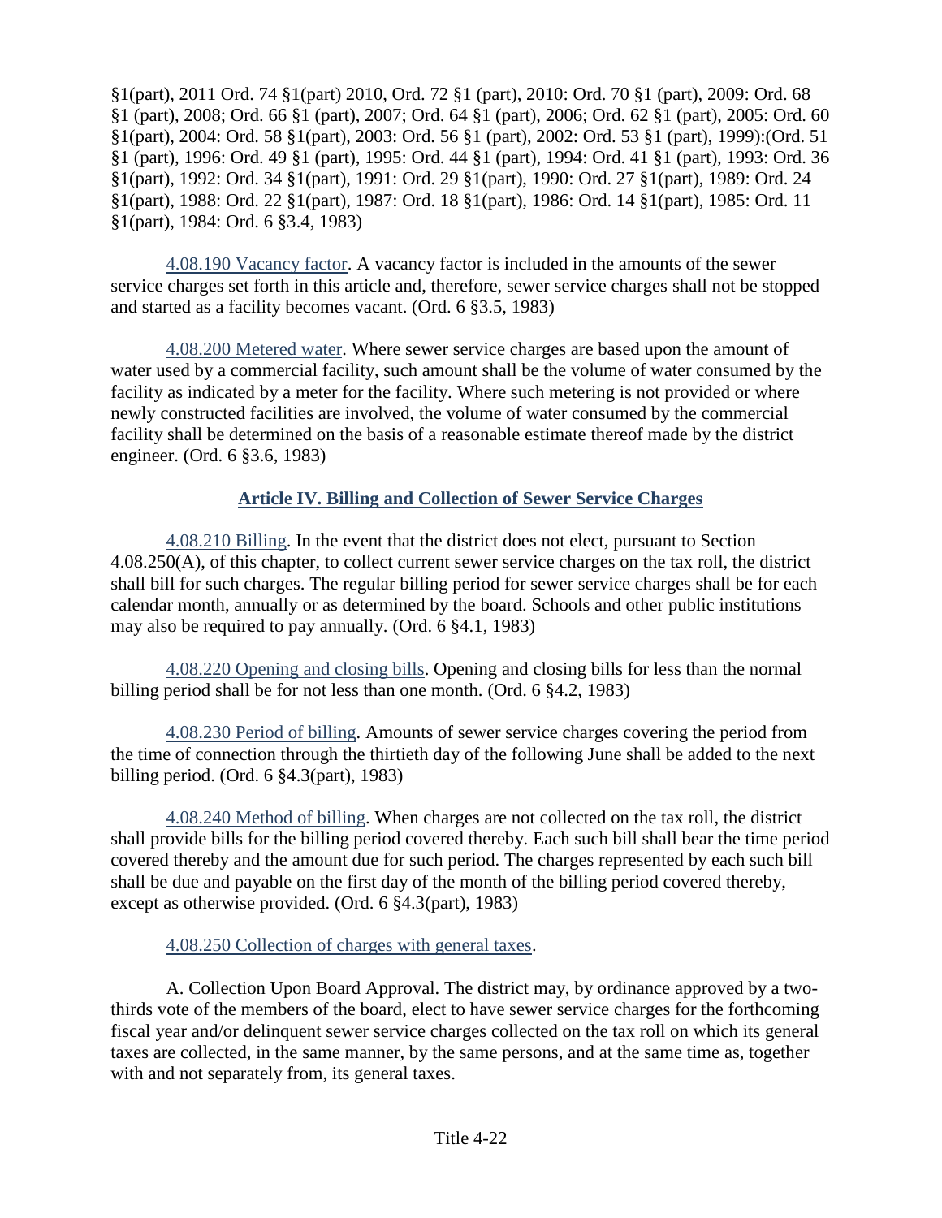§1(part), 2011 Ord. 74 §1(part) 2010, Ord. 72 §1 (part), 2010: Ord. 70 §1 (part), 2009: Ord. 68 §1 (part), 2008; Ord. 66 §1 (part), 2007; Ord. 64 §1 (part), 2006; Ord. 62 §1 (part), 2005: Ord. 60 §1(part), 2004: Ord. 58 §1(part), 2003: Ord. 56 §1 (part), 2002: Ord. 53 §1 (part), 1999):(Ord. 51 §1 (part), 1996: Ord. 49 §1 (part), 1995: Ord. 44 §1 (part), 1994: Ord. 41 §1 (part), 1993: Ord. 36 §1(part), 1992: Ord. 34 §1(part), 1991: Ord. 29 §1(part), 1990: Ord. 27 §1(part), 1989: Ord. 24 §1(part), 1988: Ord. 22 §1(part), 1987: Ord. 18 §1(part), 1986: Ord. 14 §1(part), 1985: Ord. 11 §1(part), 1984: Ord. 6 §3.4, 1983)

4.08.190 Vacancy factor. A vacancy factor is included in the amounts of the sewer service charges set forth in this article and, therefore, sewer service charges shall not be stopped and started as a facility becomes vacant. (Ord. 6 §3.5, 1983)

4.08.200 Metered water. Where sewer service charges are based upon the amount of water used by a commercial facility, such amount shall be the volume of water consumed by the facility as indicated by a meter for the facility. Where such metering is not provided or where newly constructed facilities are involved, the volume of water consumed by the commercial facility shall be determined on the basis of a reasonable estimate thereof made by the district engineer. (Ord. 6 §3.6, 1983)

## Article IV. Billing and Collection of Sewer Service Charges

4.08.210 Billing. In the event that the district does not elect, pursuant to Section 4.08.250(A), of this chapter, to collect current sewer service charges on the tax roll, the district shall bill for such charges. The regular billing period for sewer service charges shall be for each calendar month, annually or as determined by the board. Schools and other public institutions may also be required to pay annually. (Ord. 6 §4.1, 1983)

4.08.220 Opening and closing bills. Opening and closing bills for less than the normal billing period shall be for not less than one month. (Ord. 6 §4.2, 1983)

4.08.230 Period of billing. Amounts of sewer service charges covering the period from the time of connection through the thirtieth day of the following June shall be added to the next billing period. (Ord. 6 §4.3(part), 1983)

4.08.240 Method of billing. When charges are not collected on the tax roll, the district shall provide bills for the billing period covered thereby. Each such bill shall bear the time period covered thereby and the amount due for such period. The charges represented by each such bill shall be due and payable on the first day of the month of the billing period covered thereby, except as otherwise provided. (Ord. 6 §4.3(part), 1983)

4.08.250 Collection of charges with general taxes.

A. Collection Upon Board Approval. The district may, by ordinance approved by a two-thirds vote of the members of the board, elect to have sewer service charges for the forthcoming fiscal year and/or delinquent sewer service charges collected on the tax roll on which its general taxes are collected, in the same manner, by the same persons, and at the same time as, together with and not separately from, its general taxes.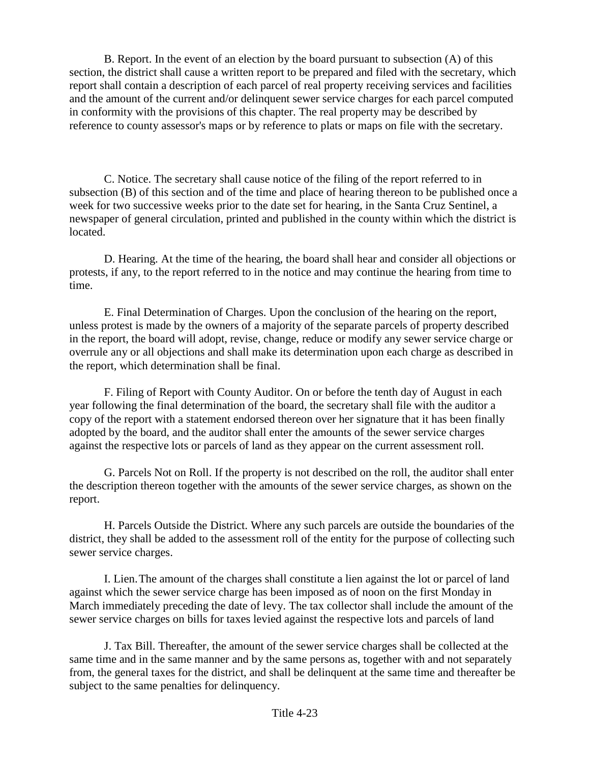B. Report. In the event of an election by the board pursuant to subsection (A) of this section, the district shall cause a written report to be prepared and filed with the secretary, which report shall contain a description of each parcel of real property receiving services and facilities and the amount of the current and/or delinquent sewer service charges for each parcel computed in conformity with the provisions of this chapter. The real property may be described by reference to county assessor's maps or by reference to plats or maps on file with the secretary.

C. Notice. The secretary shall cause notice of the filing of the report referred to in subsection (B) of this section and of the time and place of hearing thereon to be published once a week for two successive weeks prior to the date set for hearing, in the Santa Cruz Sentinel, a newspaper of general circulation, printed and published in the county within which the district is located.

D. Hearing. At the time of the hearing, the board shall hear and consider all objections or protests, if any, to the report referred to in the notice and may continue the hearing from time to time.

E. Final Determination of Charges. Upon the conclusion of the hearing on the report, unless protest is made by the owners of a majority of the separate parcels of property described in the report, the board will adopt, revise, change, reduce or modify any sewer service charge or overrule any or all objections and shall make its determination upon each charge as described in the report, which determination shall be final.

F. Filing of Report with County Auditor. On or before the tenth day of August in each year following the final determination of the board, the secretary shall file with the auditor a copy of the report with a statement endorsed thereon over her signature that it has been finally adopted by the board, and the auditor shall enter the amounts of the sewer service charges against the respective lots or parcels of land as they appear on the current assessment roll.

G. Parcels Not on Roll. If the property is not described on the roll, the auditor shall enter the description thereon together with the amounts of the sewer service charges, as shown on the report.

H. Parcels Outside the District. Where any such parcels are outside the boundaries of the district, they shall be added to the assessment roll of the entity for the purpose of collecting such sewer service charges.

I. Lien. The amount of the charges shall constitute a lien against the lot or parcel of land against which the sewer service charge has been imposed as of noon on the first Monday in March immediately preceding the date of levy. The tax collector shall include the amount of the sewer service charges on bills for taxes levied against the respective lots and parcels of land

J. Tax Bill. Thereafter, the amount of the sewer service charges shall be collected at the same time and in the same manner and by the same persons as, together with and not separately from, the general taxes for the district, and shall be delinquent at the same time and thereafter be subject to the same penalties for delinquency.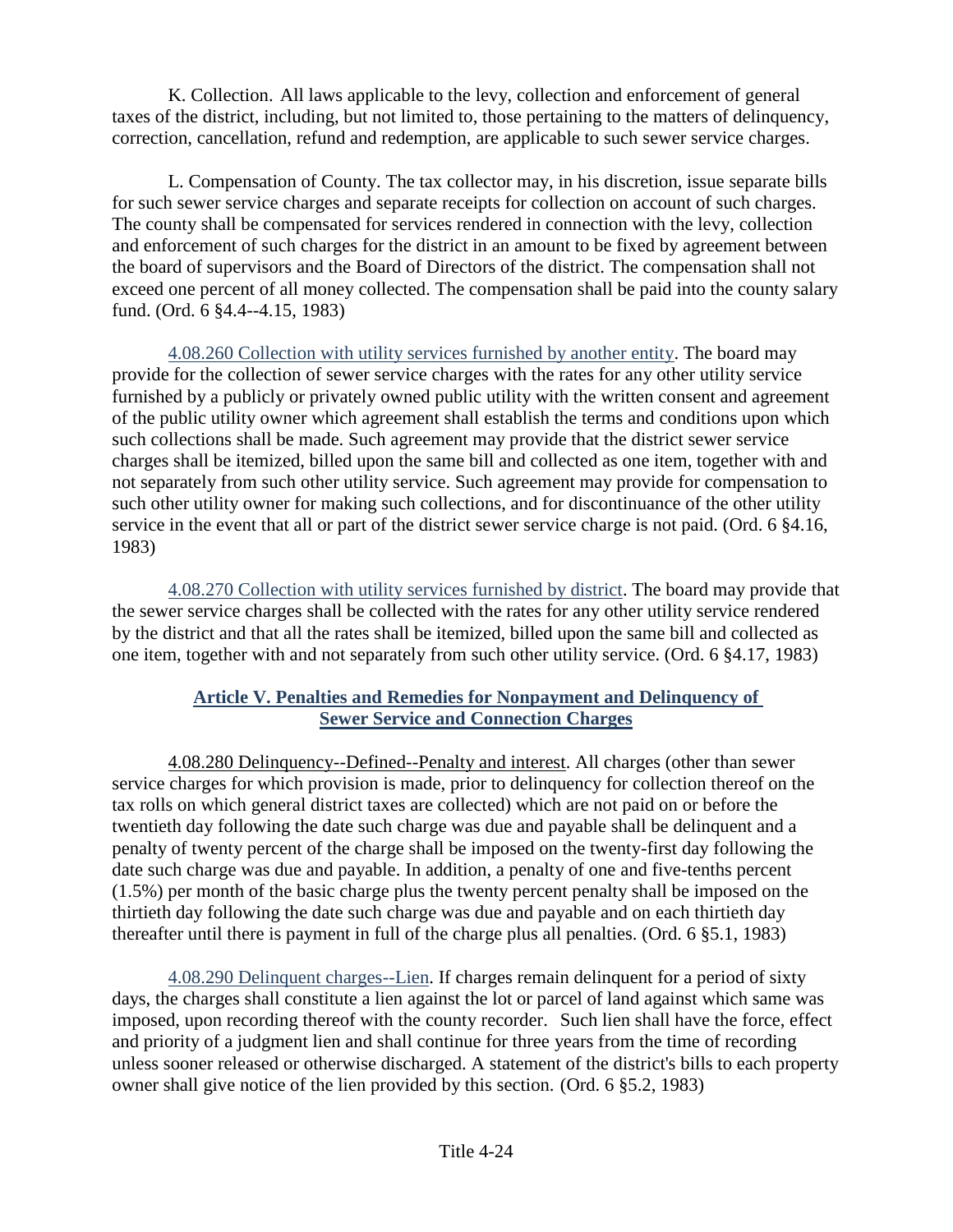K. Collection. All laws applicable to the levy, collection and enforcement of general taxes of the district, including, but not limited to, those pertaining to the matters of delinquency, correction, cancellation, refund and redemption, are applicable to such sewer service charges.

L. Compensation of County. The tax collector may, in his discretion, issue separate bills for such sewer service charges and separate receipts for collection on account of such charges. The county shall be compensated for services rendered in connection with the levy, collection and enforcement of such charges for the district in an amount to be fixed by agreement between the board of supervisors and the Board of Directors of the district. The compensation shall not exceed one percent of all money collected. The compensation shall be paid into the county salary fund. (Ord. 6 §4.4--4.15, 1983)

4.08.260 Collection with utility services furnished by another entity. The board may provide for the collection of sewer service charges with the rates for any other utility service furnished by a publicly or privately owned public utility with the written consent and agreement of the public utility owner which agreement shall establish the terms and conditions upon which such collections shall be made. Such agreement may provide that the district sewer service charges shall be itemized, billed upon the same bill and collected as one item, together with and not separately from such other utility service. Such agreement may provide for compensation to such other utility owner for making such collections, and for discontinuance of the other utility service in the event that all or part of the district sewer service charge is not paid. (Ord. 6 §4.16, 1983)

4.08.270 Collection with utility services furnished by district. The board may provide that the sewer service charges shall be collected with the rates for any other utility service rendered by the district and that all the rates shall be itemized, billed upon the same bill and collected as one item, together with and not separately from such other utility service. (Ord. 6 §4.17, 1983)

## Article V. Penalties and Remedies for Nonpayment and Delinquency of Sewer Service and Connection Charges

4.08.280 Delinquency--Defined--Penalty and interest. All charges (other than sewer service charges for which provision is made, prior to delinquency for collection thereof on the tax rolls on which general district taxes are collected) which are not paid on or before the twentieth day following the date such charge was due and payable shall be delinquent and a penalty of twenty percent of the charge shall be imposed on the twenty-first day following the date such charge was due and payable. In addition, a penalty of one and five-tenths percent (1.5%) per month of the basic charge plus the twenty percent penalty shall be imposed on the thirtieth day following the date such charge was due and payable and on each thirtieth day thereafter until there is payment in full of the charge plus all penalties. (Ord. 6 §5.1, 1983)

4.08.290 Delinquent charges--Lien. If charges remain delinquent for a period of sixty days, the charges shall constitute a lien against the lot or parcel of land against which same was imposed, upon recording thereof with the county recorder. Such lien shall have the force, effect and priority of a judgment lien and shall continue for three years from the time of recording unless sooner released or otherwise discharged. A statement of the district's bills to each property owner shall give notice of the lien provided by this section. (Ord. 6 §5.2, 1983)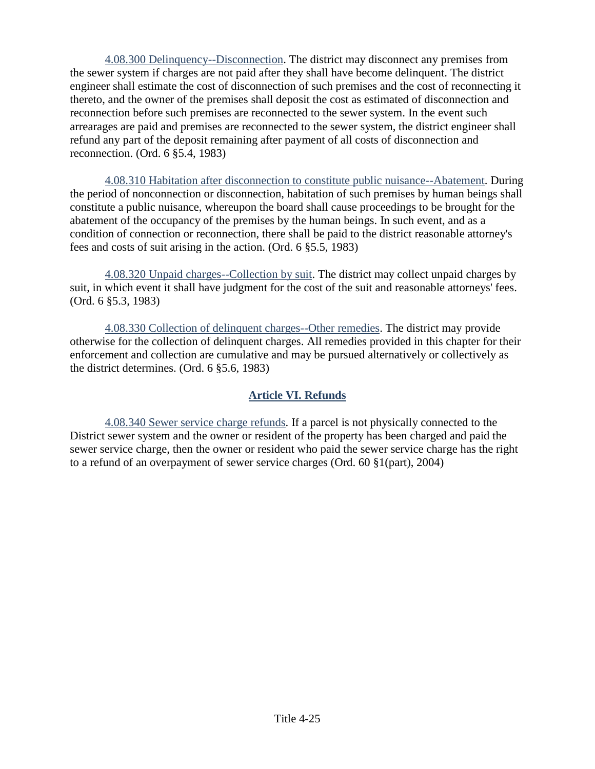4.08.300 Delinquency--Disconnection. The district may disconnect any premises from the sewer system if charges are not paid after they shall have become delinquent. The district engineer shall estimate the cost of disconnection of such premises and the cost of reconnecting it thereto, and the owner of the premises shall deposit the cost as estimated of disconnection and reconnection before such premises are reconnected to the sewer system. In the event such arrearages are paid and premises are reconnected to the sewer system, the district engineer shall refund any part of the deposit remaining after payment of all costs of disconnection and reconnection. (Ord. 6 §5.4, 1983)

4.08.310 Habitation after disconnection to constitute public nuisance--Abatement. During the period of nonconnection or disconnection, habitation of such premises by human beings shall constitute a public nuisance, whereupon the board shall cause proceedings to be brought for the abatement of the occupancy of the premises by the human beings. In such event, and as a condition of connection or reconnection, there shall be paid to the district reasonable attorney's fees and costs of suit arising in the action. (Ord. 6 §5.5, 1983)

4.08.320 Unpaid charges--Collection by suit. The district may collect unpaid charges by suit, in which event it shall have judgment for the cost of the suit and reasonable attorneys' fees. (Ord. 6 §5.3, 1983)

4.08.330 Collection of delinquent charges--Other remedies. The district may provide otherwise for the collection of delinquent charges. All remedies provided in this chapter for their enforcement and collection are cumulative and may be pursued alternatively or collectively as the district determines. (Ord. 6 §5.6, 1983)

## Article VI. Refunds

4.08.340 Sewer service charge refunds. If a parcel is not physically connected to the District sewer system and the owner or resident of the property has been charged and paid the sewer service charge, then the owner or resident who paid the sewer service charge has the right to a refund of an overpayment of sewer service charges (Ord. 60 §1(part), 2004)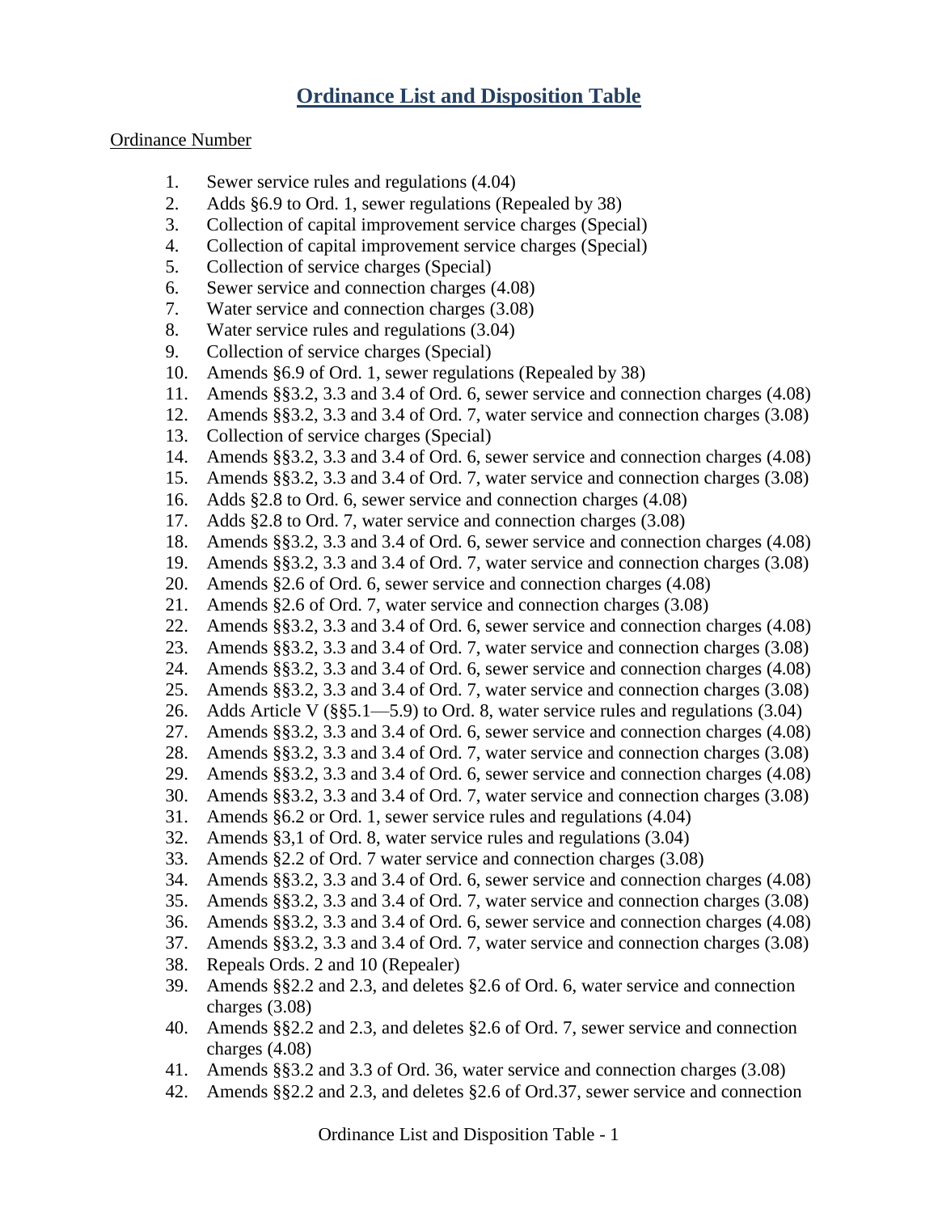# Ordinance List and Disposition Table

Ordinance Number

1. Sewer service rules and regulations (4.04)
2. Adds §6.9 to Ord. 1, sewer regulations (Repealed by 38)
3. Collection of capital improvement service charges (Special)
4. Collection of capital improvement service charges (Special)
5. Collection of service charges (Special)
6. Sewer service and connection charges (4.08)
7. Water service and connection charges (3.08)
8. Water service rules and regulations (3.04)
9. Collection of service charges (Special)
10. Amends §6.9 of Ord. 1, sewer regulations (Repealed by 38)
11. Amends §§3.2, 3.3 and 3.4 of Ord. 6, sewer service and connection charges (4.08)
12. Amends §§3.2, 3.3 and 3.4 of Ord. 7, water service and connection charges (3.08)
13. Collection of service charges (Special)
14. Amends §§3.2, 3.3 and 3.4 of Ord. 6, sewer service and connection charges (4.08)
15. Amends §§3.2, 3.3 and 3.4 of Ord. 7, water service and connection charges (3.08)
16. Adds §2.8 to Ord. 6, sewer service and connection charges (4.08)
17. Adds §2.8 to Ord. 7, water service and connection charges (3.08)
18. Amends §§3.2, 3.3 and 3.4 of Ord. 6, sewer service and connection charges (4.08)
19. Amends §§3.2, 3.3 and 3.4 of Ord. 7, water service and connection charges (3.08)
20. Amends §2.6 of Ord. 6, sewer service and connection charges (4.08)
21. Amends §2.6 of Ord. 7, water service and connection charges (3.08)
22. Amends §§3.2, 3.3 and 3.4 of Ord. 6, sewer service and connection charges (4.08)
23. Amends §§3.2, 3.3 and 3.4 of Ord. 7, water service and connection charges (3.08)
24. Amends §§3.2, 3.3 and 3.4 of Ord. 6, sewer service and connection charges (4.08)
25. Amends §§3.2, 3.3 and 3.4 of Ord. 7, water service and connection charges (3.08)
26. Adds Article V (§§5.1—5.9) to Ord. 8, water service rules and regulations (3.04)
27. Amends §§3.2, 3.3 and 3.4 of Ord. 6, sewer service and connection charges (4.08)
28. Amends §§3.2, 3.3 and 3.4 of Ord. 7, water service and connection charges (3.08)
29. Amends §§3.2, 3.3 and 3.4 of Ord. 6, sewer service and connection charges (4.08)
30. Amends §§3.2, 3.3 and 3.4 of Ord. 7, water service and connection charges (3.08)
31. Amends §6.2 or Ord. 1, sewer service rules and regulations (4.04)
32. Amends §3,1 of Ord. 8, water service rules and regulations (3.04)
33. Amends §2.2 of Ord. 7 water service and connection charges (3.08)
34. Amends §§3.2, 3.3 and 3.4 of Ord. 6, sewer service and connection charges (4.08)
35. Amends §§3.2, 3.3 and 3.4 of Ord. 7, water service and connection charges (3.08)
36. Amends §§3.2, 3.3 and 3.4 of Ord. 6, sewer service and connection charges (4.08)
37. Amends §§3.2, 3.3 and 3.4 of Ord. 7, water service and connection charges (3.08)
38. Repeals Ords. 2 and 10 (Repealer)
39. Amends §§2.2 and 2.3, and deletes §2.6 of Ord. 6, water service and connection charges (3.08)
40. Amends §§2.2 and 2.3, and deletes §2.6 of Ord. 7, sewer service and connection charges (4.08)
41. Amends §§3.2 and 3.3 of Ord. 36, water service and connection charges (3.08)
42. Amends §§2.2 and 2.3, and deletes §2.6 of Ord.37, sewer service and connection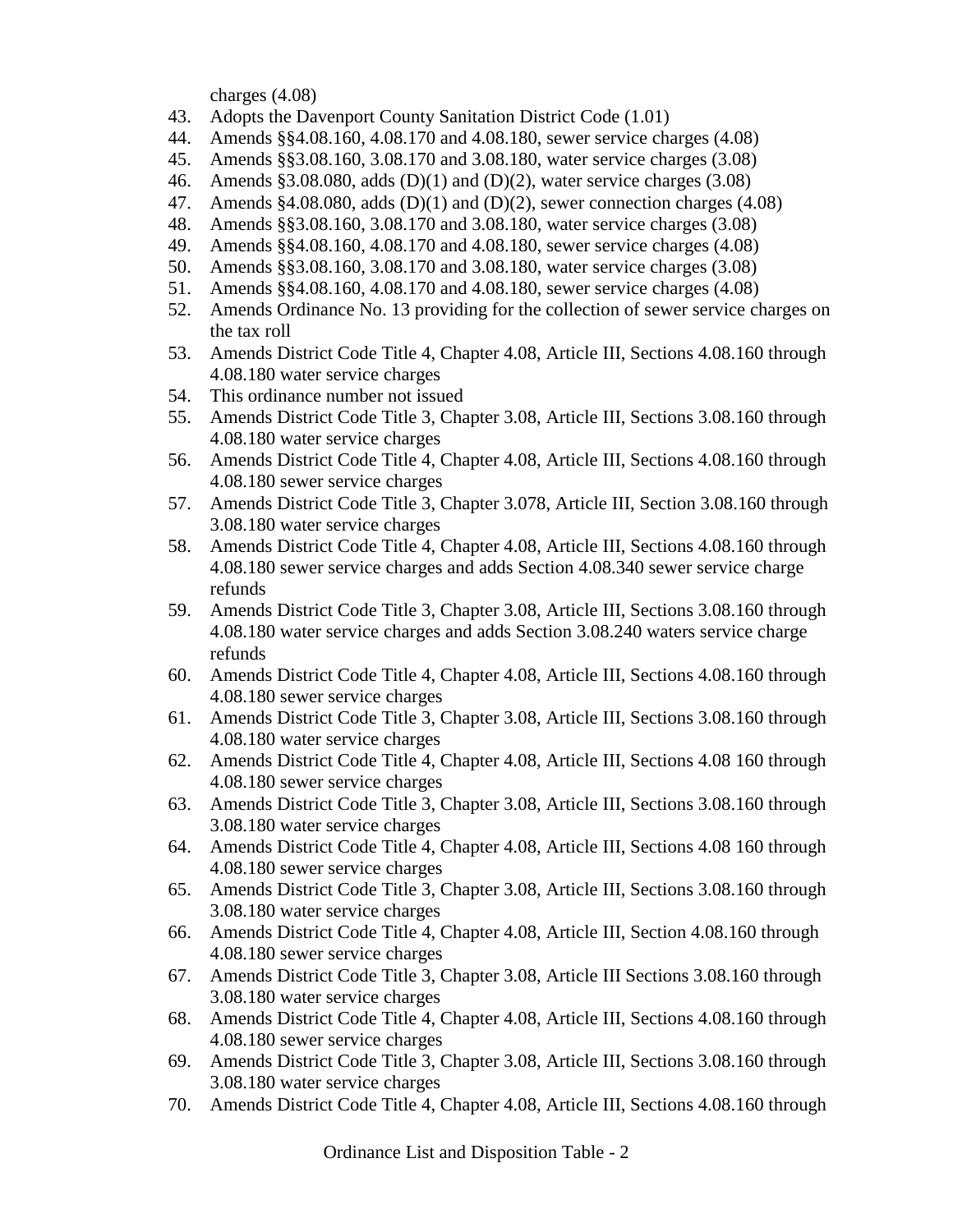charges (4.08)

43. Adopts the Davenport County Sanitation District Code (1.01)
44. Amends §§4.08.160, 4.08.170 and 4.08.180, sewer service charges (4.08)
45. Amends §§3.08.160, 3.08.170 and 3.08.180, water service charges (3.08)
46. Amends §3.08.080, adds (D)(1) and (D)(2), water service charges (3.08)
47. Amends §4.08.080, adds (D)(1) and (D)(2), sewer connection charges (4.08)
48. Amends §§3.08.160, 3.08.170 and 3.08.180, water service charges (3.08)
49. Amends §§4.08.160, 4.08.170 and 4.08.180, sewer service charges (4.08)
50. Amends §§3.08.160, 3.08.170 and 3.08.180, water service charges (3.08)
51. Amends §§4.08.160, 4.08.170 and 4.08.180, sewer service charges (4.08)
52. Amends Ordinance No. 13 providing for the collection of sewer service charges on the tax roll
53. Amends District Code Title 4, Chapter 4.08, Article III, Sections 4.08.160 through 4.08.180 water service charges
54. This ordinance number not issued
55. Amends District Code Title 3, Chapter 3.08, Article III, Sections 3.08.160 through 4.08.180 water service charges
56. Amends District Code Title 4, Chapter 4.08, Article III, Sections 4.08.160 through 4.08.180 sewer service charges
57. Amends District Code Title 3, Chapter 3.078, Article III, Section 3.08.160 through 3.08.180 water service charges
58. Amends District Code Title 4, Chapter 4.08, Article III, Sections 4.08.160 through 4.08.180 sewer service charges and adds Section 4.08.340 sewer service charge refunds
59. Amends District Code Title 3, Chapter 3.08, Article III, Sections 3.08.160 through 4.08.180 water service charges and adds Section 3.08.240 waters service charge refunds
60. Amends District Code Title 4, Chapter 4.08, Article III, Sections 4.08.160 through 4.08.180 sewer service charges
61. Amends District Code Title 3, Chapter 3.08, Article III, Sections 3.08.160 through 4.08.180 water service charges
62. Amends District Code Title 4, Chapter 4.08, Article III, Sections 4.08 160 through 4.08.180 sewer service charges
63. Amends District Code Title 3, Chapter 3.08, Article III, Sections 3.08.160 through 3.08.180 water service charges
64. Amends District Code Title 4, Chapter 4.08, Article III, Sections 4.08 160 through 4.08.180 sewer service charges
65. Amends District Code Title 3, Chapter 3.08, Article III, Sections 3.08.160 through 3.08.180 water service charges
66. Amends District Code Title 4, Chapter 4.08, Article III, Section 4.08.160 through 4.08.180 sewer service charges
67. Amends District Code Title 3, Chapter 3.08, Article III Sections 3.08.160 through 3.08.180 water service charges
68. Amends District Code Title 4, Chapter 4.08, Article III, Sections 4.08.160 through 4.08.180 sewer service charges
69. Amends District Code Title 3, Chapter 3.08, Article III, Sections 3.08.160 through 3.08.180 water service charges
70. Amends District Code Title 4, Chapter 4.08, Article III, Sections 4.08.160 through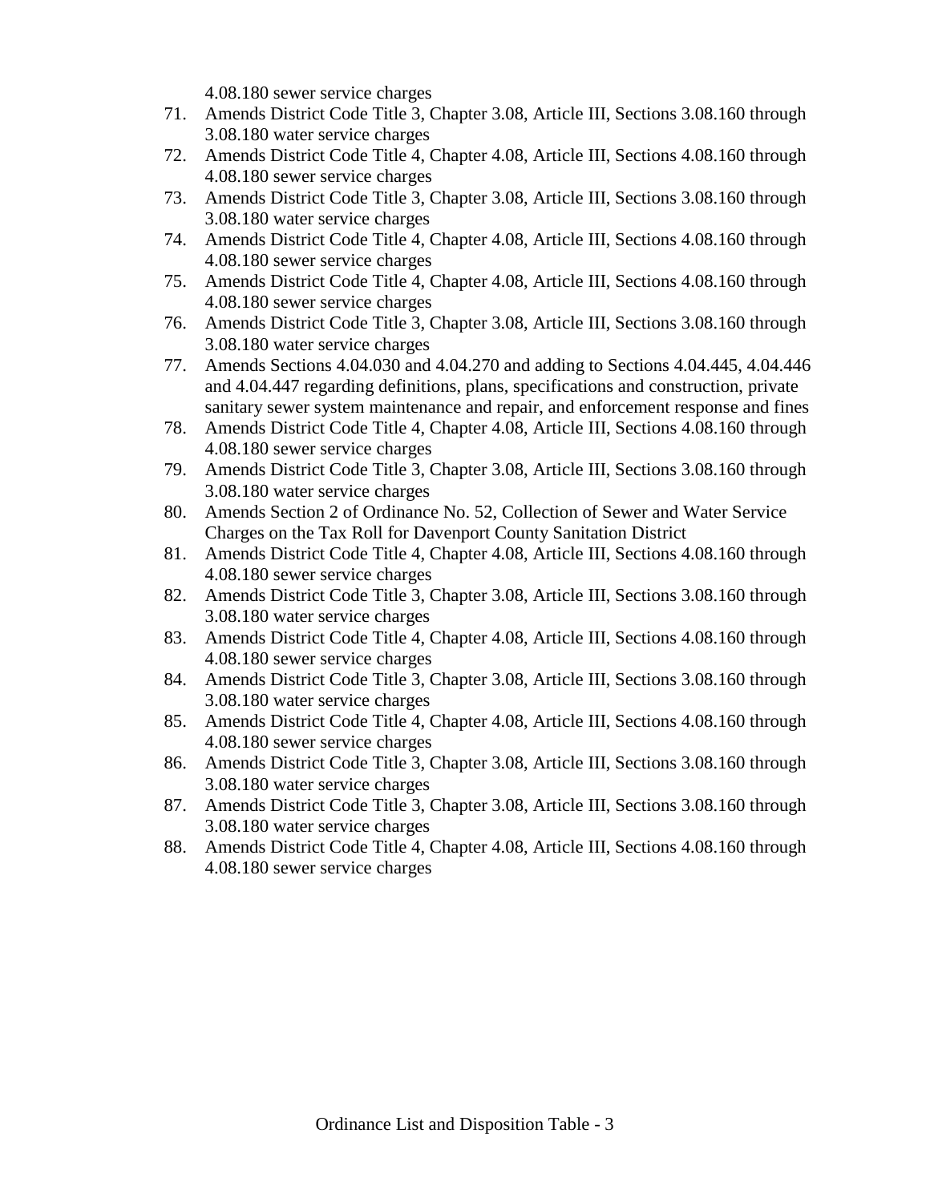4.08.180 sewer service charges

71. Amends District Code Title 3, Chapter 3.08, Article III, Sections 3.08.160 through 3.08.180 water service charges
72. Amends District Code Title 4, Chapter 4.08, Article III, Sections 4.08.160 through 4.08.180 sewer service charges
73. Amends District Code Title 3, Chapter 3.08, Article III, Sections 3.08.160 through 3.08.180 water service charges
74. Amends District Code Title 4, Chapter 4.08, Article III, Sections 4.08.160 through 4.08.180 sewer service charges
75. Amends District Code Title 4, Chapter 4.08, Article III, Sections 4.08.160 through 4.08.180 sewer service charges
76. Amends District Code Title 3, Chapter 3.08, Article III, Sections 3.08.160 through 3.08.180 water service charges
77. Amends Sections 4.04.030 and 4.04.270 and adding to Sections 4.04.445, 4.04.446 and 4.04.447 regarding definitions, plans, specifications and construction, private sanitary sewer system maintenance and repair, and enforcement response and fines
78. Amends District Code Title 4, Chapter 4.08, Article III, Sections 4.08.160 through 4.08.180 sewer service charges
79. Amends District Code Title 3, Chapter 3.08, Article III, Sections 3.08.160 through 3.08.180 water service charges
80. Amends Section 2 of Ordinance No. 52, Collection of Sewer and Water Service Charges on the Tax Roll for Davenport County Sanitation District
81. Amends District Code Title 4, Chapter 4.08, Article III, Sections 4.08.160 through 4.08.180 sewer service charges
82. Amends District Code Title 3, Chapter 3.08, Article III, Sections 3.08.160 through 3.08.180 water service charges
83. Amends District Code Title 4, Chapter 4.08, Article III, Sections 4.08.160 through 4.08.180 sewer service charges
84. Amends District Code Title 3, Chapter 3.08, Article III, Sections 3.08.160 through 3.08.180 water service charges
85. Amends District Code Title 4, Chapter 4.08, Article III, Sections 4.08.160 through 4.08.180 sewer service charges
86. Amends District Code Title 3, Chapter 3.08, Article III, Sections 3.08.160 through 3.08.180 water service charges
87. Amends District Code Title 3, Chapter 3.08, Article III, Sections 3.08.160 through 3.08.180 water service charges
88. Amends District Code Title 4, Chapter 4.08, Article III, Sections 4.08.160 through 4.08.180 sewer service charges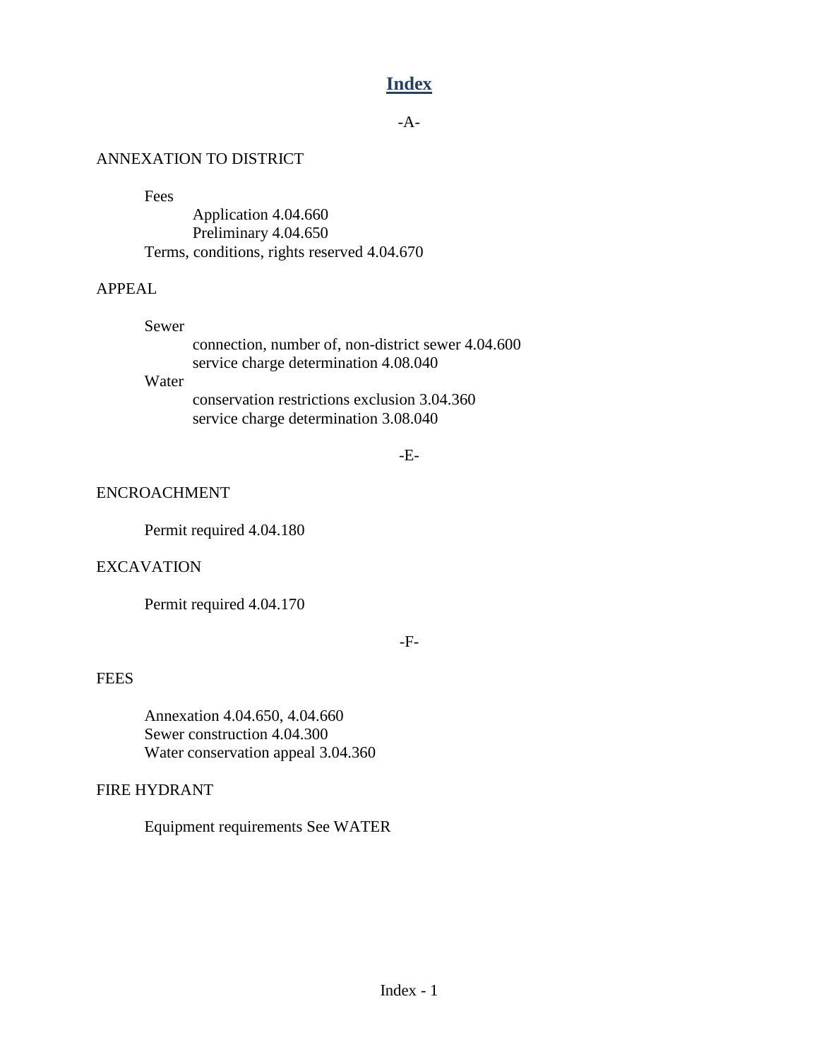# Index

-A-

ANNEXATION TO DISTRICT

- Fees
  - Application 4.04.660
  - Preliminary 4.04.650
- Terms, conditions, rights reserved 4.04.670

APPEAL

- Sewer
  - connection, number of, non-district sewer 4.04.600
  - service charge determination 4.08.040
- Water
  - conservation restrictions exclusion 3.04.360
  - service charge determination 3.08.040

-E-

ENCROACHMENT

- Permit required 4.04.180

EXCAVATION

- Permit required 4.04.170

-F-

FEES

- Annexation 4.04.650, 4.04.660
- Sewer construction 4.04.300
- Water conservation appeal 3.04.360

FIRE HYDRANT

- Equipment requirements See WATER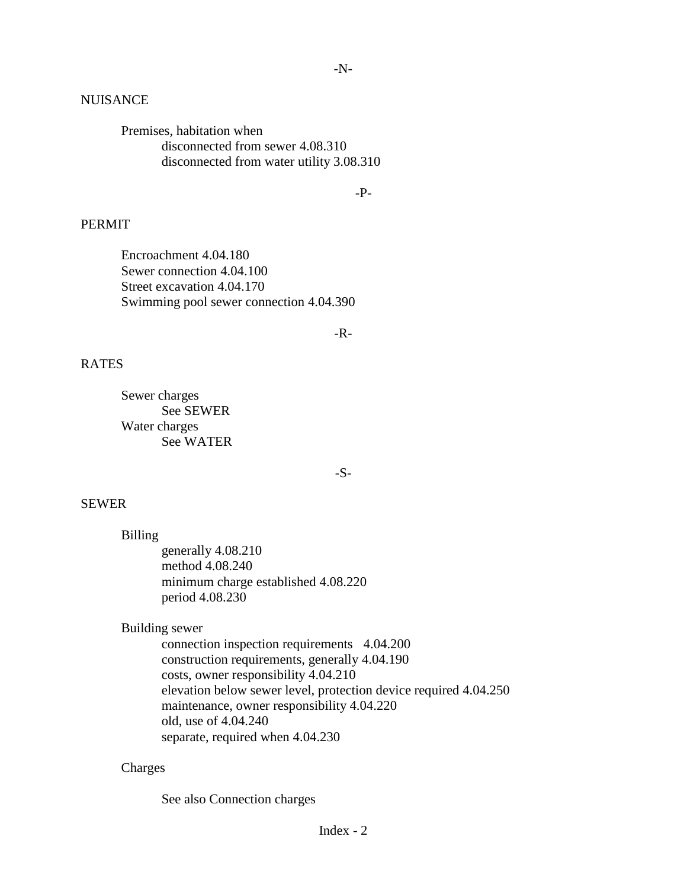-N-

NUISANCE

- Premises, habitation when
  - disconnected from sewer 4.08.310
  - disconnected from water utility 3.08.310

-P-

PERMIT

- Encroachment 4.04.180
- Sewer connection 4.04.100
- Street excavation 4.04.170
- Swimming pool sewer connection 4.04.390

-R-

RATES

- Sewer charges
  - See SEWER
- Water charges
  - See WATER

-S-

SEWER

- Billing
  - generally 4.08.210
  - method 4.08.240
  - minimum charge established 4.08.220
  - period 4.08.230

- Building sewer
  - connection inspection requirements 4.04.200
  - construction requirements, generally 4.04.190
  - costs, owner responsibility 4.04.210
  - elevation below sewer level, protection device required 4.04.250
  - maintenance, owner responsibility 4.04.220
  - old, use of 4.04.240
  - separate, required when 4.04.230

- Charges

  - See also Connection charges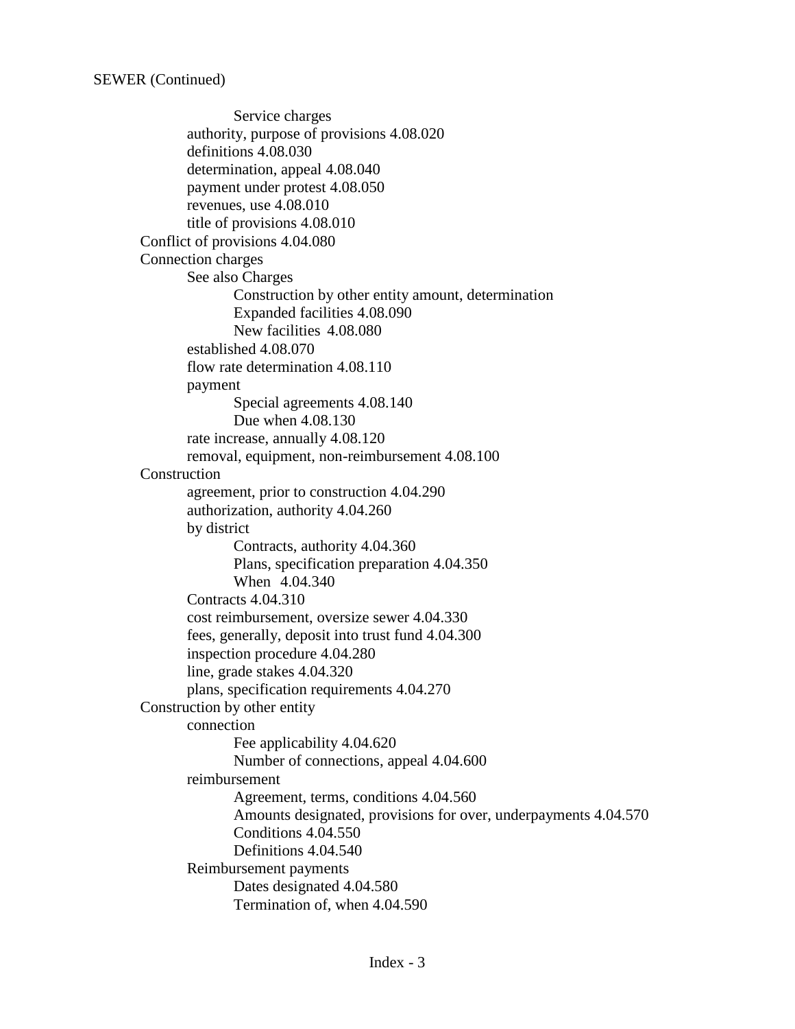SEWER (Continued)

- Service charges
  - authority, purpose of provisions 4.08.020
  - definitions 4.08.030
  - determination, appeal 4.08.040
  - payment under protest 4.08.050
  - revenues, use 4.08.010
  - title of provisions 4.08.010
- Conflict of provisions 4.04.080
- Connection charges
  - See also Charges
    - Construction by other entity amount, determination
    - Expanded facilities 4.08.090
    - New facilities 4.08.080
  - established 4.08.070
  - flow rate determination 4.08.110
  - payment
    - Special agreements 4.08.140
    - Due when 4.08.130
  - rate increase, annually 4.08.120
  - removal, equipment, non-reimbursement 4.08.100
- Construction
  - agreement, prior to construction 4.04.290
  - authorization, authority 4.04.260
  - by district
    - Contracts, authority 4.04.360
    - Plans, specification preparation 4.04.350
    - When 4.04.340
  - Contracts 4.04.310
  - cost reimbursement, oversize sewer 4.04.330
  - fees, generally, deposit into trust fund 4.04.300
  - inspection procedure 4.04.280
  - line, grade stakes 4.04.320
  - plans, specification requirements 4.04.270
- Construction by other entity
  - connection
    - Fee applicability 4.04.620
    - Number of connections, appeal 4.04.600
  - reimbursement
    - Agreement, terms, conditions 4.04.560
    - Amounts designated, provisions for over, underpayments 4.04.570
    - Conditions 4.04.550
    - Definitions 4.04.540
  - Reimbursement payments
    - Dates designated 4.04.580
    - Termination of, when 4.04.590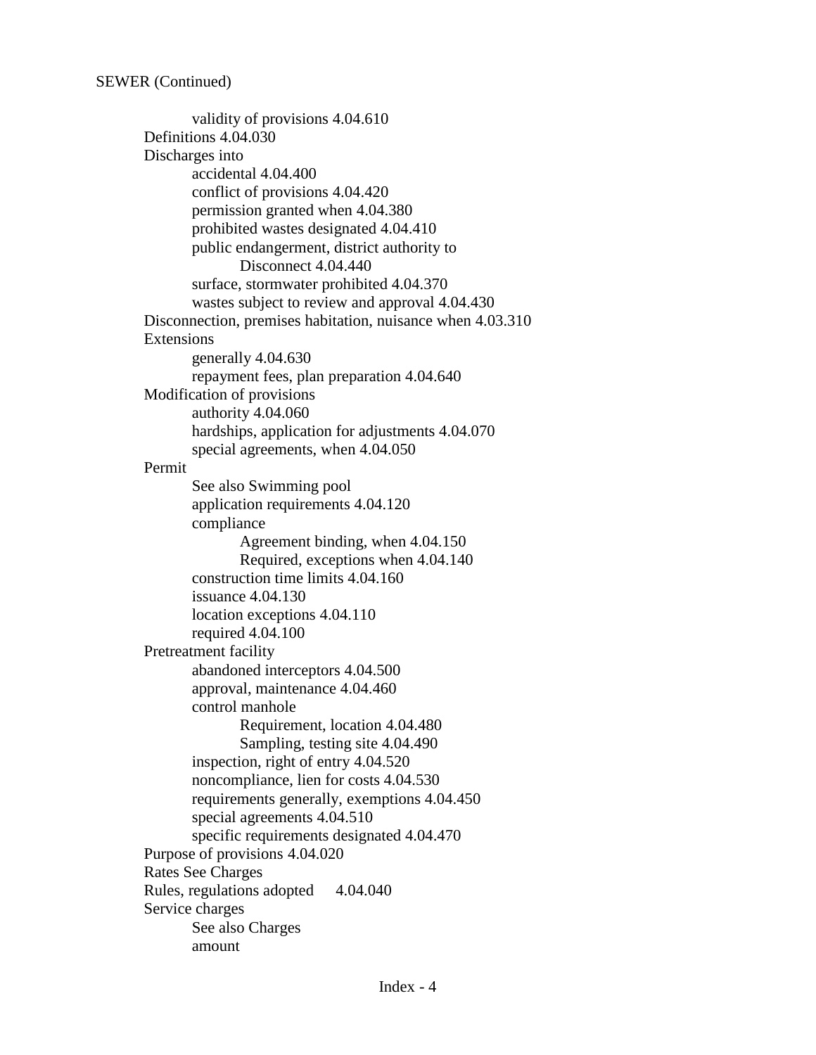SEWER (Continued)

- validity of provisions 4.04.610
- Definitions 4.04.030
- Discharges into
  - accidental 4.04.400
  - conflict of provisions 4.04.420
  - permission granted when 4.04.380
  - prohibited wastes designated 4.04.410
  - public endangerment, district authority to
    - Disconnect 4.04.440
  - surface, stormwater prohibited 4.04.370
  - wastes subject to review and approval 4.04.430
- Disconnection, premises habitation, nuisance when 4.03.310
- Extensions
  - generally 4.04.630
  - repayment fees, plan preparation 4.04.640
- Modification of provisions
  - authority 4.04.060
  - hardships, application for adjustments 4.04.070
  - special agreements, when 4.04.050
- Permit
  - See also Swimming pool
  - application requirements 4.04.120
  - compliance
    - Agreement binding, when 4.04.150
    - Required, exceptions when 4.04.140
  - construction time limits 4.04.160
  - issuance 4.04.130
  - location exceptions 4.04.110
  - required 4.04.100
- Pretreatment facility
  - abandoned interceptors 4.04.500
  - approval, maintenance 4.04.460
  - control manhole
    - Requirement, location 4.04.480
    - Sampling, testing site 4.04.490
  - inspection, right of entry 4.04.520
  - noncompliance, lien for costs 4.04.530
  - requirements generally, exemptions 4.04.450
  - special agreements 4.04.510
  - specific requirements designated 4.04.470
- Purpose of provisions 4.04.020
- Rates See Charges
- Rules, regulations adopted 4.04.040
- Service charges
  - See also Charges
  - amount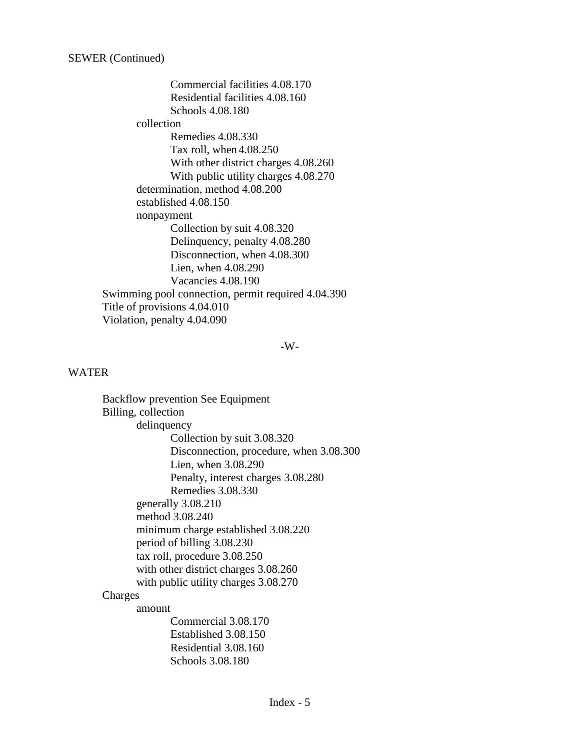SEWER (Continued)

- Commercial facilities 4.08.170
- Residential facilities 4.08.160
- Schools 4.08.180

collection

- Remedies 4.08.330
- Tax roll, when 4.08.250
- With other district charges 4.08.260
- With public utility charges 4.08.270

determination, method 4.08.200

established 4.08.150

nonpayment

- Collection by suit 4.08.320
- Delinquency, penalty 4.08.280
- Disconnection, when 4.08.300
- Lien, when 4.08.290
- Vacancies 4.08.190

Swimming pool connection, permit required 4.04.390

Title of provisions 4.04.010

Violation, penalty 4.04.090

-W-

WATER

Backflow prevention See Equipment

Billing, collection

- delinquency
  - Collection by suit 3.08.320
  - Disconnection, procedure, when 3.08.300
  - Lien, when 3.08.290
  - Penalty, interest charges 3.08.280
  - Remedies 3.08.330
- generally 3.08.210
- method 3.08.240
- minimum charge established 3.08.220
- period of billing 3.08.230
- tax roll, procedure 3.08.250
- with other district charges 3.08.260
- with public utility charges 3.08.270

Charges

- amount
  - Commercial 3.08.170
  - Established 3.08.150
  - Residential 3.08.160
  - Schools 3.08.180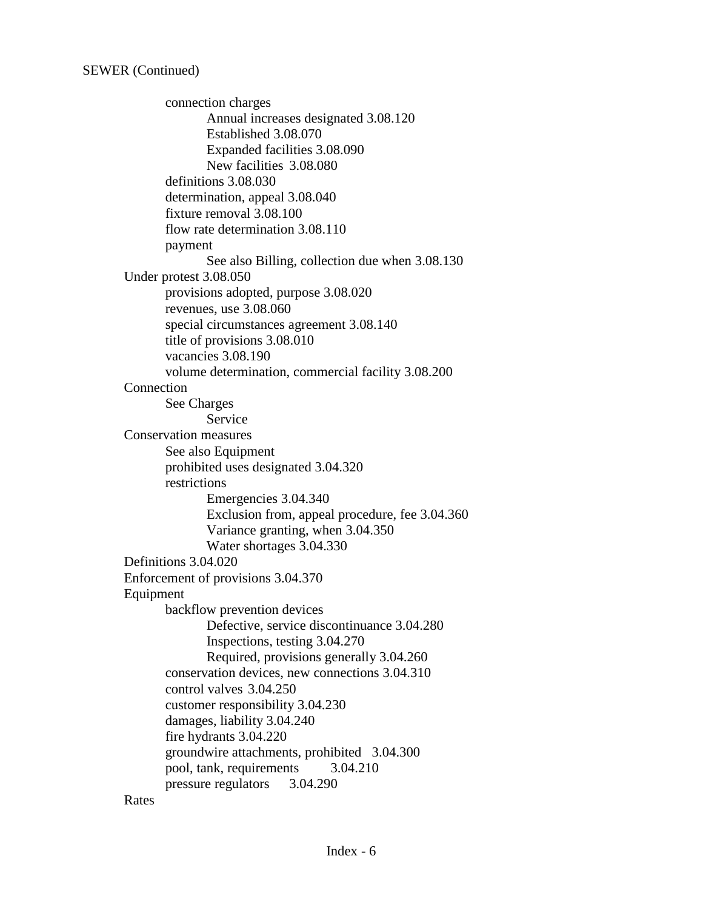SEWER (Continued)

- connection charges
  - Annual increases designated 3.08.120
  - Established 3.08.070
  - Expanded facilities 3.08.090
  - New facilities 3.08.080
- definitions 3.08.030
- determination, appeal 3.08.040
- fixture removal 3.08.100
- flow rate determination 3.08.110
- payment
  - See also Billing, collection due when 3.08.130

Under protest 3.08.050

- provisions adopted, purpose 3.08.020
- revenues, use 3.08.060
- special circumstances agreement 3.08.140
- title of provisions 3.08.010
- vacancies 3.08.190
- volume determination, commercial facility 3.08.200

Connection

- See Charges
  - Service

Conservation measures

- See also Equipment
- prohibited uses designated 3.04.320
- restrictions
  - Emergencies 3.04.340
  - Exclusion from, appeal procedure, fee 3.04.360
  - Variance granting, when 3.04.350
  - Water shortages 3.04.330

Definitions 3.04.020

Enforcement of provisions 3.04.370

Equipment

- backflow prevention devices
  - Defective, service discontinuance 3.04.280
  - Inspections, testing 3.04.270
  - Required, provisions generally 3.04.260
- conservation devices, new connections 3.04.310
- control valves 3.04.250
- customer responsibility 3.04.230
- damages, liability 3.04.240
- fire hydrants 3.04.220
- groundwire attachments, prohibited 3.04.300
- pool, tank, requirements 3.04.210
- pressure regulators 3.04.290

Rates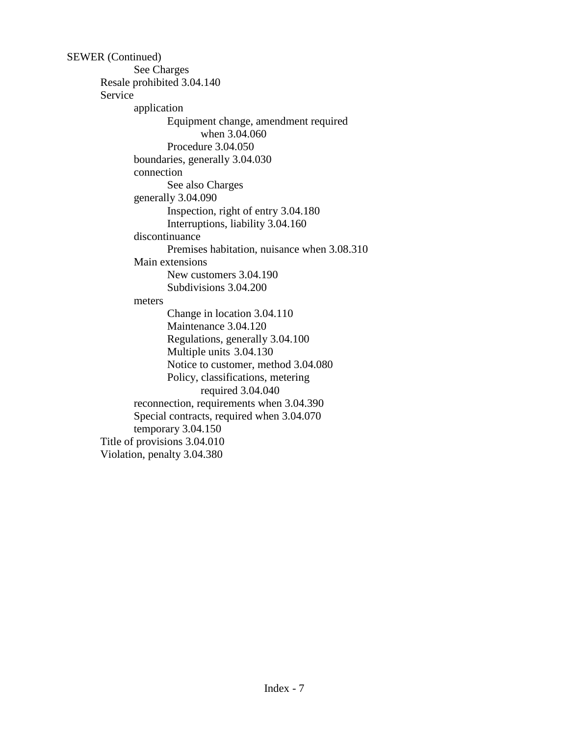SEWER (Continued)

- See Charges
- Resale prohibited 3.04.140
- Service
  - application
    - Equipment change, amendment required when 3.04.060
    - Procedure 3.04.050
  - boundaries, generally 3.04.030
  - connection
    - See also Charges
  - generally 3.04.090
    - Inspection, right of entry 3.04.180
    - Interruptions, liability 3.04.160
  - discontinuance
    - Premises habitation, nuisance when 3.08.310
  - Main extensions
    - New customers 3.04.190
    - Subdivisions 3.04.200
  - meters
    - Change in location 3.04.110
    - Maintenance 3.04.120
    - Regulations, generally 3.04.100
    - Multiple units 3.04.130
    - Notice to customer, method 3.04.080
    - Policy, classifications, metering required 3.04.040
  - reconnection, requirements when 3.04.390
  - Special contracts, required when 3.04.070
  - temporary 3.04.150
- Title of provisions 3.04.010
- Violation, penalty 3.04.380